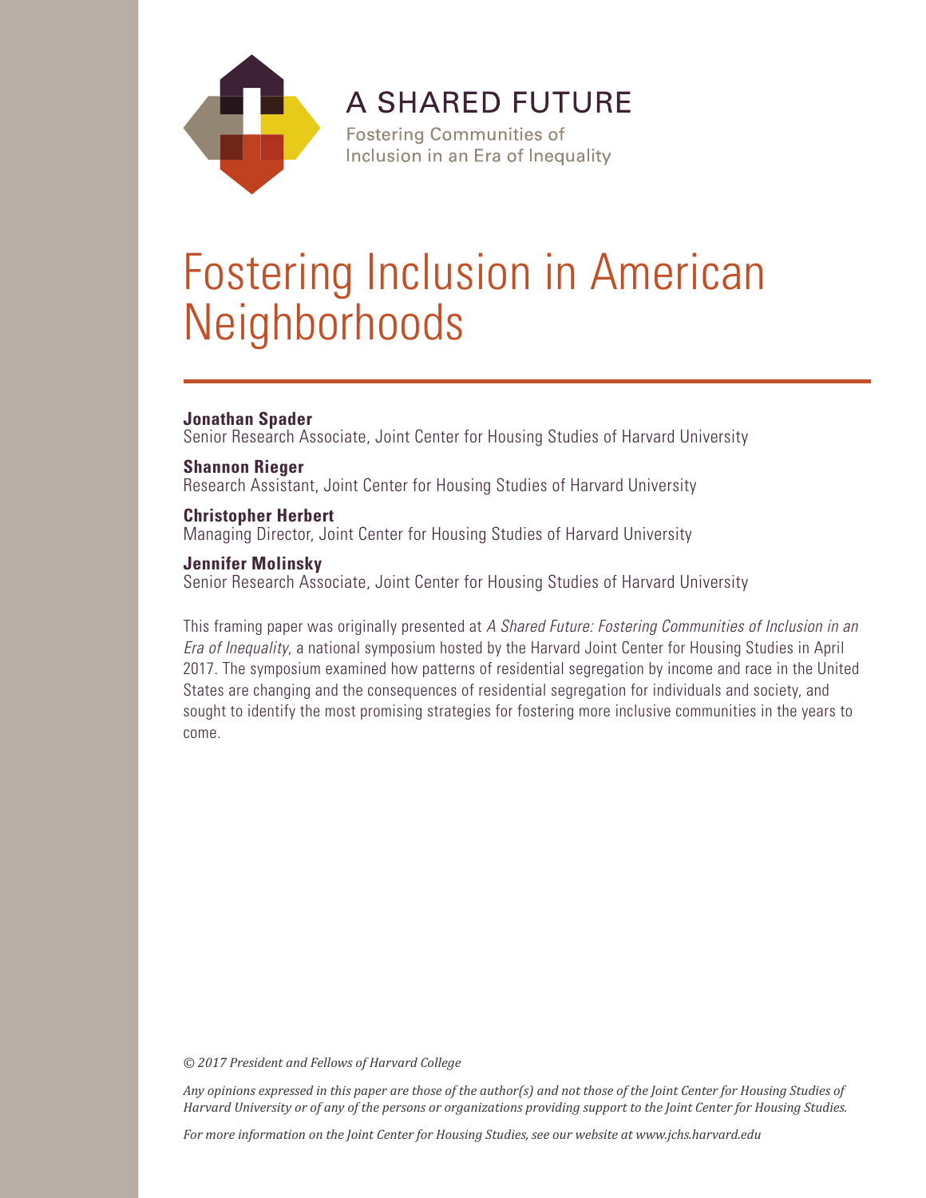A SHARED FUTURE

Fostering Communities of Inclusion in an Era of Inequality

# Fostering Inclusion in American Neighborhoods

**Jonathan Spader**
Senior Research Associate, Joint Center for Housing Studies of Harvard University

**Shannon Rieger**
Research Assistant, Joint Center for Housing Studies of Harvard University

**Christopher Herbert**
Managing Director, Joint Center for Housing Studies of Harvard University

**Jennifer Molinsky**
Senior Research Associate, Joint Center for Housing Studies of Harvard University

This framing paper was originally presented at *A Shared Future: Fostering Communities of Inclusion in an Era of Inequality*, a national symposium hosted by the Harvard Joint Center for Housing Studies in April 2017. The symposium examined how patterns of residential segregation by income and race in the United States are changing and the consequences of residential segregation for individuals and society, and sought to identify the most promising strategies for fostering more inclusive communities in the years to come.

*© 2017 President and Fellows of Harvard College*

*Any opinions expressed in this paper are those of the author(s) and not those of the Joint Center for Housing Studies of Harvard University or of any of the persons or organizations providing support to the Joint Center for Housing Studies.*

*For more information on the Joint Center for Housing Studies, see our website at www.jchs.harvard.edu*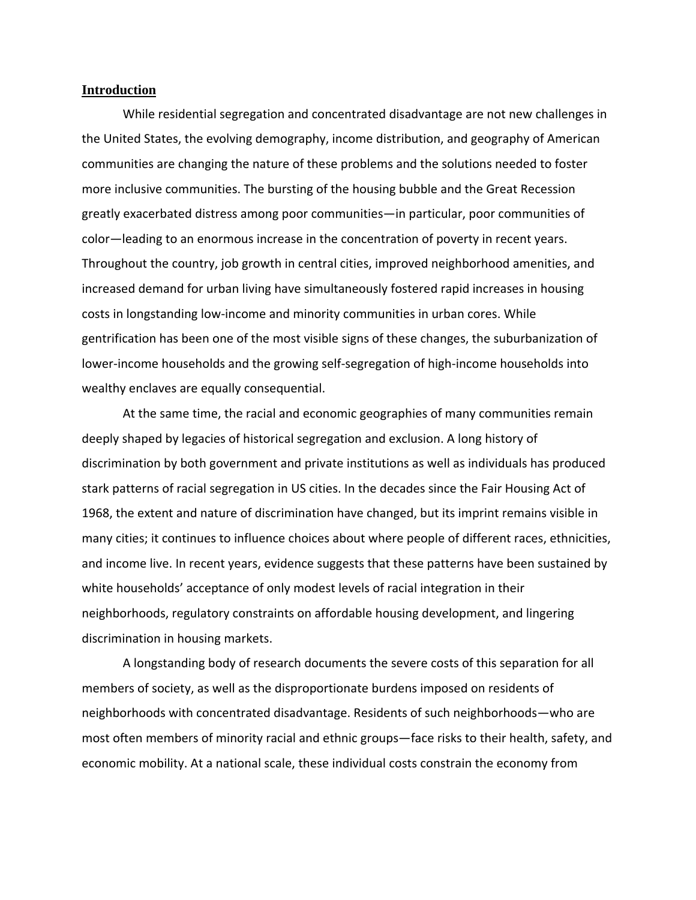## Introduction

While residential segregation and concentrated disadvantage are not new challenges in the United States, the evolving demography, income distribution, and geography of American communities are changing the nature of these problems and the solutions needed to foster more inclusive communities. The bursting of the housing bubble and the Great Recession greatly exacerbated distress among poor communities—in particular, poor communities of color—leading to an enormous increase in the concentration of poverty in recent years. Throughout the country, job growth in central cities, improved neighborhood amenities, and increased demand for urban living have simultaneously fostered rapid increases in housing costs in longstanding low-income and minority communities in urban cores. While gentrification has been one of the most visible signs of these changes, the suburbanization of lower-income households and the growing self-segregation of high-income households into wealthy enclaves are equally consequential.

At the same time, the racial and economic geographies of many communities remain deeply shaped by legacies of historical segregation and exclusion. A long history of discrimination by both government and private institutions as well as individuals has produced stark patterns of racial segregation in US cities. In the decades since the Fair Housing Act of 1968, the extent and nature of discrimination have changed, but its imprint remains visible in many cities; it continues to influence choices about where people of different races, ethnicities, and income live. In recent years, evidence suggests that these patterns have been sustained by white households' acceptance of only modest levels of racial integration in their neighborhoods, regulatory constraints on affordable housing development, and lingering discrimination in housing markets.

A longstanding body of research documents the severe costs of this separation for all members of society, as well as the disproportionate burdens imposed on residents of neighborhoods with concentrated disadvantage. Residents of such neighborhoods—who are most often members of minority racial and ethnic groups—face risks to their health, safety, and economic mobility. At a national scale, these individual costs constrain the economy from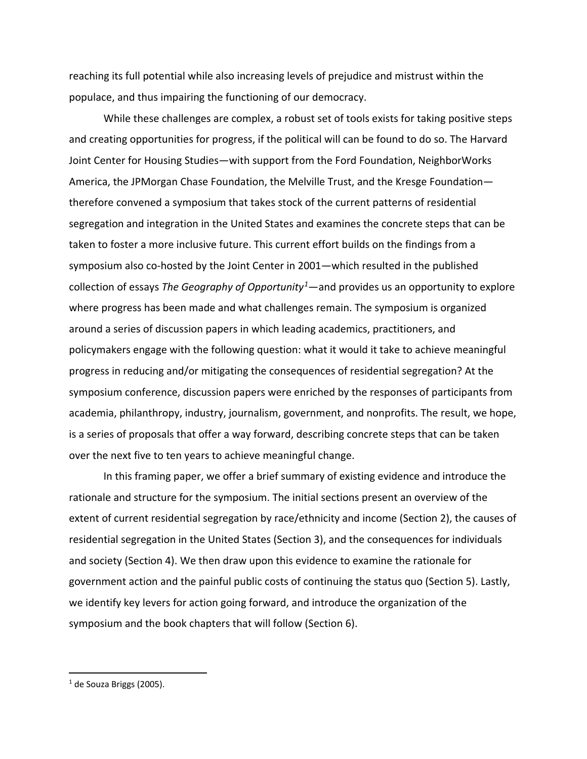reaching its full potential while also increasing levels of prejudice and mistrust within the populace, and thus impairing the functioning of our democracy.

While these challenges are complex, a robust set of tools exists for taking positive steps and creating opportunities for progress, if the political will can be found to do so. The Harvard Joint Center for Housing Studies—with support from the Ford Foundation, NeighborWorks America, the JPMorgan Chase Foundation, the Melville Trust, and the Kresge Foundation—therefore convened a symposium that takes stock of the current patterns of residential segregation and integration in the United States and examines the concrete steps that can be taken to foster a more inclusive future. This current effort builds on the findings from a symposium also co-hosted by the Joint Center in 2001—which resulted in the published collection of essays *The Geography of Opportunity*[1]—and provides us an opportunity to explore where progress has been made and what challenges remain. The symposium is organized around a series of discussion papers in which leading academics, practitioners, and policymakers engage with the following question: what it would it take to achieve meaningful progress in reducing and/or mitigating the consequences of residential segregation? At the symposium conference, discussion papers were enriched by the responses of participants from academia, philanthropy, industry, journalism, government, and nonprofits. The result, we hope, is a series of proposals that offer a way forward, describing concrete steps that can be taken over the next five to ten years to achieve meaningful change.

In this framing paper, we offer a brief summary of existing evidence and introduce the rationale and structure for the symposium. The initial sections present an overview of the extent of current residential segregation by race/ethnicity and income (Section 2), the causes of residential segregation in the United States (Section 3), and the consequences for individuals and society (Section 4). We then draw upon this evidence to examine the rationale for government action and the painful public costs of continuing the status quo (Section 5). Lastly, we identify key levers for action going forward, and introduce the organization of the symposium and the book chapters that will follow (Section 6).

[1] de Souza Briggs (2005).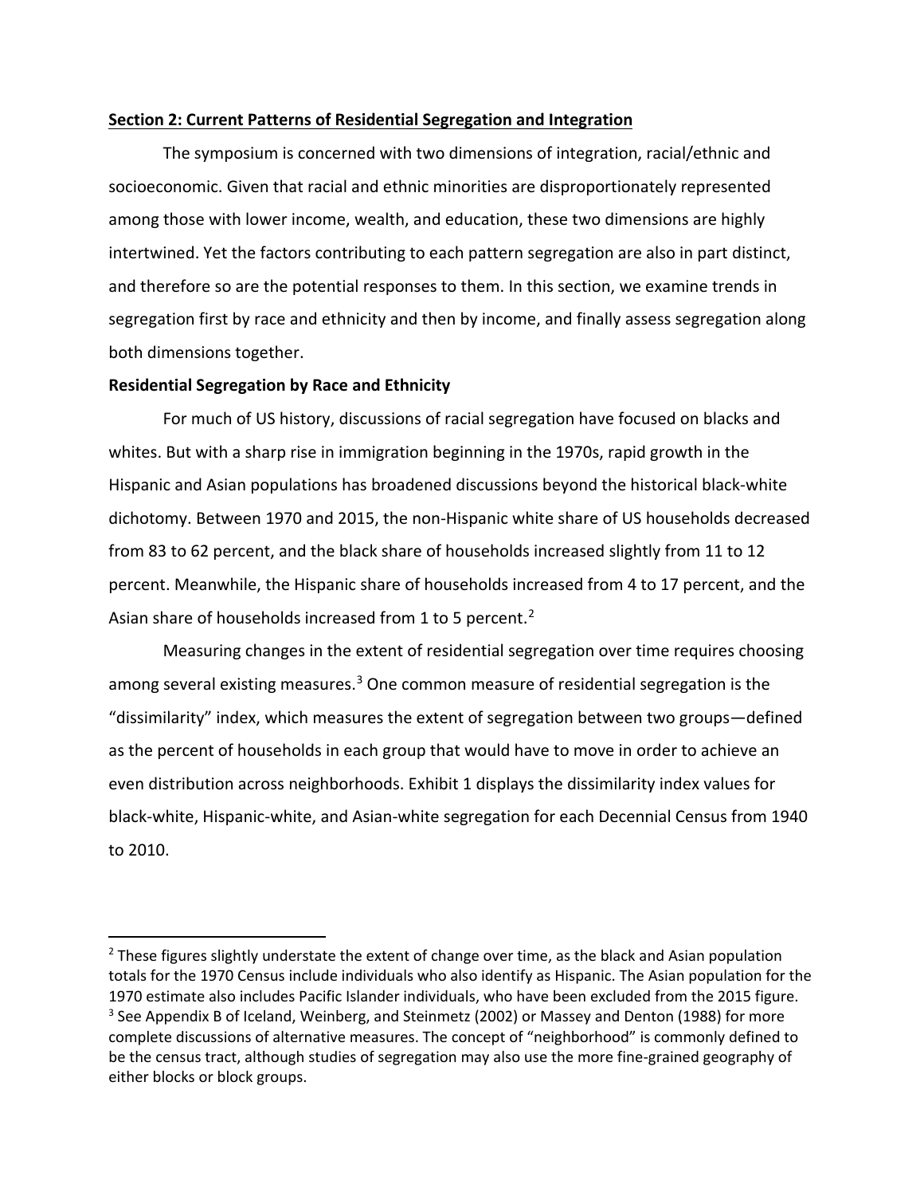**Section 2: Current Patterns of Residential Segregation and Integration**

The symposium is concerned with two dimensions of integration, racial/ethnic and socioeconomic. Given that racial and ethnic minorities are disproportionately represented among those with lower income, wealth, and education, these two dimensions are highly intertwined. Yet the factors contributing to each pattern segregation are also in part distinct, and therefore so are the potential responses to them. In this section, we examine trends in segregation first by race and ethnicity and then by income, and finally assess segregation along both dimensions together.

**Residential Segregation by Race and Ethnicity**

For much of US history, discussions of racial segregation have focused on blacks and whites. But with a sharp rise in immigration beginning in the 1970s, rapid growth in the Hispanic and Asian populations has broadened discussions beyond the historical black-white dichotomy. Between 1970 and 2015, the non-Hispanic white share of US households decreased from 83 to 62 percent, and the black share of households increased slightly from 11 to 12 percent. Meanwhile, the Hispanic share of households increased from 4 to 17 percent, and the Asian share of households increased from 1 to 5 percent.[2]

Measuring changes in the extent of residential segregation over time requires choosing among several existing measures.[3] One common measure of residential segregation is the "dissimilarity" index, which measures the extent of segregation between two groups—defined as the percent of households in each group that would have to move in order to achieve an even distribution across neighborhoods. Exhibit 1 displays the dissimilarity index values for black-white, Hispanic-white, and Asian-white segregation for each Decennial Census from 1940 to 2010.

---

[2] These figures slightly understate the extent of change over time, as the black and Asian population totals for the 1970 Census include individuals who also identify as Hispanic. The Asian population for the 1970 estimate also includes Pacific Islander individuals, who have been excluded from the 2015 figure.

[3] See Appendix B of Iceland, Weinberg, and Steinmetz (2002) or Massey and Denton (1988) for more complete discussions of alternative measures. The concept of "neighborhood" is commonly defined to be the census tract, although studies of segregation may also use the more fine-grained geography of either blocks or block groups.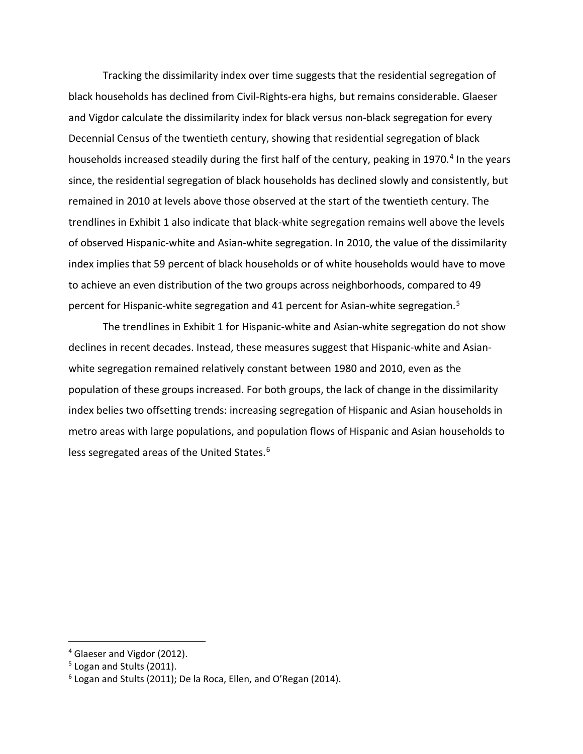Tracking the dissimilarity index over time suggests that the residential segregation of black households has declined from Civil-Rights-era highs, but remains considerable. Glaeser and Vigdor calculate the dissimilarity index for black versus non-black segregation for every Decennial Census of the twentieth century, showing that residential segregation of black households increased steadily during the first half of the century, peaking in 1970.[4] In the years since, the residential segregation of black households has declined slowly and consistently, but remained in 2010 at levels above those observed at the start of the twentieth century. The trendlines in Exhibit 1 also indicate that black-white segregation remains well above the levels of observed Hispanic-white and Asian-white segregation. In 2010, the value of the dissimilarity index implies that 59 percent of black households or of white households would have to move to achieve an even distribution of the two groups across neighborhoods, compared to 49 percent for Hispanic-white segregation and 41 percent for Asian-white segregation.[5]

The trendlines in Exhibit 1 for Hispanic-white and Asian-white segregation do not show declines in recent decades. Instead, these measures suggest that Hispanic-white and Asian-white segregation remained relatively constant between 1980 and 2010, even as the population of these groups increased. For both groups, the lack of change in the dissimilarity index belies two offsetting trends: increasing segregation of Hispanic and Asian households in metro areas with large populations, and population flows of Hispanic and Asian households to less segregated areas of the United States.[6]

---

[4] Glaeser and Vigdor (2012).

[5] Logan and Stults (2011).

[6] Logan and Stults (2011); De la Roca, Ellen, and O'Regan (2014).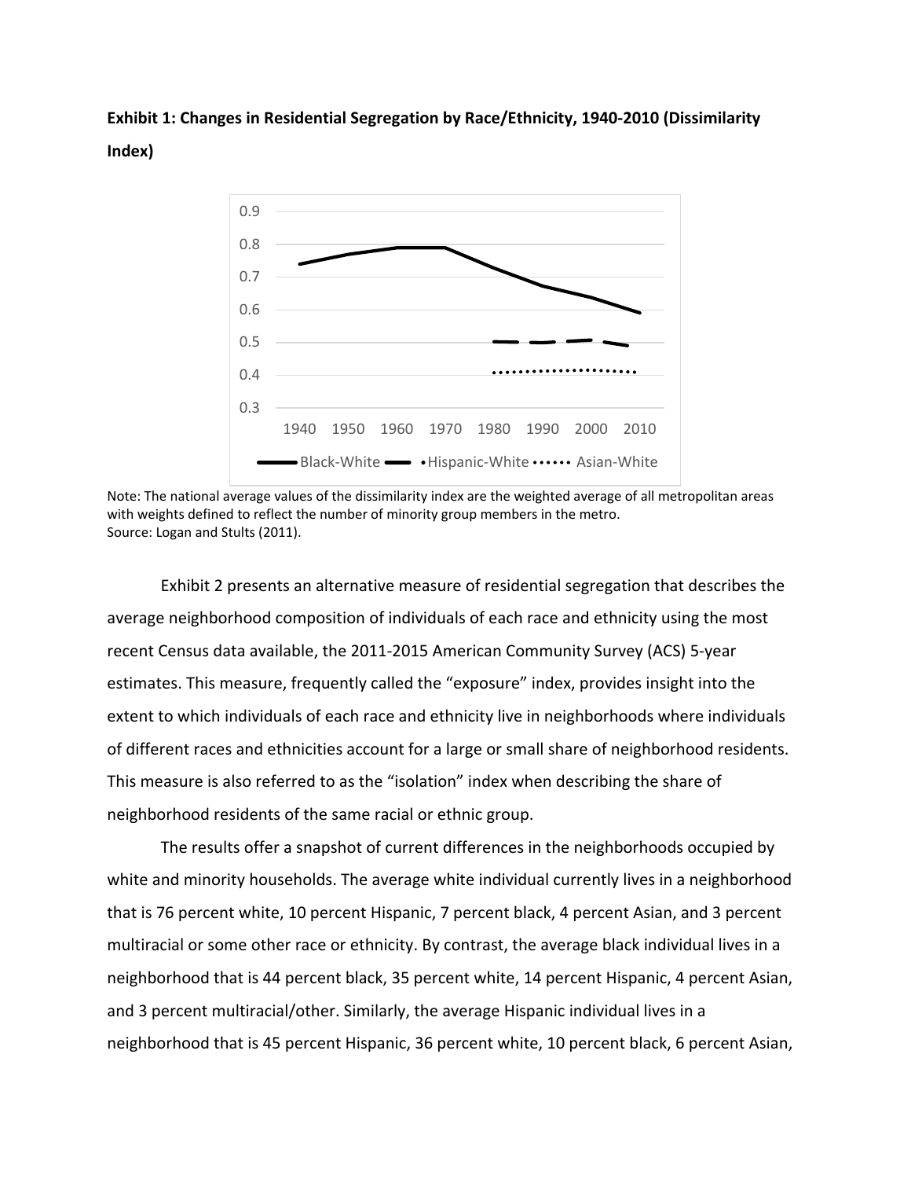**Exhibit 1: Changes in Residential Segregation by Race/Ethnicity, 1940-2010 (Dissimilarity Index)**

Note: The national average values of the dissimilarity index are the weighted average of all metropolitan areas with weights defined to reflect the number of minority group members in the metro.
Source: Logan and Stults (2011).

Exhibit 2 presents an alternative measure of residential segregation that describes the average neighborhood composition of individuals of each race and ethnicity using the most recent Census data available, the 2011-2015 American Community Survey (ACS) 5-year estimates. This measure, frequently called the "exposure" index, provides insight into the extent to which individuals of each race and ethnicity live in neighborhoods where individuals of different races and ethnicities account for a large or small share of neighborhood residents. This measure is also referred to as the "isolation" index when describing the share of neighborhood residents of the same racial or ethnic group.

The results offer a snapshot of current differences in the neighborhoods occupied by white and minority households. The average white individual currently lives in a neighborhood that is 76 percent white, 10 percent Hispanic, 7 percent black, 4 percent Asian, and 3 percent multiracial or some other race or ethnicity. By contrast, the average black individual lives in a neighborhood that is 44 percent black, 35 percent white, 14 percent Hispanic, 4 percent Asian, and 3 percent multiracial/other. Similarly, the average Hispanic individual lives in a neighborhood that is 45 percent Hispanic, 36 percent white, 10 percent black, 6 percent Asian,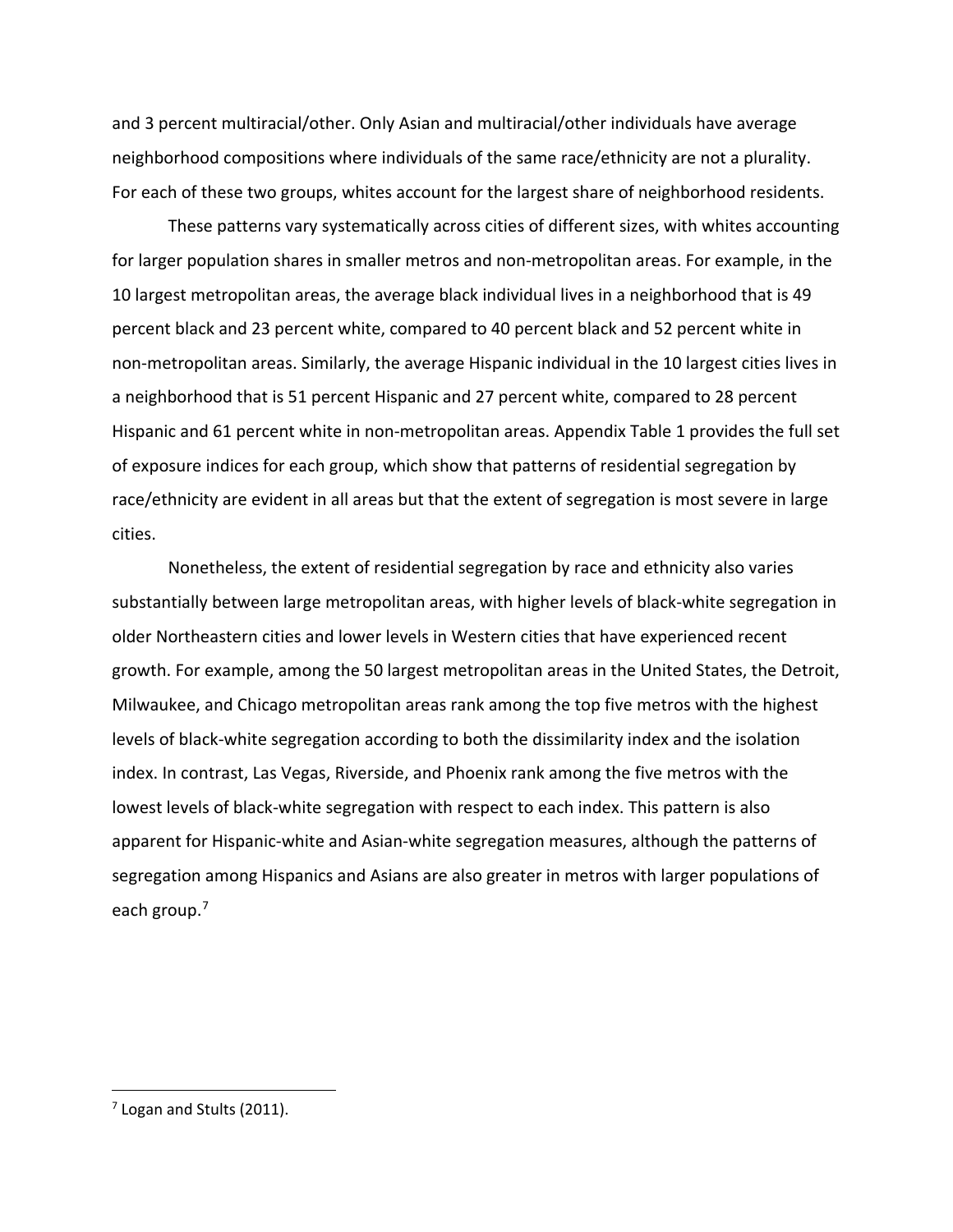and 3 percent multiracial/other. Only Asian and multiracial/other individuals have average neighborhood compositions where individuals of the same race/ethnicity are not a plurality. For each of these two groups, whites account for the largest share of neighborhood residents.

These patterns vary systematically across cities of different sizes, with whites accounting for larger population shares in smaller metros and non-metropolitan areas. For example, in the 10 largest metropolitan areas, the average black individual lives in a neighborhood that is 49 percent black and 23 percent white, compared to 40 percent black and 52 percent white in non-metropolitan areas. Similarly, the average Hispanic individual in the 10 largest cities lives in a neighborhood that is 51 percent Hispanic and 27 percent white, compared to 28 percent Hispanic and 61 percent white in non-metropolitan areas. Appendix Table 1 provides the full set of exposure indices for each group, which show that patterns of residential segregation by race/ethnicity are evident in all areas but that the extent of segregation is most severe in large cities.

Nonetheless, the extent of residential segregation by race and ethnicity also varies substantially between large metropolitan areas, with higher levels of black-white segregation in older Northeastern cities and lower levels in Western cities that have experienced recent growth. For example, among the 50 largest metropolitan areas in the United States, the Detroit, Milwaukee, and Chicago metropolitan areas rank among the top five metros with the highest levels of black-white segregation according to both the dissimilarity index and the isolation index. In contrast, Las Vegas, Riverside, and Phoenix rank among the five metros with the lowest levels of black-white segregation with respect to each index. This pattern is also apparent for Hispanic-white and Asian-white segregation measures, although the patterns of segregation among Hispanics and Asians are also greater in metros with larger populations of each group.[7]

[7] Logan and Stults (2011).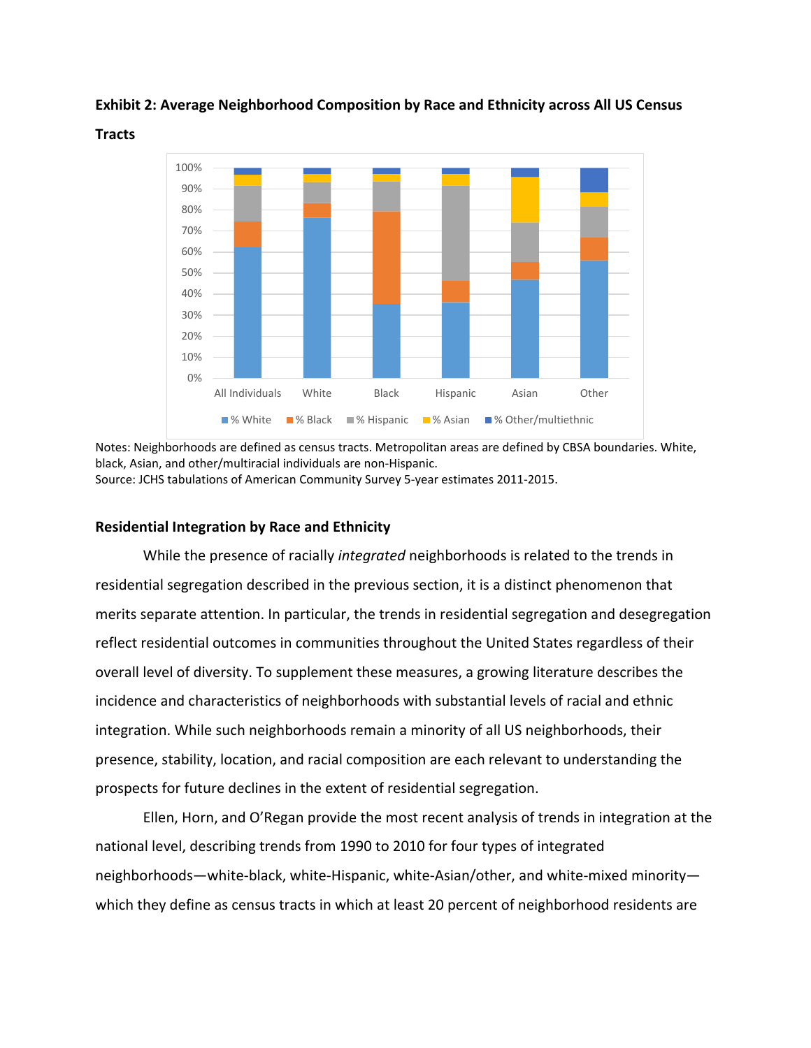**Exhibit 2: Average Neighborhood Composition by Race and Ethnicity across All US Census Tracts**

Notes: Neighborhoods are defined as census tracts. Metropolitan areas are defined by CBSA boundaries. White, black, Asian, and other/multiracial individuals are non-Hispanic.
Source: JCHS tabulations of American Community Survey 5-year estimates 2011-2015.

### Residential Integration by Race and Ethnicity

While the presence of racially *integrated* neighborhoods is related to the trends in residential segregation described in the previous section, it is a distinct phenomenon that merits separate attention. In particular, the trends in residential segregation and desegregation reflect residential outcomes in communities throughout the United States regardless of their overall level of diversity. To supplement these measures, a growing literature describes the incidence and characteristics of neighborhoods with substantial levels of racial and ethnic integration. While such neighborhoods remain a minority of all US neighborhoods, their presence, stability, location, and racial composition are each relevant to understanding the prospects for future declines in the extent of residential segregation.

Ellen, Horn, and O'Regan provide the most recent analysis of trends in integration at the national level, describing trends from 1990 to 2010 for four types of integrated neighborhoods—white-black, white-Hispanic, white-Asian/other, and white-mixed minority—which they define as census tracts in which at least 20 percent of neighborhood residents are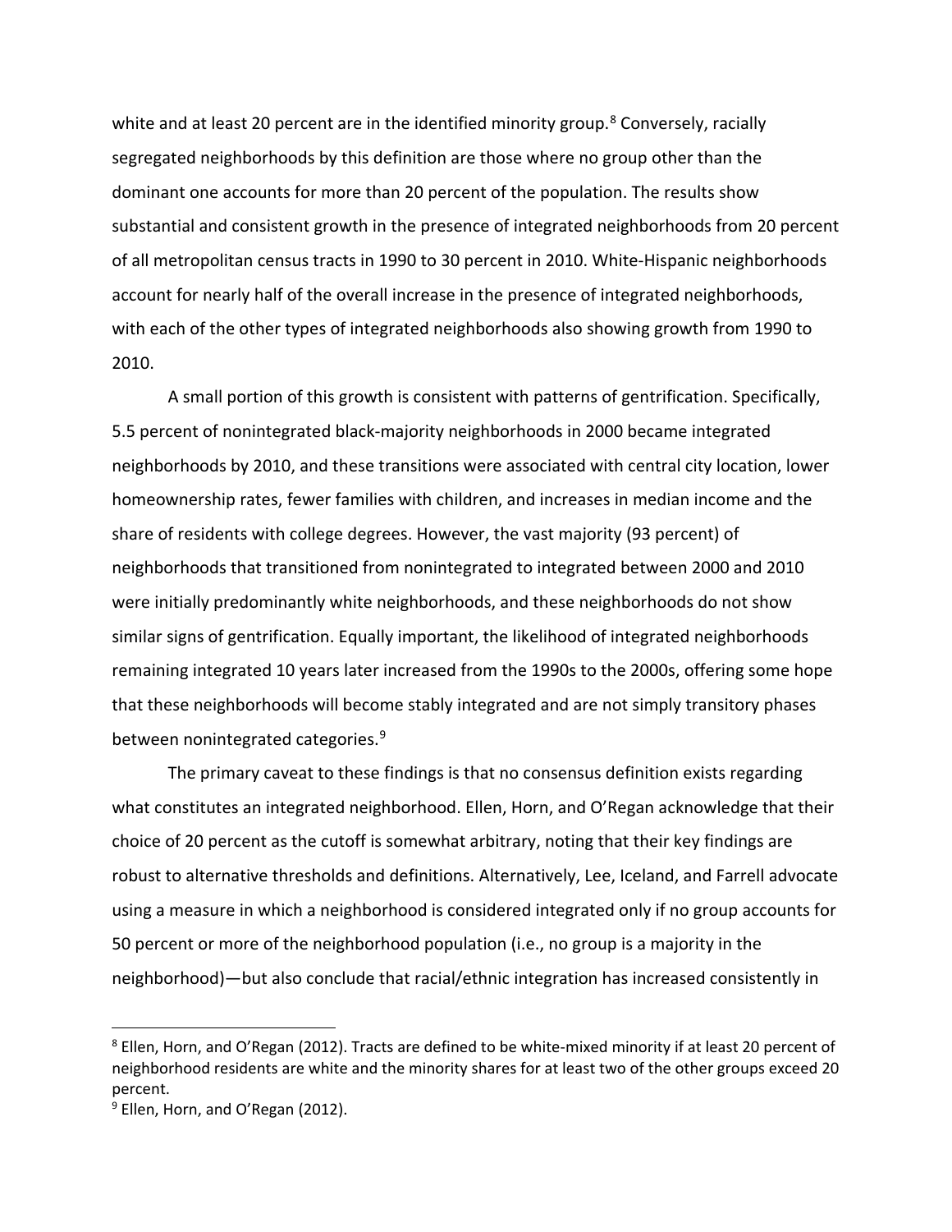white and at least 20 percent are in the identified minority group.[8] Conversely, racially segregated neighborhoods by this definition are those where no group other than the dominant one accounts for more than 20 percent of the population. The results show substantial and consistent growth in the presence of integrated neighborhoods from 20 percent of all metropolitan census tracts in 1990 to 30 percent in 2010. White-Hispanic neighborhoods account for nearly half of the overall increase in the presence of integrated neighborhoods, with each of the other types of integrated neighborhoods also showing growth from 1990 to 2010.

A small portion of this growth is consistent with patterns of gentrification. Specifically, 5.5 percent of nonintegrated black-majority neighborhoods in 2000 became integrated neighborhoods by 2010, and these transitions were associated with central city location, lower homeownership rates, fewer families with children, and increases in median income and the share of residents with college degrees. However, the vast majority (93 percent) of neighborhoods that transitioned from nonintegrated to integrated between 2000 and 2010 were initially predominantly white neighborhoods, and these neighborhoods do not show similar signs of gentrification. Equally important, the likelihood of integrated neighborhoods remaining integrated 10 years later increased from the 1990s to the 2000s, offering some hope that these neighborhoods will become stably integrated and are not simply transitory phases between nonintegrated categories.[9]

The primary caveat to these findings is that no consensus definition exists regarding what constitutes an integrated neighborhood. Ellen, Horn, and O'Regan acknowledge that their choice of 20 percent as the cutoff is somewhat arbitrary, noting that their key findings are robust to alternative thresholds and definitions. Alternatively, Lee, Iceland, and Farrell advocate using a measure in which a neighborhood is considered integrated only if no group accounts for 50 percent or more of the neighborhood population (i.e., no group is a majority in the neighborhood)—but also conclude that racial/ethnic integration has increased consistently in

---

[8] Ellen, Horn, and O'Regan (2012). Tracts are defined to be white-mixed minority if at least 20 percent of neighborhood residents are white and the minority shares for at least two of the other groups exceed 20 percent.

[9] Ellen, Horn, and O'Regan (2012).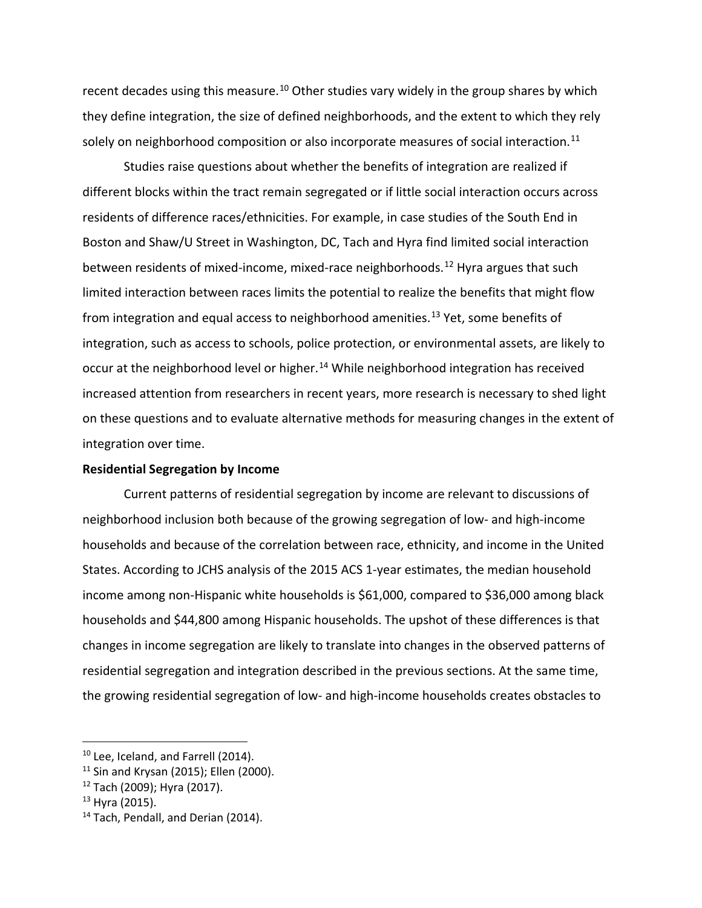recent decades using this measure.[10] Other studies vary widely in the group shares by which they define integration, the size of defined neighborhoods, and the extent to which they rely solely on neighborhood composition or also incorporate measures of social interaction.[11]

Studies raise questions about whether the benefits of integration are realized if different blocks within the tract remain segregated or if little social interaction occurs across residents of difference races/ethnicities. For example, in case studies of the South End in Boston and Shaw/U Street in Washington, DC, Tach and Hyra find limited social interaction between residents of mixed-income, mixed-race neighborhoods.[12] Hyra argues that such limited interaction between races limits the potential to realize the benefits that might flow from integration and equal access to neighborhood amenities.[13] Yet, some benefits of integration, such as access to schools, police protection, or environmental assets, are likely to occur at the neighborhood level or higher.[14] While neighborhood integration has received increased attention from researchers in recent years, more research is necessary to shed light on these questions and to evaluate alternative methods for measuring changes in the extent of integration over time.

**Residential Segregation by Income**

Current patterns of residential segregation by income are relevant to discussions of neighborhood inclusion both because of the growing segregation of low- and high-income households and because of the correlation between race, ethnicity, and income in the United States. According to JCHS analysis of the 2015 ACS 1-year estimates, the median household income among non-Hispanic white households is $61,000, compared to $36,000 among black households and $44,800 among Hispanic households. The upshot of these differences is that changes in income segregation are likely to translate into changes in the observed patterns of residential segregation and integration described in the previous sections. At the same time, the growing residential segregation of low- and high-income households creates obstacles to

---

[10] Lee, Iceland, and Farrell (2014).

[11] Sin and Krysan (2015); Ellen (2000).

[12] Tach (2009); Hyra (2017).

[13] Hyra (2015).

[14] Tach, Pendall, and Derian (2014).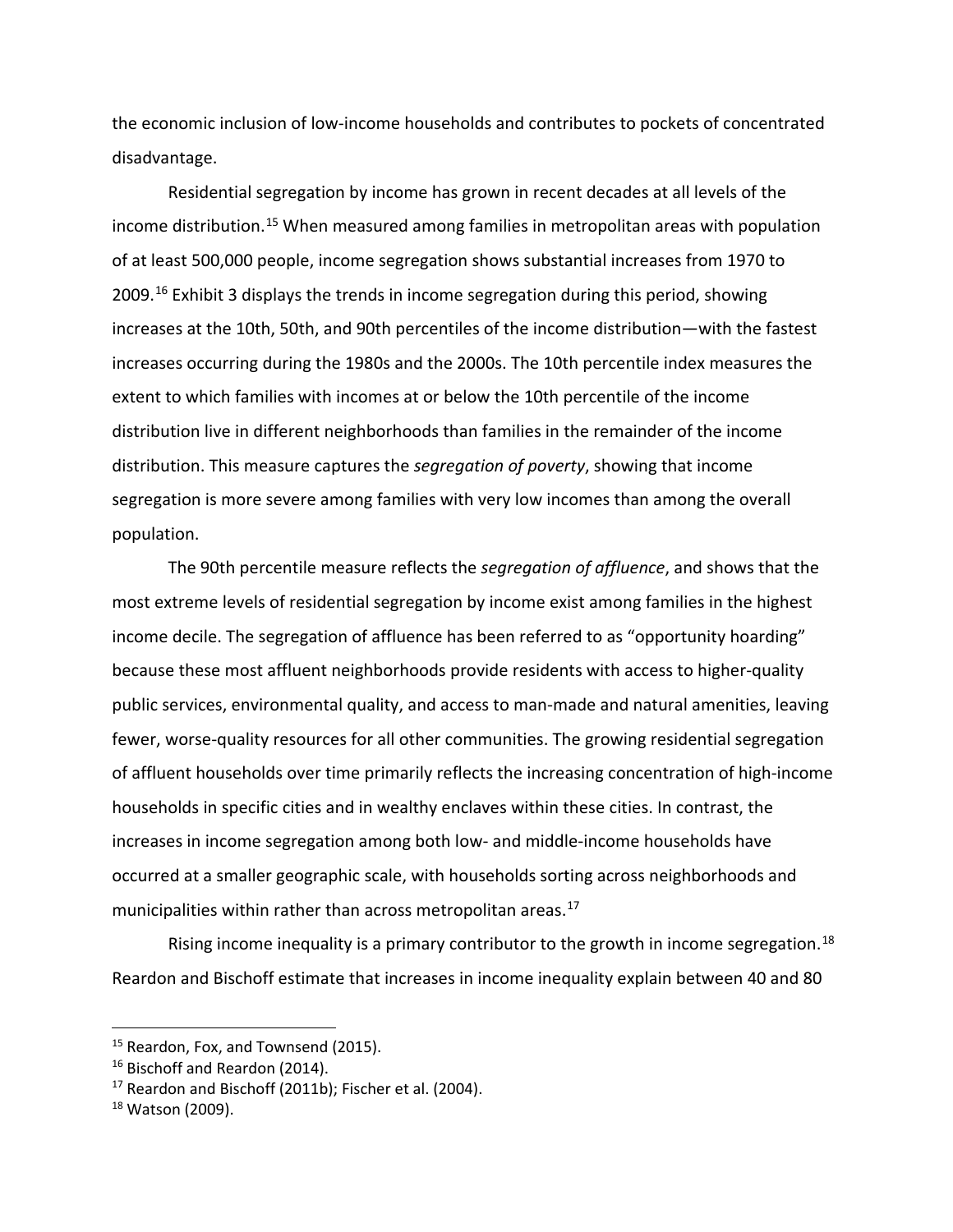the economic inclusion of low-income households and contributes to pockets of concentrated disadvantage.

Residential segregation by income has grown in recent decades at all levels of the income distribution.[15] When measured among families in metropolitan areas with population of at least 500,000 people, income segregation shows substantial increases from 1970 to 2009.[16] Exhibit 3 displays the trends in income segregation during this period, showing increases at the 10th, 50th, and 90th percentiles of the income distribution—with the fastest increases occurring during the 1980s and the 2000s. The 10th percentile index measures the extent to which families with incomes at or below the 10th percentile of the income distribution live in different neighborhoods than families in the remainder of the income distribution. This measure captures the *segregation of poverty*, showing that income segregation is more severe among families with very low incomes than among the overall population.

The 90th percentile measure reflects the *segregation of affluence*, and shows that the most extreme levels of residential segregation by income exist among families in the highest income decile. The segregation of affluence has been referred to as "opportunity hoarding" because these most affluent neighborhoods provide residents with access to higher-quality public services, environmental quality, and access to man-made and natural amenities, leaving fewer, worse-quality resources for all other communities. The growing residential segregation of affluent households over time primarily reflects the increasing concentration of high-income households in specific cities and in wealthy enclaves within these cities. In contrast, the increases in income segregation among both low- and middle-income households have occurred at a smaller geographic scale, with households sorting across neighborhoods and municipalities within rather than across metropolitan areas.[17]

Rising income inequality is a primary contributor to the growth in income segregation.[18] Reardon and Bischoff estimate that increases in income inequality explain between 40 and 80

---

[15] Reardon, Fox, and Townsend (2015).

[16] Bischoff and Reardon (2014).

[17] Reardon and Bischoff (2011b); Fischer et al. (2004).

[18] Watson (2009).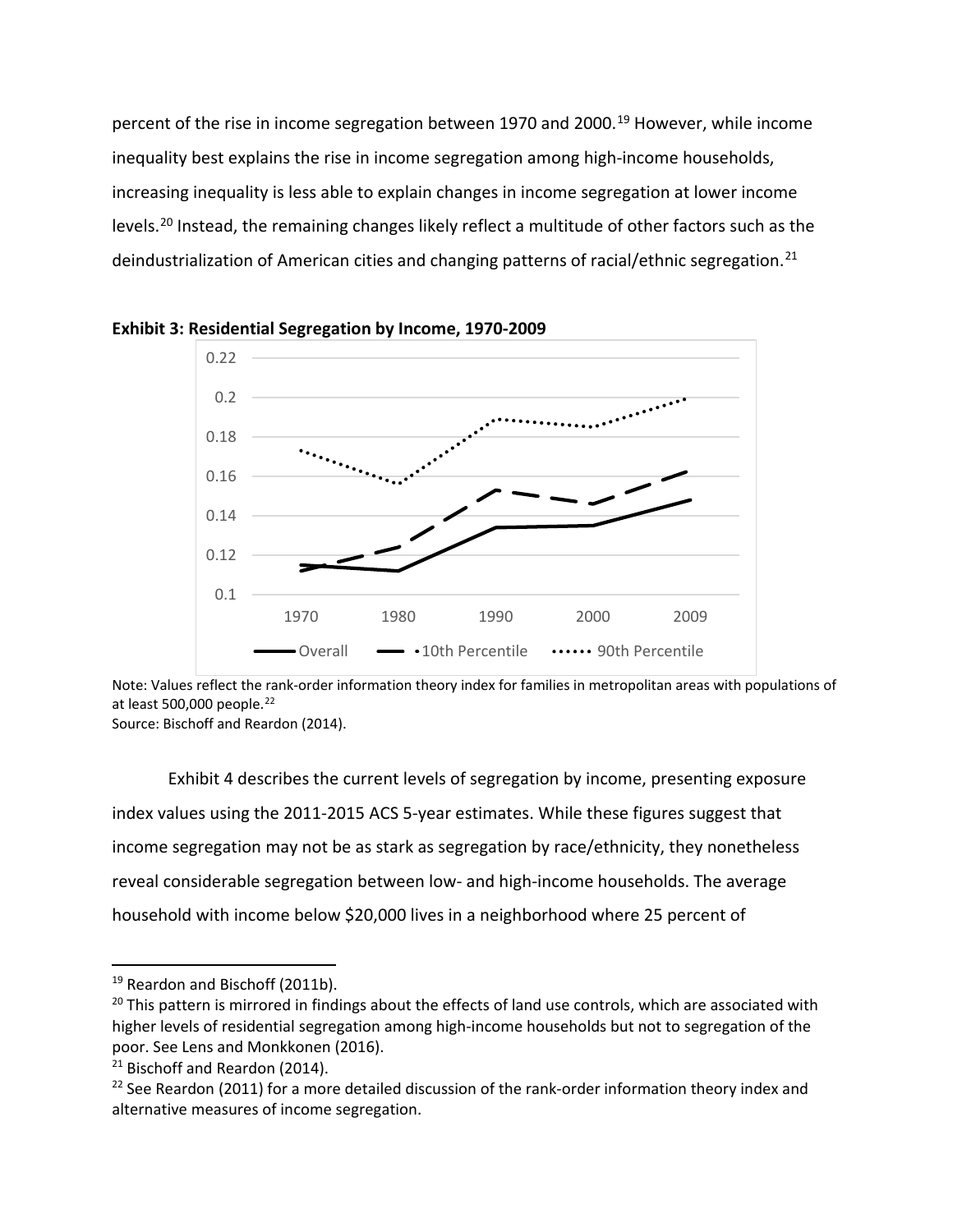percent of the rise in income segregation between 1970 and 2000.[19] However, while income inequality best explains the rise in income segregation among high-income households, increasing inequality is less able to explain changes in income segregation at lower income levels.[20] Instead, the remaining changes likely reflect a multitude of other factors such as the deindustrialization of American cities and changing patterns of racial/ethnic segregation.[21]

**Exhibit 3: Residential Segregation by Income, 1970-2009**

Note: Values reflect the rank-order information theory index for families in metropolitan areas with populations of at least 500,000 people.[22]
Source: Bischoff and Reardon (2014).

Exhibit 4 describes the current levels of segregation by income, presenting exposure index values using the 2011-2015 ACS 5-year estimates. While these figures suggest that income segregation may not be as stark as segregation by race/ethnicity, they nonetheless reveal considerable segregation between low- and high-income households. The average household with income below $20,000 lives in a neighborhood where 25 percent of

---

[19] Reardon and Bischoff (2011b).

[20] This pattern is mirrored in findings about the effects of land use controls, which are associated with higher levels of residential segregation among high-income households but not to segregation of the poor. See Lens and Monkkonen (2016).

[21] Bischoff and Reardon (2014).

[22] See Reardon (2011) for a more detailed discussion of the rank-order information theory index and alternative measures of income segregation.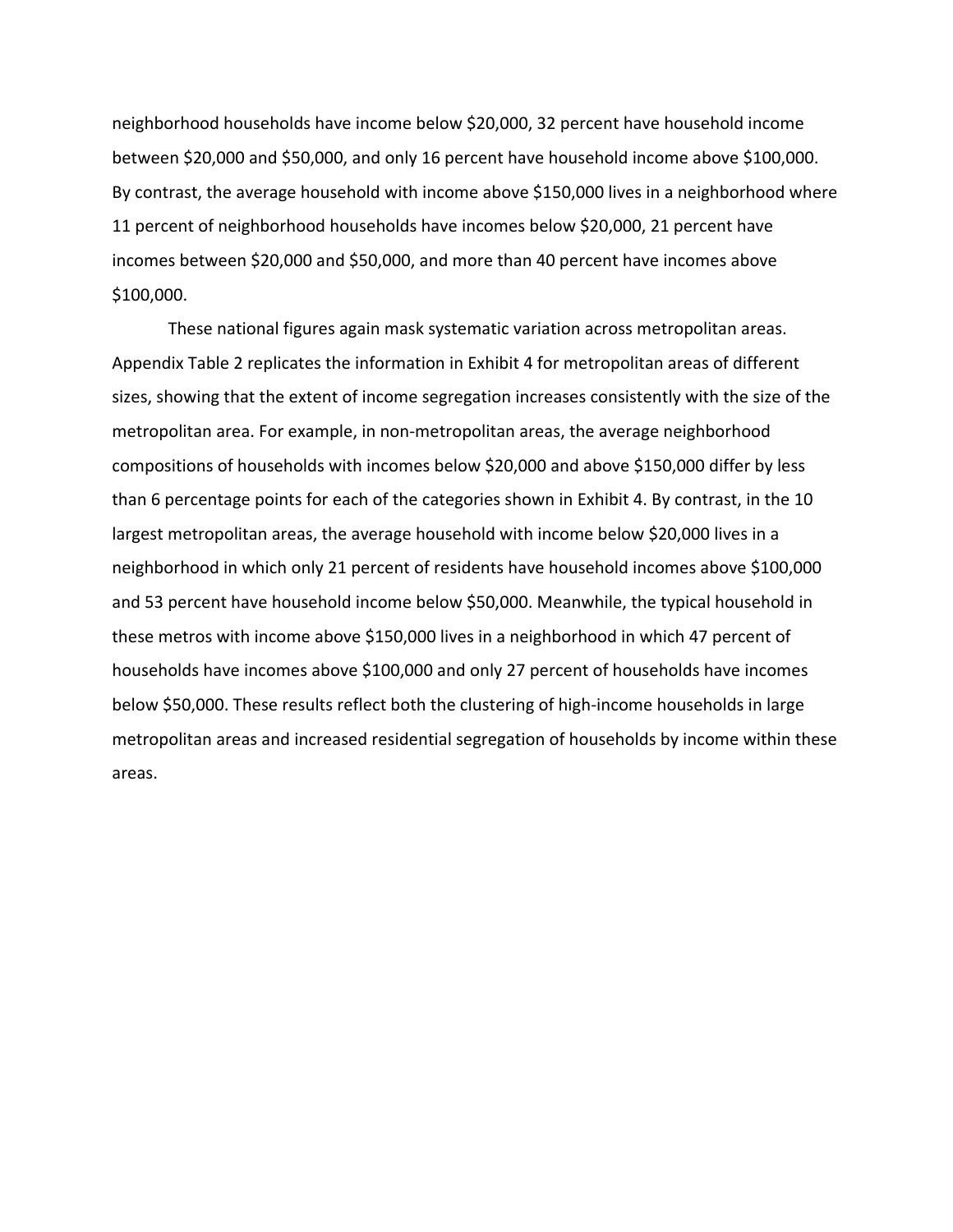neighborhood households have income below $20,000, 32 percent have household income between $20,000 and $50,000, and only 16 percent have household income above $100,000. By contrast, the average household with income above $150,000 lives in a neighborhood where 11 percent of neighborhood households have incomes below $20,000, 21 percent have incomes between $20,000 and $50,000, and more than 40 percent have incomes above $100,000.

These national figures again mask systematic variation across metropolitan areas. Appendix Table 2 replicates the information in Exhibit 4 for metropolitan areas of different sizes, showing that the extent of income segregation increases consistently with the size of the metropolitan area. For example, in non-metropolitan areas, the average neighborhood compositions of households with incomes below $20,000 and above $150,000 differ by less than 6 percentage points for each of the categories shown in Exhibit 4. By contrast, in the 10 largest metropolitan areas, the average household with income below $20,000 lives in a neighborhood in which only 21 percent of residents have household incomes above $100,000 and 53 percent have household income below $50,000. Meanwhile, the typical household in these metros with income above $150,000 lives in a neighborhood in which 47 percent of households have incomes above $100,000 and only 27 percent of households have incomes below $50,000. These results reflect both the clustering of high-income households in large metropolitan areas and increased residential segregation of households by income within these areas.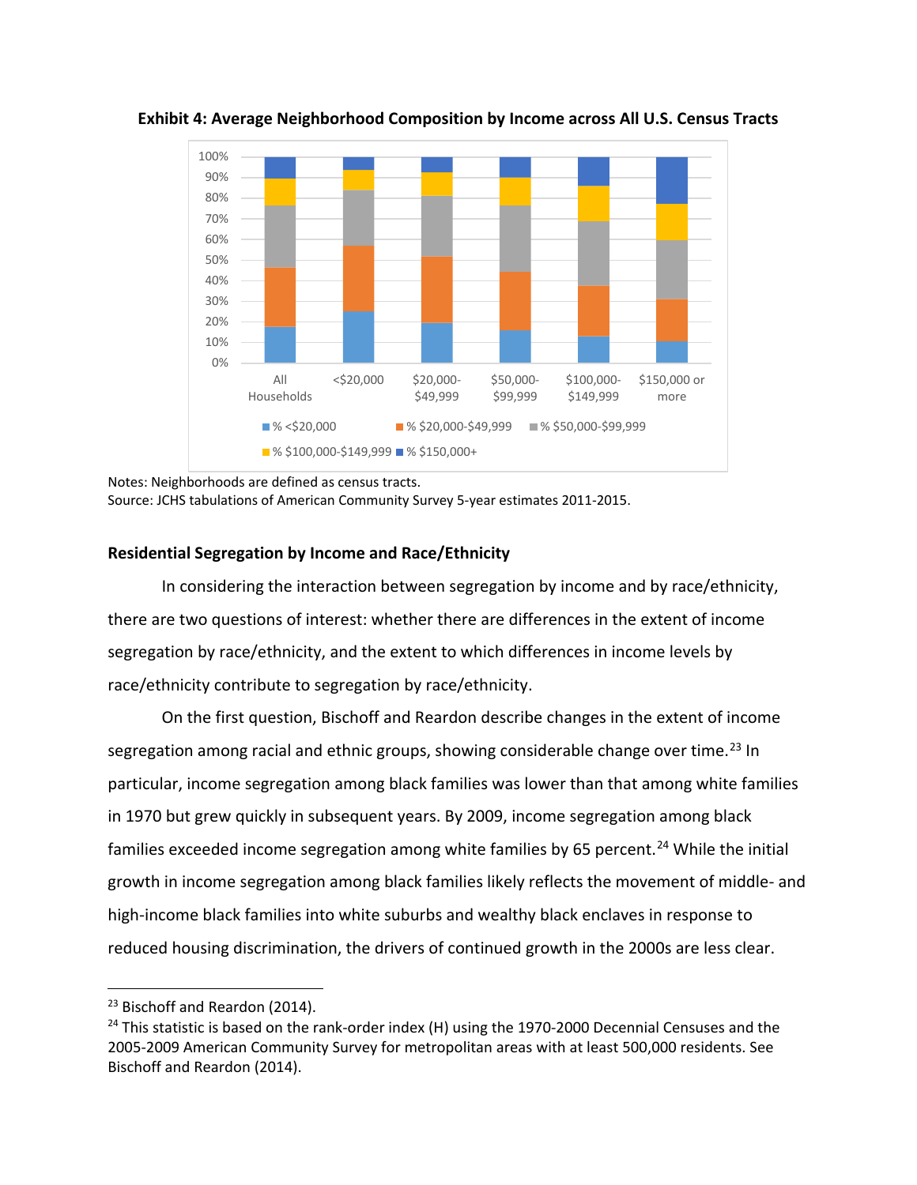**Exhibit 4: Average Neighborhood Composition by Income across All U.S. Census Tracts**

Notes: Neighborhoods are defined as census tracts.
Source: JCHS tabulations of American Community Survey 5-year estimates 2011-2015.

### Residential Segregation by Income and Race/Ethnicity

In considering the interaction between segregation by income and by race/ethnicity, there are two questions of interest: whether there are differences in the extent of income segregation by race/ethnicity, and the extent to which differences in income levels by race/ethnicity contribute to segregation by race/ethnicity.

On the first question, Bischoff and Reardon describe changes in the extent of income segregation among racial and ethnic groups, showing considerable change over time.[23] In particular, income segregation among black families was lower than that among white families in 1970 but grew quickly in subsequent years. By 2009, income segregation among black families exceeded income segregation among white families by 65 percent.[24] While the initial growth in income segregation among black families likely reflects the movement of middle- and high-income black families into white suburbs and wealthy black enclaves in response to reduced housing discrimination, the drivers of continued growth in the 2000s are less clear.

---

[23] Bischoff and Reardon (2014).

[24] This statistic is based on the rank-order index (H) using the 1970-2000 Decennial Censuses and the 2005-2009 American Community Survey for metropolitan areas with at least 500,000 residents. See Bischoff and Reardon (2014).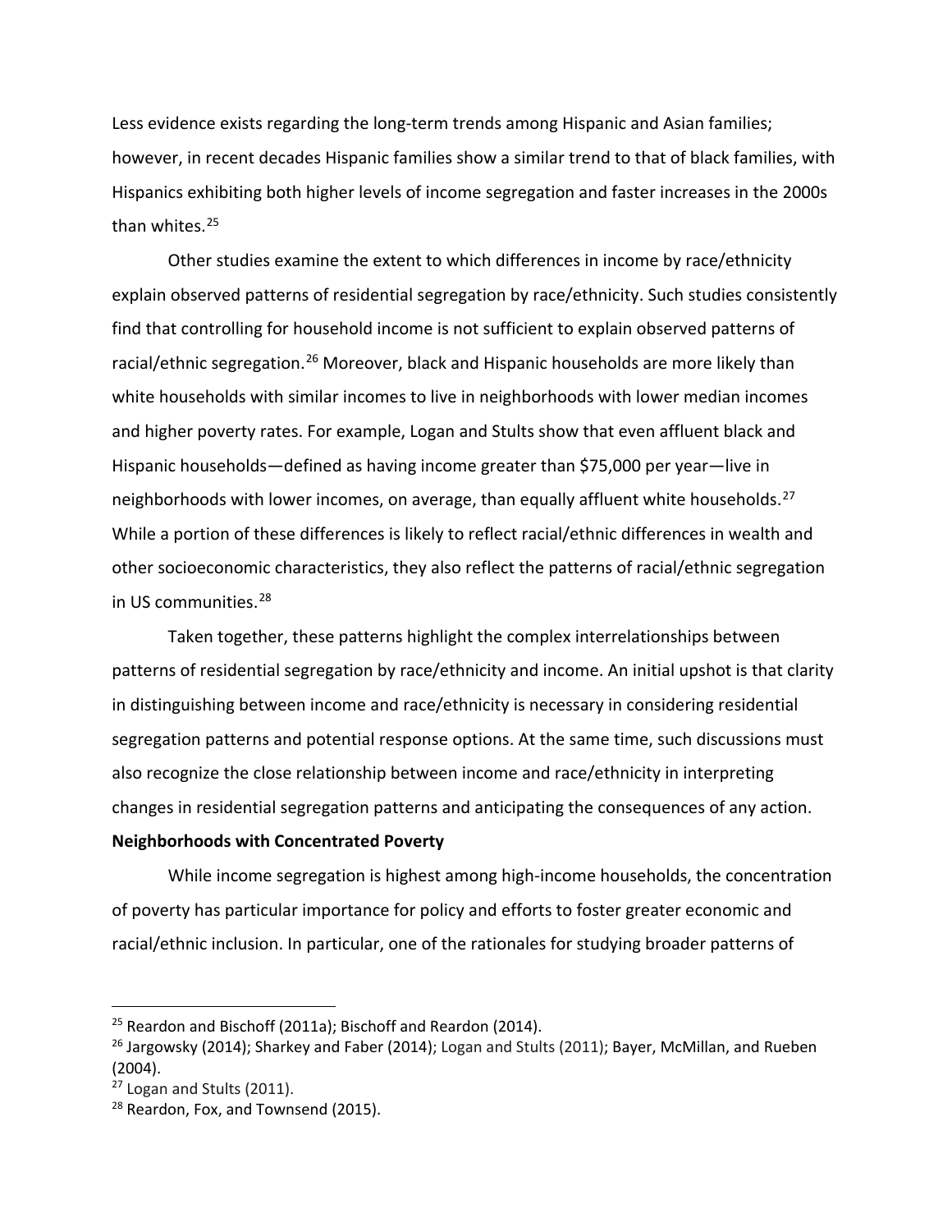Less evidence exists regarding the long-term trends among Hispanic and Asian families; however, in recent decades Hispanic families show a similar trend to that of black families, with Hispanics exhibiting both higher levels of income segregation and faster increases in the 2000s than whites.[25]

Other studies examine the extent to which differences in income by race/ethnicity explain observed patterns of residential segregation by race/ethnicity. Such studies consistently find that controlling for household income is not sufficient to explain observed patterns of racial/ethnic segregation.[26] Moreover, black and Hispanic households are more likely than white households with similar incomes to live in neighborhoods with lower median incomes and higher poverty rates. For example, Logan and Stults show that even affluent black and Hispanic households—defined as having income greater than $75,000 per year—live in neighborhoods with lower incomes, on average, than equally affluent white households.[27] While a portion of these differences is likely to reflect racial/ethnic differences in wealth and other socioeconomic characteristics, they also reflect the patterns of racial/ethnic segregation in US communities.[28]

Taken together, these patterns highlight the complex interrelationships between patterns of residential segregation by race/ethnicity and income. An initial upshot is that clarity in distinguishing between income and race/ethnicity is necessary in considering residential segregation patterns and potential response options. At the same time, such discussions must also recognize the close relationship between income and race/ethnicity in interpreting changes in residential segregation patterns and anticipating the consequences of any action.

**Neighborhoods with Concentrated Poverty**

While income segregation is highest among high-income households, the concentration of poverty has particular importance for policy and efforts to foster greater economic and racial/ethnic inclusion. In particular, one of the rationales for studying broader patterns of

---

[25] Reardon and Bischoff (2011a); Bischoff and Reardon (2014).

[26] Jargowsky (2014); Sharkey and Faber (2014); Logan and Stults (2011); Bayer, McMillan, and Rueben (2004).

[27] Logan and Stults (2011).

[28] Reardon, Fox, and Townsend (2015).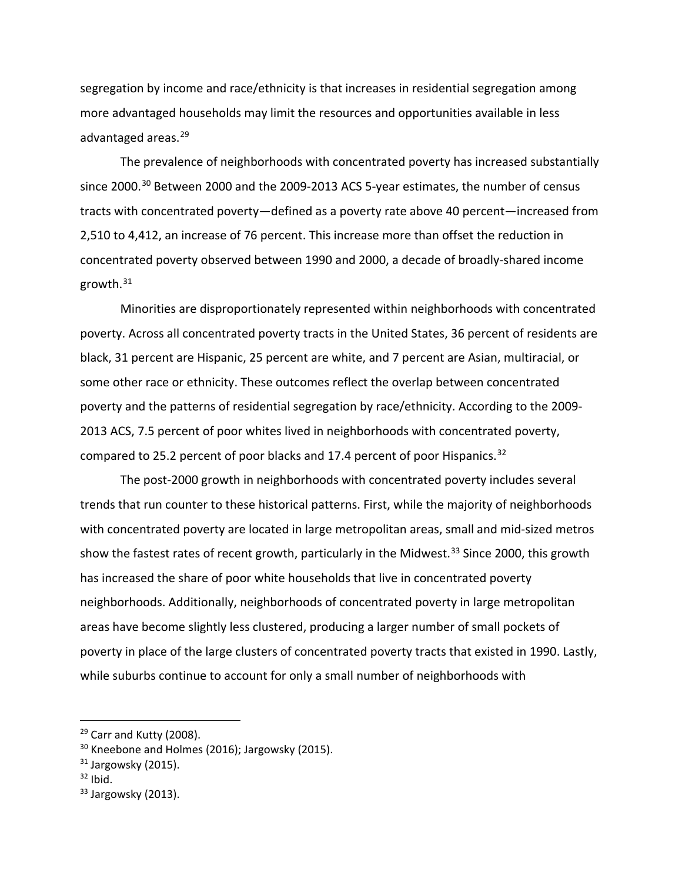segregation by income and race/ethnicity is that increases in residential segregation among more advantaged households may limit the resources and opportunities available in less advantaged areas.[29]

The prevalence of neighborhoods with concentrated poverty has increased substantially since 2000.[30] Between 2000 and the 2009-2013 ACS 5-year estimates, the number of census tracts with concentrated poverty—defined as a poverty rate above 40 percent—increased from 2,510 to 4,412, an increase of 76 percent. This increase more than offset the reduction in concentrated poverty observed between 1990 and 2000, a decade of broadly-shared income growth.[31]

Minorities are disproportionately represented within neighborhoods with concentrated poverty. Across all concentrated poverty tracts in the United States, 36 percent of residents are black, 31 percent are Hispanic, 25 percent are white, and 7 percent are Asian, multiracial, or some other race or ethnicity. These outcomes reflect the overlap between concentrated poverty and the patterns of residential segregation by race/ethnicity. According to the 2009-2013 ACS, 7.5 percent of poor whites lived in neighborhoods with concentrated poverty, compared to 25.2 percent of poor blacks and 17.4 percent of poor Hispanics.[32]

The post-2000 growth in neighborhoods with concentrated poverty includes several trends that run counter to these historical patterns. First, while the majority of neighborhoods with concentrated poverty are located in large metropolitan areas, small and mid-sized metros show the fastest rates of recent growth, particularly in the Midwest.[33] Since 2000, this growth has increased the share of poor white households that live in concentrated poverty neighborhoods. Additionally, neighborhoods of concentrated poverty in large metropolitan areas have become slightly less clustered, producing a larger number of small pockets of poverty in place of the large clusters of concentrated poverty tracts that existed in 1990. Lastly, while suburbs continue to account for only a small number of neighborhoods with

---

[29] Carr and Kutty (2008).

[30] Kneebone and Holmes (2016); Jargowsky (2015).

[31] Jargowsky (2015).

[32] Ibid.

[33] Jargowsky (2013).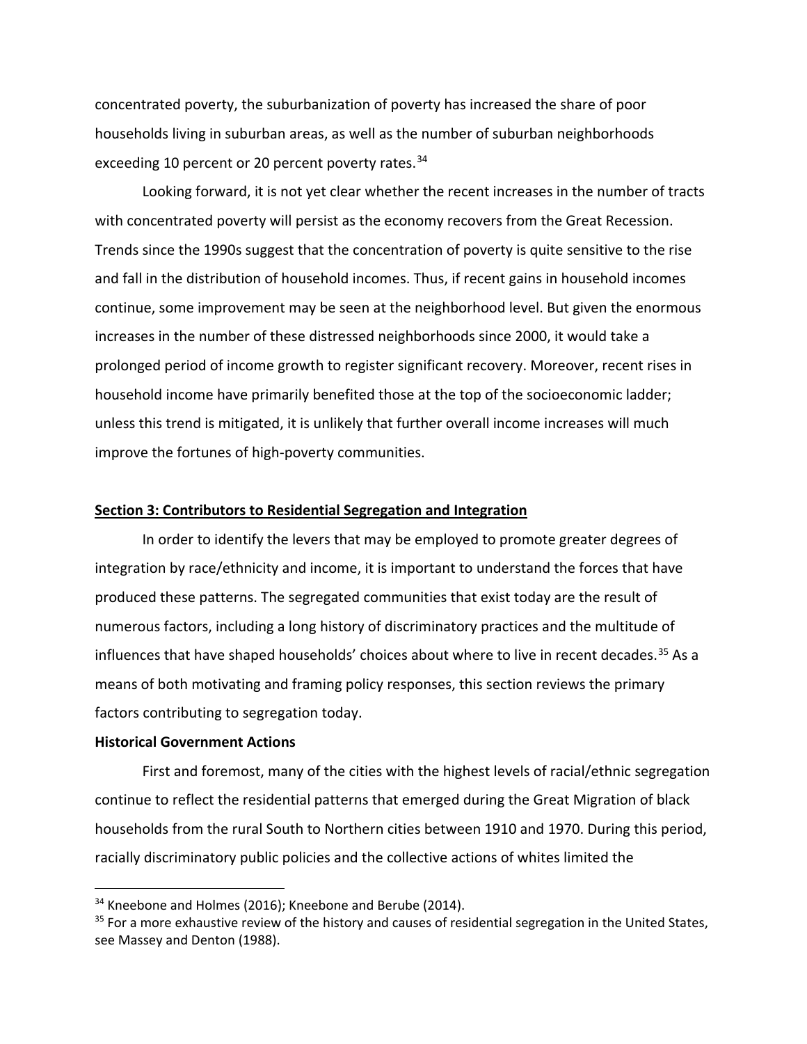concentrated poverty, the suburbanization of poverty has increased the share of poor households living in suburban areas, as well as the number of suburban neighborhoods exceeding 10 percent or 20 percent poverty rates.[34]

Looking forward, it is not yet clear whether the recent increases in the number of tracts with concentrated poverty will persist as the economy recovers from the Great Recession. Trends since the 1990s suggest that the concentration of poverty is quite sensitive to the rise and fall in the distribution of household incomes. Thus, if recent gains in household incomes continue, some improvement may be seen at the neighborhood level. But given the enormous increases in the number of these distressed neighborhoods since 2000, it would take a prolonged period of income growth to register significant recovery. Moreover, recent rises in household income have primarily benefited those at the top of the socioeconomic ladder; unless this trend is mitigated, it is unlikely that further overall income increases will much improve the fortunes of high-poverty communities.

## Section 3: Contributors to Residential Segregation and Integration

In order to identify the levers that may be employed to promote greater degrees of integration by race/ethnicity and income, it is important to understand the forces that have produced these patterns. The segregated communities that exist today are the result of numerous factors, including a long history of discriminatory practices and the multitude of influences that have shaped households' choices about where to live in recent decades.[35] As a means of both motivating and framing policy responses, this section reviews the primary factors contributing to segregation today.

### Historical Government Actions

First and foremost, many of the cities with the highest levels of racial/ethnic segregation continue to reflect the residential patterns that emerged during the Great Migration of black households from the rural South to Northern cities between 1910 and 1970. During this period, racially discriminatory public policies and the collective actions of whites limited the

[34] Kneebone and Holmes (2016); Kneebone and Berube (2014).

[35] For a more exhaustive review of the history and causes of residential segregation in the United States, see Massey and Denton (1988).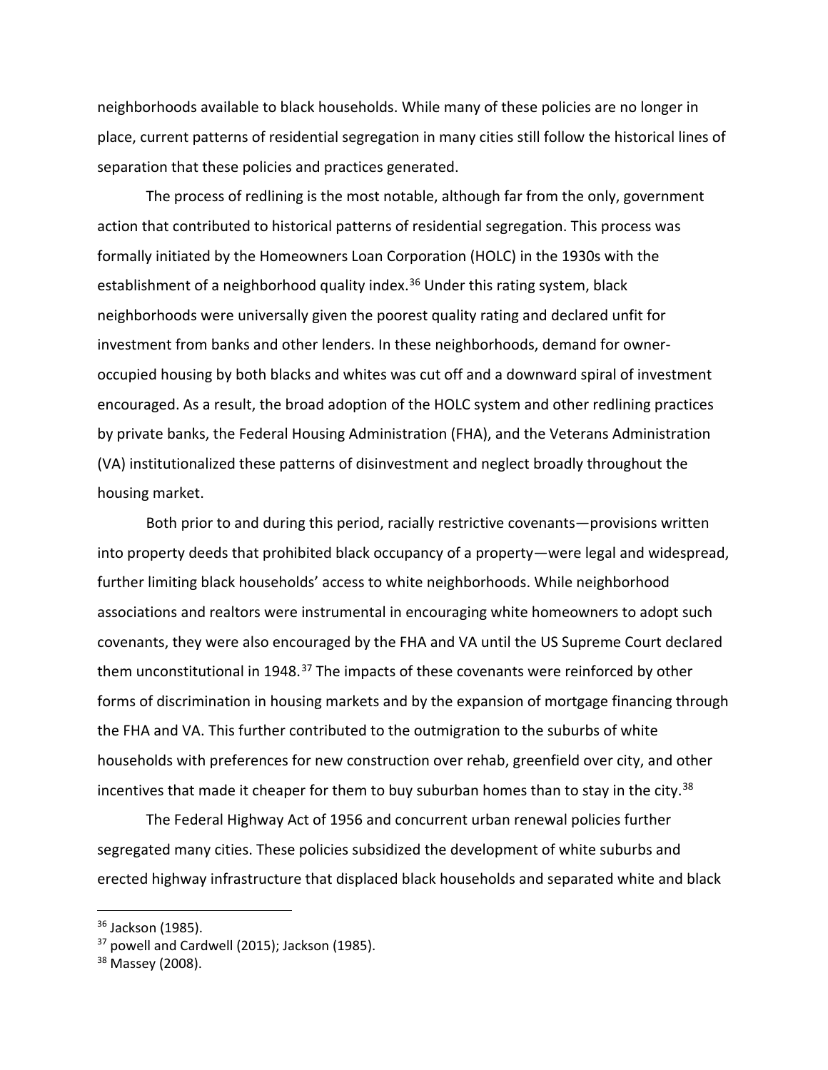neighborhoods available to black households. While many of these policies are no longer in place, current patterns of residential segregation in many cities still follow the historical lines of separation that these policies and practices generated.

The process of redlining is the most notable, although far from the only, government action that contributed to historical patterns of residential segregation. This process was formally initiated by the Homeowners Loan Corporation (HOLC) in the 1930s with the establishment of a neighborhood quality index.[36] Under this rating system, black neighborhoods were universally given the poorest quality rating and declared unfit for investment from banks and other lenders. In these neighborhoods, demand for owner-occupied housing by both blacks and whites was cut off and a downward spiral of investment encouraged. As a result, the broad adoption of the HOLC system and other redlining practices by private banks, the Federal Housing Administration (FHA), and the Veterans Administration (VA) institutionalized these patterns of disinvestment and neglect broadly throughout the housing market.

Both prior to and during this period, racially restrictive covenants—provisions written into property deeds that prohibited black occupancy of a property—were legal and widespread, further limiting black households' access to white neighborhoods. While neighborhood associations and realtors were instrumental in encouraging white homeowners to adopt such covenants, they were also encouraged by the FHA and VA until the US Supreme Court declared them unconstitutional in 1948.[37] The impacts of these covenants were reinforced by other forms of discrimination in housing markets and by the expansion of mortgage financing through the FHA and VA. This further contributed to the outmigration to the suburbs of white households with preferences for new construction over rehab, greenfield over city, and other incentives that made it cheaper for them to buy suburban homes than to stay in the city.[38]

The Federal Highway Act of 1956 and concurrent urban renewal policies further segregated many cities. These policies subsidized the development of white suburbs and erected highway infrastructure that displaced black households and separated white and black

---

[36] Jackson (1985).

[37] powell and Cardwell (2015); Jackson (1985).

[38] Massey (2008).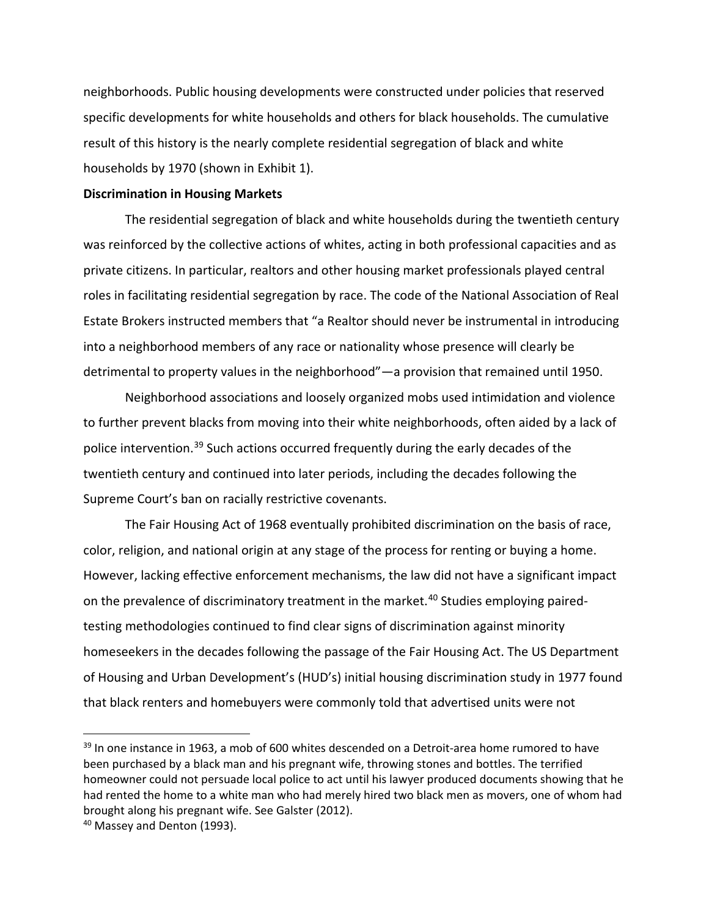neighborhoods. Public housing developments were constructed under policies that reserved specific developments for white households and others for black households. The cumulative result of this history is the nearly complete residential segregation of black and white households by 1970 (shown in Exhibit 1).

**Discrimination in Housing Markets**

The residential segregation of black and white households during the twentieth century was reinforced by the collective actions of whites, acting in both professional capacities and as private citizens. In particular, realtors and other housing market professionals played central roles in facilitating residential segregation by race. The code of the National Association of Real Estate Brokers instructed members that "a Realtor should never be instrumental in introducing into a neighborhood members of any race or nationality whose presence will clearly be detrimental to property values in the neighborhood"—a provision that remained until 1950.

Neighborhood associations and loosely organized mobs used intimidation and violence to further prevent blacks from moving into their white neighborhoods, often aided by a lack of police intervention.[39] Such actions occurred frequently during the early decades of the twentieth century and continued into later periods, including the decades following the Supreme Court's ban on racially restrictive covenants.

The Fair Housing Act of 1968 eventually prohibited discrimination on the basis of race, color, religion, and national origin at any stage of the process for renting or buying a home. However, lacking effective enforcement mechanisms, the law did not have a significant impact on the prevalence of discriminatory treatment in the market.[40] Studies employing paired-testing methodologies continued to find clear signs of discrimination against minority homeseekers in the decades following the passage of the Fair Housing Act. The US Department of Housing and Urban Development's (HUD's) initial housing discrimination study in 1977 found that black renters and homebuyers were commonly told that advertised units were not

[39] In one instance in 1963, a mob of 600 whites descended on a Detroit-area home rumored to have been purchased by a black man and his pregnant wife, throwing stones and bottles. The terrified homeowner could not persuade local police to act until his lawyer produced documents showing that he had rented the home to a white man who had merely hired two black men as movers, one of whom had brought along his pregnant wife. See Galster (2012).

[40] Massey and Denton (1993).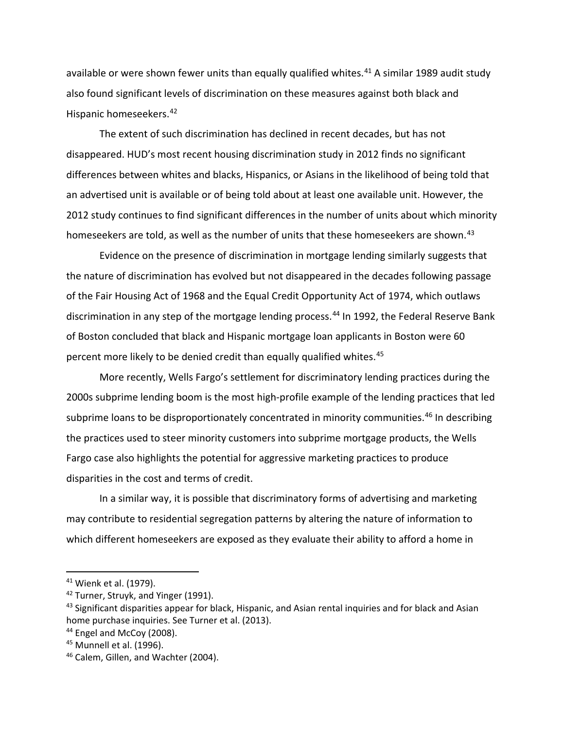available or were shown fewer units than equally qualified whites.[41] A similar 1989 audit study also found significant levels of discrimination on these measures against both black and Hispanic homeseekers.[42]

The extent of such discrimination has declined in recent decades, but has not disappeared. HUD's most recent housing discrimination study in 2012 finds no significant differences between whites and blacks, Hispanics, or Asians in the likelihood of being told that an advertised unit is available or of being told about at least one available unit. However, the 2012 study continues to find significant differences in the number of units about which minority homeseekers are told, as well as the number of units that these homeseekers are shown.[43]

Evidence on the presence of discrimination in mortgage lending similarly suggests that the nature of discrimination has evolved but not disappeared in the decades following passage of the Fair Housing Act of 1968 and the Equal Credit Opportunity Act of 1974, which outlaws discrimination in any step of the mortgage lending process.[44] In 1992, the Federal Reserve Bank of Boston concluded that black and Hispanic mortgage loan applicants in Boston were 60 percent more likely to be denied credit than equally qualified whites.[45]

More recently, Wells Fargo's settlement for discriminatory lending practices during the 2000s subprime lending boom is the most high-profile example of the lending practices that led subprime loans to be disproportionately concentrated in minority communities.[46] In describing the practices used to steer minority customers into subprime mortgage products, the Wells Fargo case also highlights the potential for aggressive marketing practices to produce disparities in the cost and terms of credit.

In a similar way, it is possible that discriminatory forms of advertising and marketing may contribute to residential segregation patterns by altering the nature of information to which different homeseekers are exposed as they evaluate their ability to afford a home in

---

[41] Wienk et al. (1979).

[42] Turner, Struyk, and Yinger (1991).

[43] Significant disparities appear for black, Hispanic, and Asian rental inquiries and for black and Asian home purchase inquiries. See Turner et al. (2013).

[44] Engel and McCoy (2008).

[45] Munnell et al. (1996).

[46] Calem, Gillen, and Wachter (2004).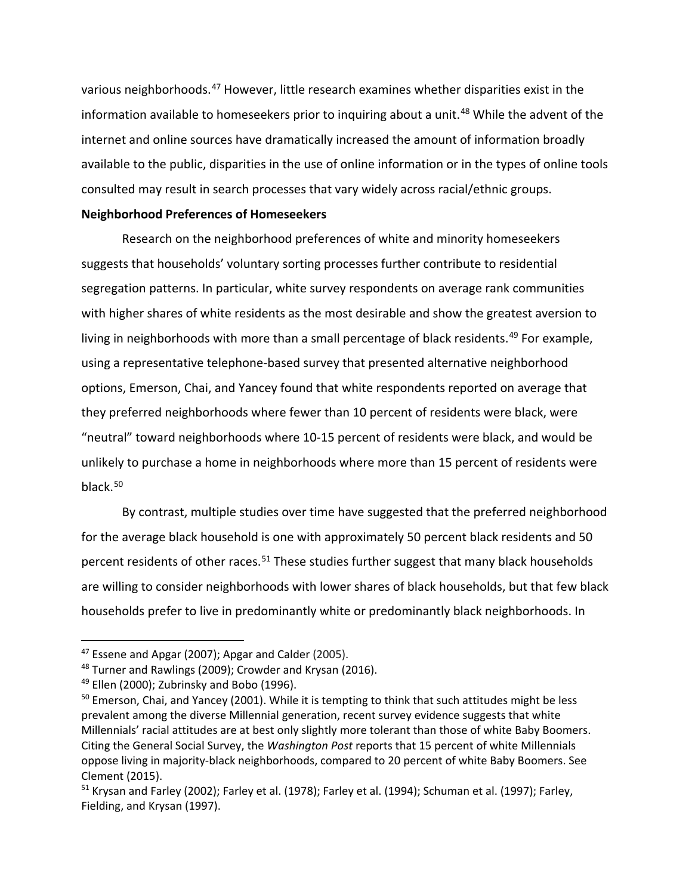various neighborhoods.[47] However, little research examines whether disparities exist in the information available to homeseekers prior to inquiring about a unit.[48] While the advent of the internet and online sources have dramatically increased the amount of information broadly available to the public, disparities in the use of online information or in the types of online tools consulted may result in search processes that vary widely across racial/ethnic groups.

**Neighborhood Preferences of Homeseekers**

Research on the neighborhood preferences of white and minority homeseekers suggests that households' voluntary sorting processes further contribute to residential segregation patterns. In particular, white survey respondents on average rank communities with higher shares of white residents as the most desirable and show the greatest aversion to living in neighborhoods with more than a small percentage of black residents.[49] For example, using a representative telephone-based survey that presented alternative neighborhood options, Emerson, Chai, and Yancey found that white respondents reported on average that they preferred neighborhoods where fewer than 10 percent of residents were black, were "neutral" toward neighborhoods where 10-15 percent of residents were black, and would be unlikely to purchase a home in neighborhoods where more than 15 percent of residents were black.[50]

By contrast, multiple studies over time have suggested that the preferred neighborhood for the average black household is one with approximately 50 percent black residents and 50 percent residents of other races.[51] These studies further suggest that many black households are willing to consider neighborhoods with lower shares of black households, but that few black households prefer to live in predominantly white or predominantly black neighborhoods. In

[47] Essene and Apgar (2007); Apgar and Calder (2005).

[48] Turner and Rawlings (2009); Crowder and Krysan (2016).

[49] Ellen (2000); Zubrinsky and Bobo (1996).

[50] Emerson, Chai, and Yancey (2001). While it is tempting to think that such attitudes might be less prevalent among the diverse Millennial generation, recent survey evidence suggests that white Millennials' racial attitudes are at best only slightly more tolerant than those of white Baby Boomers. Citing the General Social Survey, the *Washington Post* reports that 15 percent of white Millennials oppose living in majority-black neighborhoods, compared to 20 percent of white Baby Boomers. See Clement (2015).

[51] Krysan and Farley (2002); Farley et al. (1978); Farley et al. (1994); Schuman et al. (1997); Farley, Fielding, and Krysan (1997).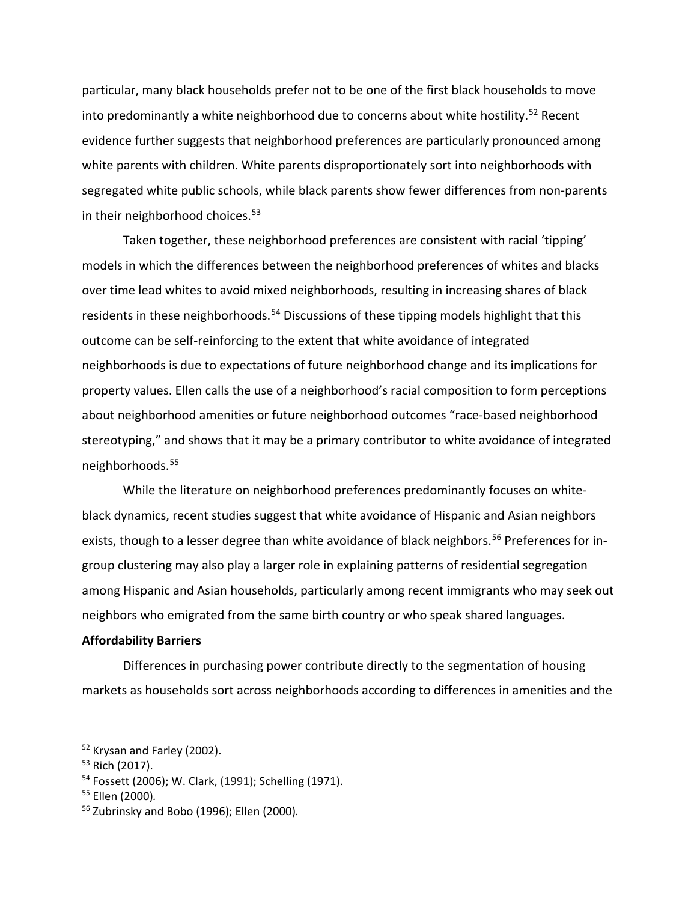particular, many black households prefer not to be one of the first black households to move into predominantly a white neighborhood due to concerns about white hostility.[52] Recent evidence further suggests that neighborhood preferences are particularly pronounced among white parents with children. White parents disproportionately sort into neighborhoods with segregated white public schools, while black parents show fewer differences from non-parents in their neighborhood choices.[53]

Taken together, these neighborhood preferences are consistent with racial 'tipping' models in which the differences between the neighborhood preferences of whites and blacks over time lead whites to avoid mixed neighborhoods, resulting in increasing shares of black residents in these neighborhoods.[54] Discussions of these tipping models highlight that this outcome can be self-reinforcing to the extent that white avoidance of integrated neighborhoods is due to expectations of future neighborhood change and its implications for property values. Ellen calls the use of a neighborhood's racial composition to form perceptions about neighborhood amenities or future neighborhood outcomes "race-based neighborhood stereotyping," and shows that it may be a primary contributor to white avoidance of integrated neighborhoods.[55]

While the literature on neighborhood preferences predominantly focuses on white-black dynamics, recent studies suggest that white avoidance of Hispanic and Asian neighbors exists, though to a lesser degree than white avoidance of black neighbors.[56] Preferences for in-group clustering may also play a larger role in explaining patterns of residential segregation among Hispanic and Asian households, particularly among recent immigrants who may seek out neighbors who emigrated from the same birth country or who speak shared languages.

**Affordability Barriers**

Differences in purchasing power contribute directly to the segmentation of housing markets as households sort across neighborhoods according to differences in amenities and the

---

[52] Krysan and Farley (2002).

[53] Rich (2017).

[54] Fossett (2006); W. Clark, (1991); Schelling (1971).

[55] Ellen (2000).

[56] Zubrinsky and Bobo (1996); Ellen (2000).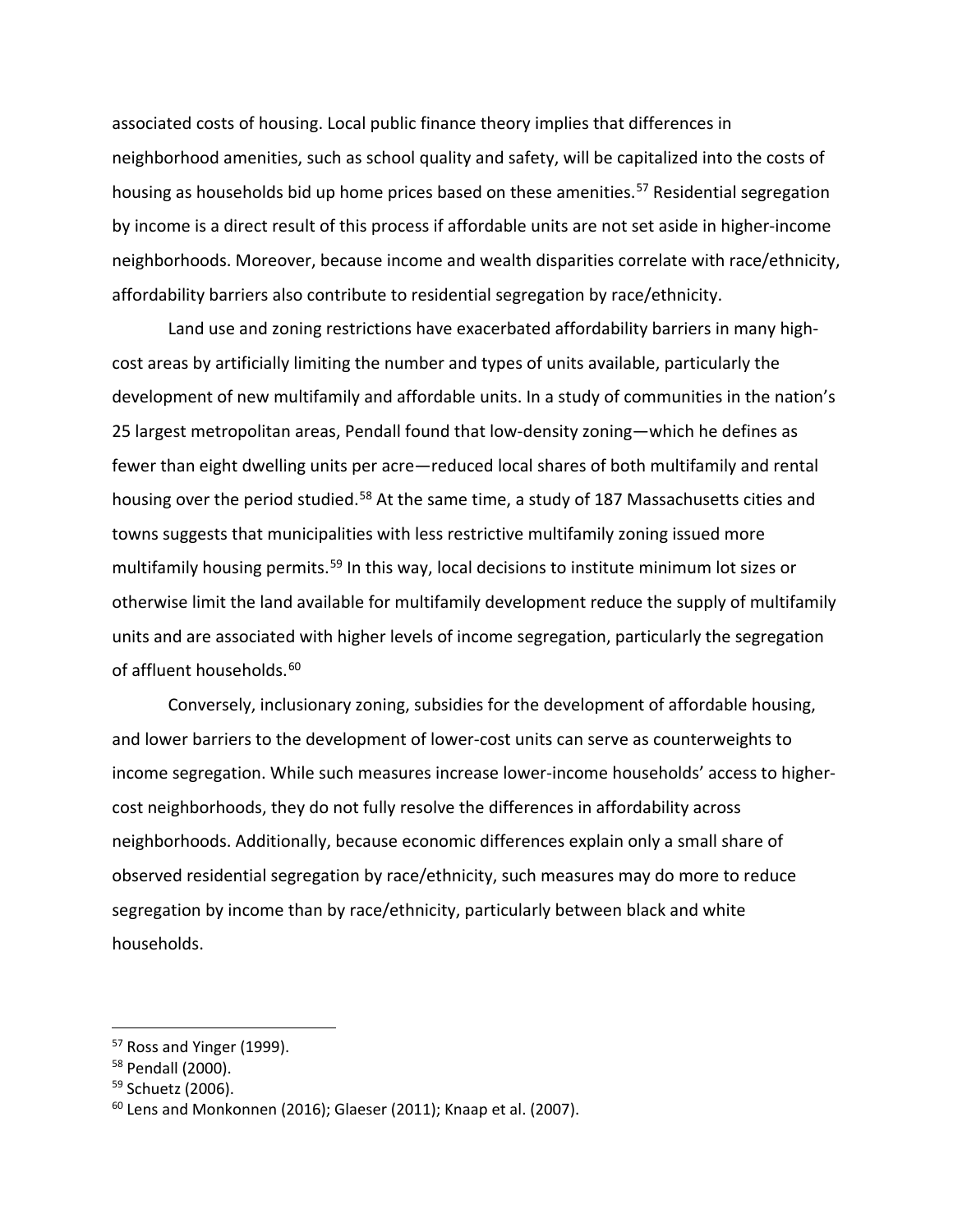associated costs of housing. Local public finance theory implies that differences in neighborhood amenities, such as school quality and safety, will be capitalized into the costs of housing as households bid up home prices based on these amenities.[57] Residential segregation by income is a direct result of this process if affordable units are not set aside in higher-income neighborhoods. Moreover, because income and wealth disparities correlate with race/ethnicity, affordability barriers also contribute to residential segregation by race/ethnicity.

Land use and zoning restrictions have exacerbated affordability barriers in many high-cost areas by artificially limiting the number and types of units available, particularly the development of new multifamily and affordable units. In a study of communities in the nation's 25 largest metropolitan areas, Pendall found that low-density zoning—which he defines as fewer than eight dwelling units per acre—reduced local shares of both multifamily and rental housing over the period studied.[58] At the same time, a study of 187 Massachusetts cities and towns suggests that municipalities with less restrictive multifamily zoning issued more multifamily housing permits.[59] In this way, local decisions to institute minimum lot sizes or otherwise limit the land available for multifamily development reduce the supply of multifamily units and are associated with higher levels of income segregation, particularly the segregation of affluent households.[60]

Conversely, inclusionary zoning, subsidies for the development of affordable housing, and lower barriers to the development of lower-cost units can serve as counterweights to income segregation. While such measures increase lower-income households' access to higher-cost neighborhoods, they do not fully resolve the differences in affordability across neighborhoods. Additionally, because economic differences explain only a small share of observed residential segregation by race/ethnicity, such measures may do more to reduce segregation by income than by race/ethnicity, particularly between black and white households.

---

[57] Ross and Yinger (1999).

[58] Pendall (2000).

[59] Schuetz (2006).

[60] Lens and Monkonnen (2016); Glaeser (2011); Knaap et al. (2007).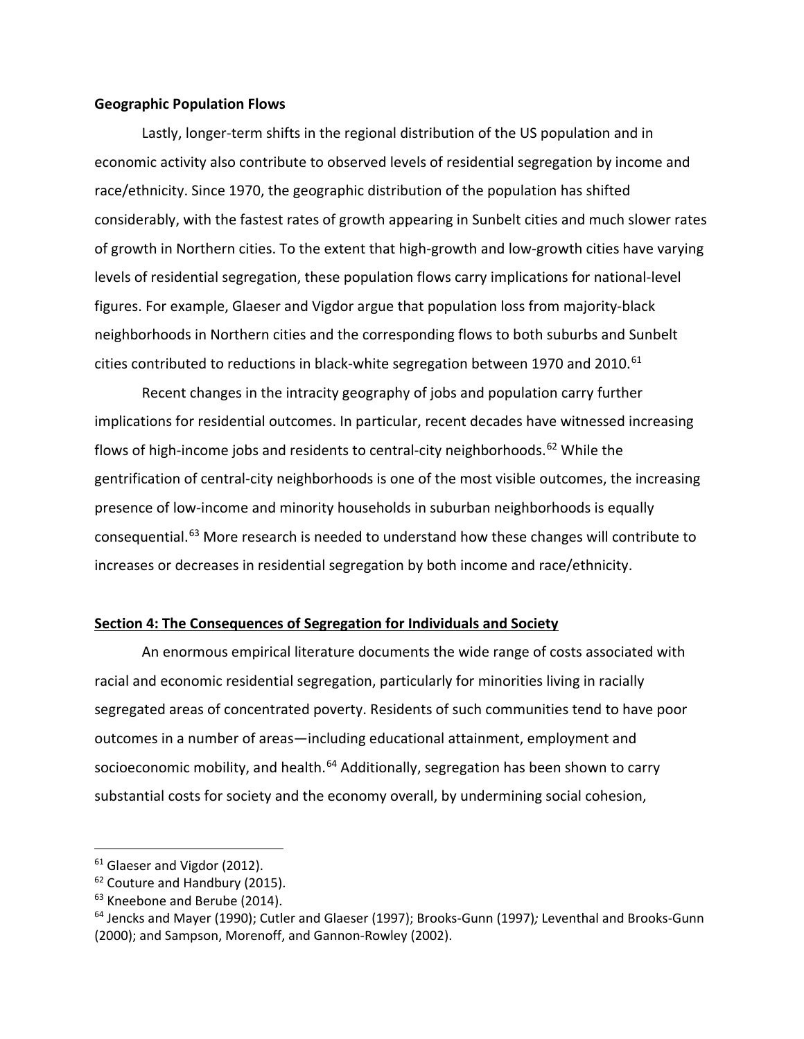**Geographic Population Flows**

Lastly, longer-term shifts in the regional distribution of the US population and in economic activity also contribute to observed levels of residential segregation by income and race/ethnicity. Since 1970, the geographic distribution of the population has shifted considerably, with the fastest rates of growth appearing in Sunbelt cities and much slower rates of growth in Northern cities. To the extent that high-growth and low-growth cities have varying levels of residential segregation, these population flows carry implications for national-level figures. For example, Glaeser and Vigdor argue that population loss from majority-black neighborhoods in Northern cities and the corresponding flows to both suburbs and Sunbelt cities contributed to reductions in black-white segregation between 1970 and 2010.[61]

Recent changes in the intracity geography of jobs and population carry further implications for residential outcomes. In particular, recent decades have witnessed increasing flows of high-income jobs and residents to central-city neighborhoods.[62] While the gentrification of central-city neighborhoods is one of the most visible outcomes, the increasing presence of low-income and minority households in suburban neighborhoods is equally consequential.[63] More research is needed to understand how these changes will contribute to increases or decreases in residential segregation by both income and race/ethnicity.

## Section 4: The Consequences of Segregation for Individuals and Society

An enormous empirical literature documents the wide range of costs associated with racial and economic residential segregation, particularly for minorities living in racially segregated areas of concentrated poverty. Residents of such communities tend to have poor outcomes in a number of areas—including educational attainment, employment and socioeconomic mobility, and health.[64] Additionally, segregation has been shown to carry substantial costs for society and the economy overall, by undermining social cohesion,

---

[61] Glaeser and Vigdor (2012).

[62] Couture and Handbury (2015).

[63] Kneebone and Berube (2014).

[64] Jencks and Mayer (1990); Cutler and Glaeser (1997); Brooks-Gunn (1997)*;* Leventhal and Brooks-Gunn (2000); and Sampson, Morenoff, and Gannon-Rowley (2002).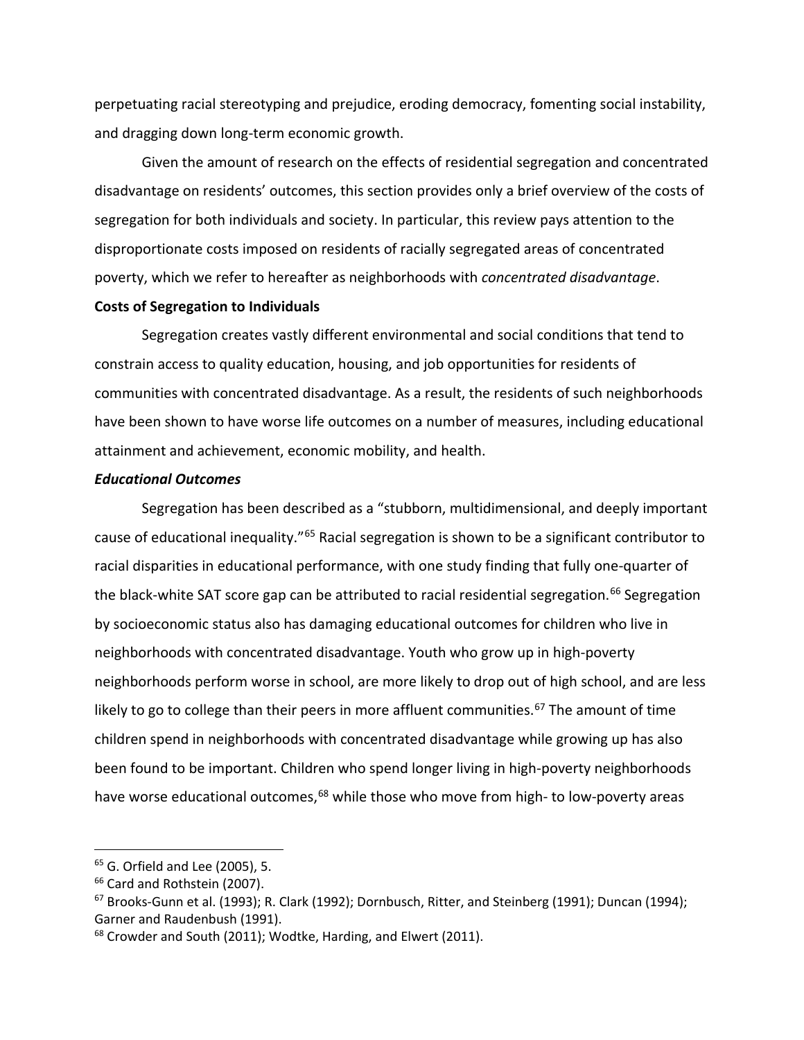perpetuating racial stereotyping and prejudice, eroding democracy, fomenting social instability, and dragging down long-term economic growth.

Given the amount of research on the effects of residential segregation and concentrated disadvantage on residents' outcomes, this section provides only a brief overview of the costs of segregation for both individuals and society. In particular, this review pays attention to the disproportionate costs imposed on residents of racially segregated areas of concentrated poverty, which we refer to hereafter as neighborhoods with *concentrated disadvantage*.

**Costs of Segregation to Individuals**

Segregation creates vastly different environmental and social conditions that tend to constrain access to quality education, housing, and job opportunities for residents of communities with concentrated disadvantage. As a result, the residents of such neighborhoods have been shown to have worse life outcomes on a number of measures, including educational attainment and achievement, economic mobility, and health.

***Educational Outcomes***

Segregation has been described as a "stubborn, multidimensional, and deeply important cause of educational inequality."[65] Racial segregation is shown to be a significant contributor to racial disparities in educational performance, with one study finding that fully one-quarter of the black-white SAT score gap can be attributed to racial residential segregation.[66] Segregation by socioeconomic status also has damaging educational outcomes for children who live in neighborhoods with concentrated disadvantage. Youth who grow up in high-poverty neighborhoods perform worse in school, are more likely to drop out of high school, and are less likely to go to college than their peers in more affluent communities.[67] The amount of time children spend in neighborhoods with concentrated disadvantage while growing up has also been found to be important. Children who spend longer living in high-poverty neighborhoods have worse educational outcomes,[68] while those who move from high- to low-poverty areas

---

[65] G. Orfield and Lee (2005), 5.

[66] Card and Rothstein (2007).

[67] Brooks-Gunn et al. (1993); R. Clark (1992); Dornbusch, Ritter, and Steinberg (1991); Duncan (1994); Garner and Raudenbush (1991).

[68] Crowder and South (2011); Wodtke, Harding, and Elwert (2011).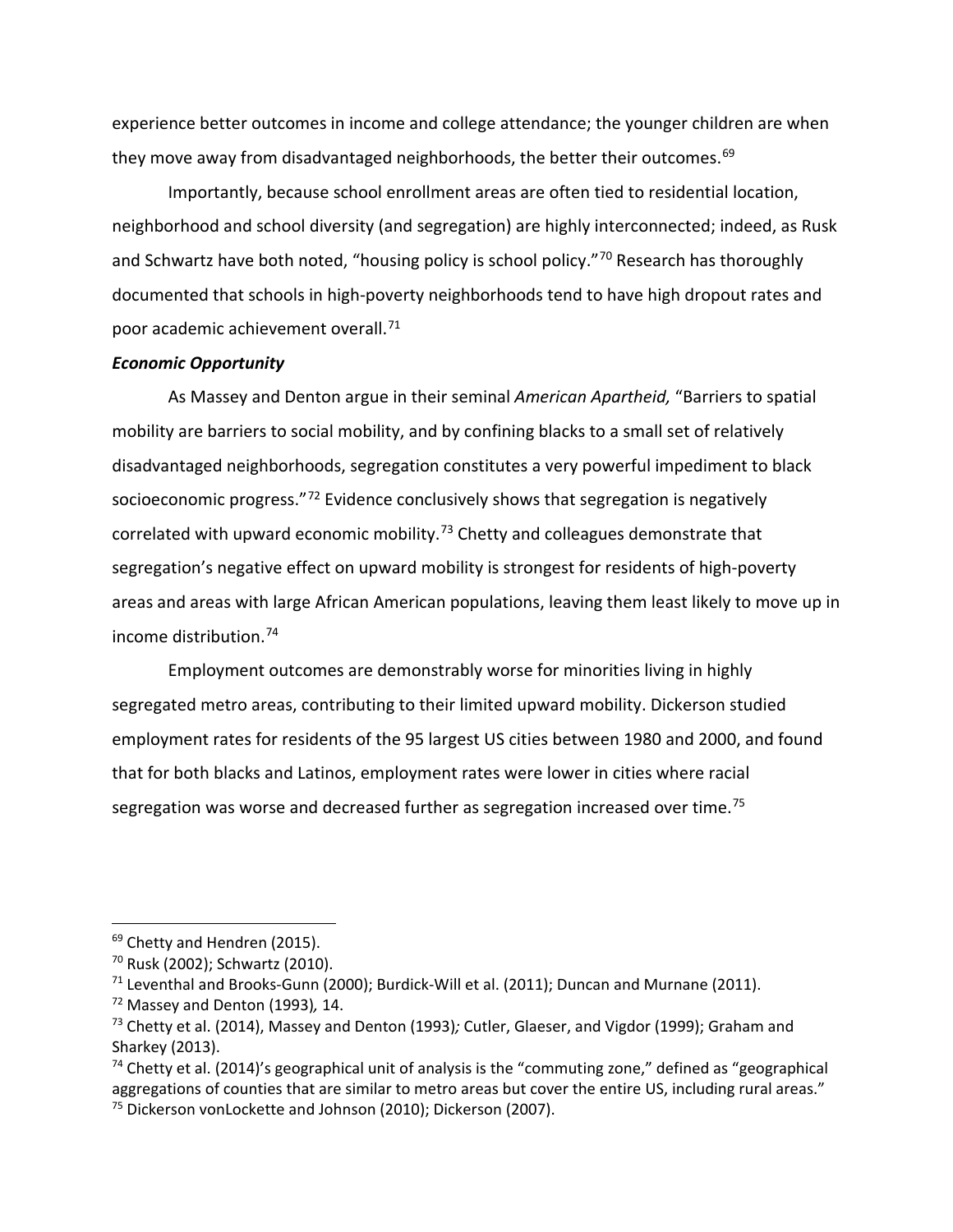experience better outcomes in income and college attendance; the younger children are when they move away from disadvantaged neighborhoods, the better their outcomes.[69]

Importantly, because school enrollment areas are often tied to residential location, neighborhood and school diversity (and segregation) are highly interconnected; indeed, as Rusk and Schwartz have both noted, "housing policy is school policy."[70] Research has thoroughly documented that schools in high-poverty neighborhoods tend to have high dropout rates and poor academic achievement overall.[71]

***Economic Opportunity***

As Massey and Denton argue in their seminal *American Apartheid,* "Barriers to spatial mobility are barriers to social mobility, and by confining blacks to a small set of relatively disadvantaged neighborhoods, segregation constitutes a very powerful impediment to black socioeconomic progress."[72] Evidence conclusively shows that segregation is negatively correlated with upward economic mobility.[73] Chetty and colleagues demonstrate that segregation's negative effect on upward mobility is strongest for residents of high-poverty areas and areas with large African American populations, leaving them least likely to move up in income distribution.[74]

Employment outcomes are demonstrably worse for minorities living in highly segregated metro areas, contributing to their limited upward mobility. Dickerson studied employment rates for residents of the 95 largest US cities between 1980 and 2000, and found that for both blacks and Latinos, employment rates were lower in cities where racial segregation was worse and decreased further as segregation increased over time.[75]

---

[69] Chetty and Hendren (2015).

[70] Rusk (2002); Schwartz (2010).

[71] Leventhal and Brooks-Gunn (2000); Burdick-Will et al. (2011); Duncan and Murnane (2011).

[72] Massey and Denton (1993)*,* 14.

[73] Chetty et al. (2014), Massey and Denton (1993)*;* Cutler, Glaeser, and Vigdor (1999); Graham and Sharkey (2013).

[74] Chetty et al. (2014)'s geographical unit of analysis is the "commuting zone," defined as "geographical aggregations of counties that are similar to metro areas but cover the entire US, including rural areas."

[75] Dickerson vonLockette and Johnson (2010); Dickerson (2007).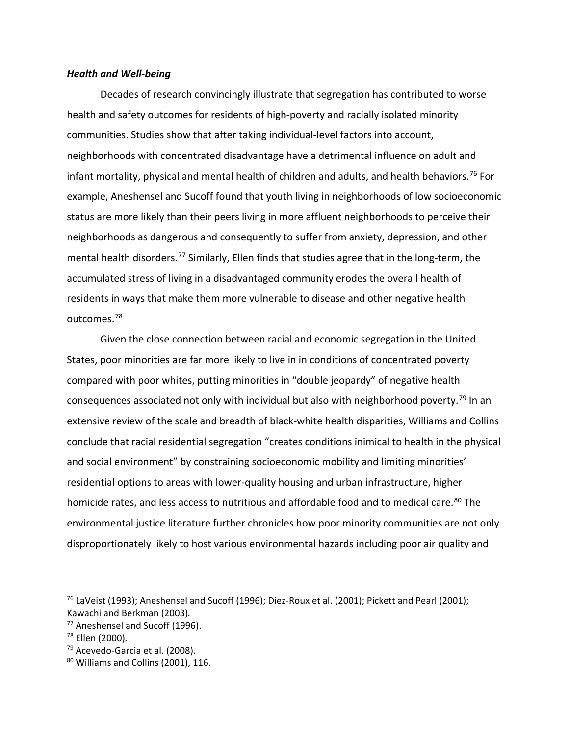***Health and Well-being***

Decades of research convincingly illustrate that segregation has contributed to worse health and safety outcomes for residents of high-poverty and racially isolated minority communities. Studies show that after taking individual-level factors into account, neighborhoods with concentrated disadvantage have a detrimental influence on adult and infant mortality, physical and mental health of children and adults, and health behaviors.[76] For example, Aneshensel and Sucoff found that youth living in neighborhoods of low socioeconomic status are more likely than their peers living in more affluent neighborhoods to perceive their neighborhoods as dangerous and consequently to suffer from anxiety, depression, and other mental health disorders.[77] Similarly, Ellen finds that studies agree that in the long-term, the accumulated stress of living in a disadvantaged community erodes the overall health of residents in ways that make them more vulnerable to disease and other negative health outcomes.[78]

Given the close connection between racial and economic segregation in the United States, poor minorities are far more likely to live in in conditions of concentrated poverty compared with poor whites, putting minorities in "double jeopardy" of negative health consequences associated not only with individual but also with neighborhood poverty.[79] In an extensive review of the scale and breadth of black-white health disparities, Williams and Collins conclude that racial residential segregation "creates conditions inimical to health in the physical and social environment" by constraining socioeconomic mobility and limiting minorities' residential options to areas with lower-quality housing and urban infrastructure, higher homicide rates, and less access to nutritious and affordable food and to medical care.[80] The environmental justice literature further chronicles how poor minority communities are not only disproportionately likely to host various environmental hazards including poor air quality and

---

[76] LaVeist (1993); Aneshensel and Sucoff (1996); Diez-Roux et al. (2001); Pickett and Pearl (2001); Kawachi and Berkman (2003).

[77] Aneshensel and Sucoff (1996).

[78] Ellen (2000).

[79] Acevedo-Garcia et al. (2008).

[80] Williams and Collins (2001), 116.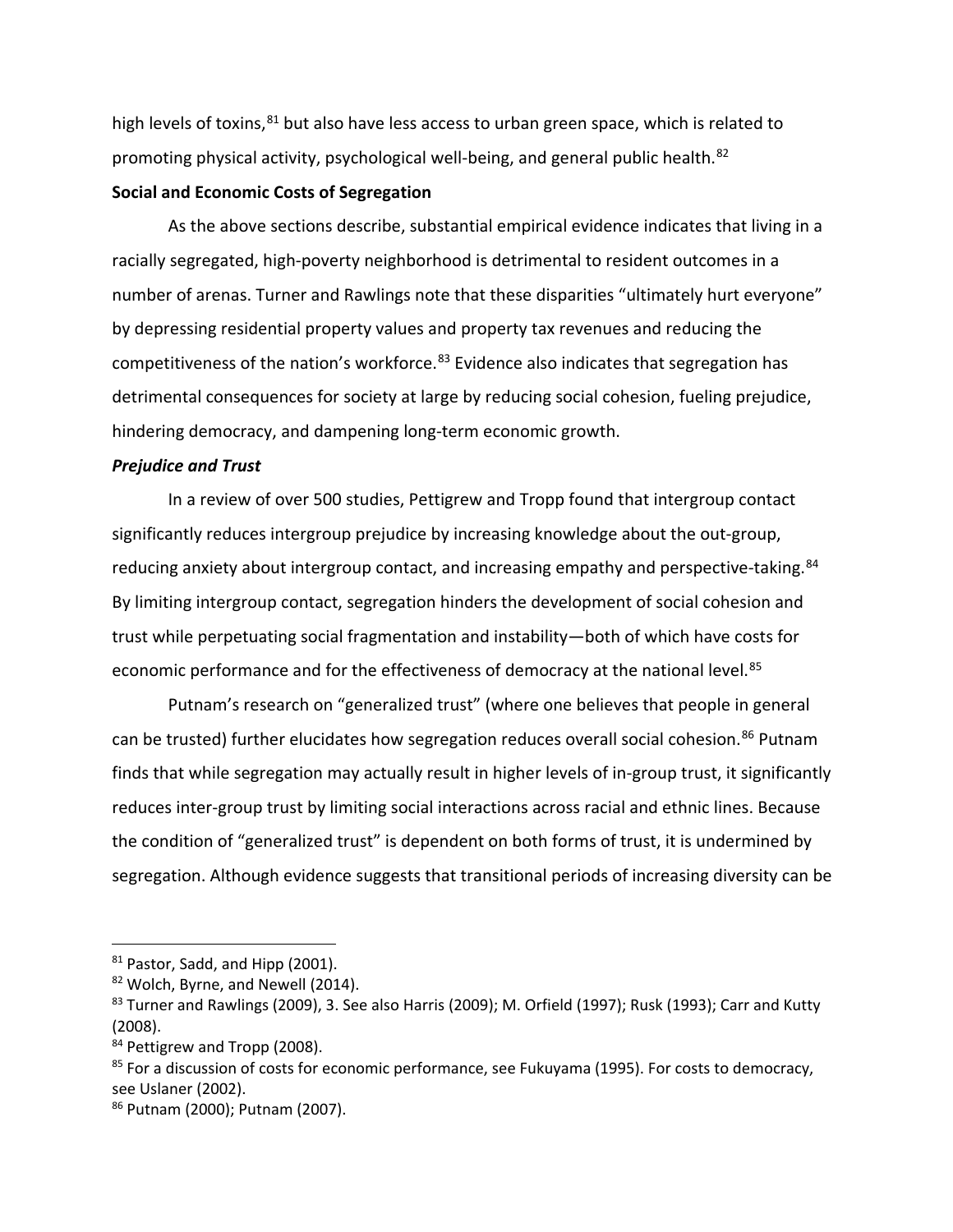high levels of toxins,[81] but also have less access to urban green space, which is related to promoting physical activity, psychological well-being, and general public health.[82]

**Social and Economic Costs of Segregation**

As the above sections describe, substantial empirical evidence indicates that living in a racially segregated, high-poverty neighborhood is detrimental to resident outcomes in a number of arenas. Turner and Rawlings note that these disparities "ultimately hurt everyone" by depressing residential property values and property tax revenues and reducing the competitiveness of the nation's workforce.[83] Evidence also indicates that segregation has detrimental consequences for society at large by reducing social cohesion, fueling prejudice, hindering democracy, and dampening long-term economic growth.

***Prejudice and Trust***

In a review of over 500 studies, Pettigrew and Tropp found that intergroup contact significantly reduces intergroup prejudice by increasing knowledge about the out-group, reducing anxiety about intergroup contact, and increasing empathy and perspective-taking.[84] By limiting intergroup contact, segregation hinders the development of social cohesion and trust while perpetuating social fragmentation and instability—both of which have costs for economic performance and for the effectiveness of democracy at the national level.[85]

Putnam's research on "generalized trust" (where one believes that people in general can be trusted) further elucidates how segregation reduces overall social cohesion.[86] Putnam finds that while segregation may actually result in higher levels of in-group trust, it significantly reduces inter-group trust by limiting social interactions across racial and ethnic lines. Because the condition of "generalized trust" is dependent on both forms of trust, it is undermined by segregation. Although evidence suggests that transitional periods of increasing diversity can be

---

[81] Pastor, Sadd, and Hipp (2001).

[82] Wolch, Byrne, and Newell (2014).

[83] Turner and Rawlings (2009), 3. See also Harris (2009); M. Orfield (1997); Rusk (1993); Carr and Kutty (2008).

[84] Pettigrew and Tropp (2008).

[85] For a discussion of costs for economic performance, see Fukuyama (1995). For costs to democracy, see Uslaner (2002).

[86] Putnam (2000); Putnam (2007).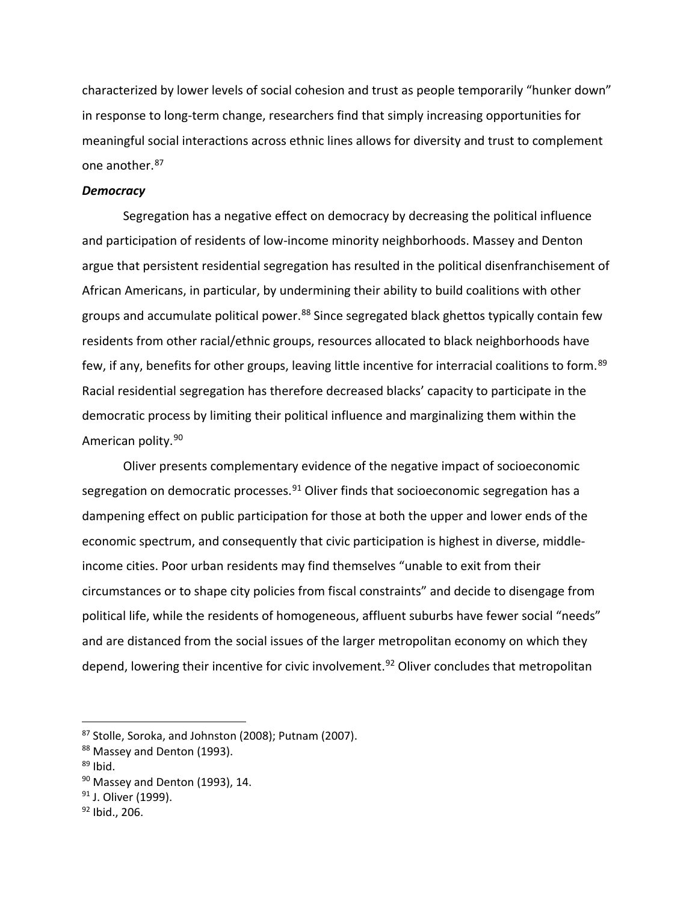characterized by lower levels of social cohesion and trust as people temporarily “hunker down” in response to long-term change, researchers find that simply increasing opportunities for meaningful social interactions across ethnic lines allows for diversity and trust to complement one another.[87]

***Democracy***

Segregation has a negative effect on democracy by decreasing the political influence and participation of residents of low-income minority neighborhoods. Massey and Denton argue that persistent residential segregation has resulted in the political disenfranchisement of African Americans, in particular, by undermining their ability to build coalitions with other groups and accumulate political power.[88] Since segregated black ghettos typically contain few residents from other racial/ethnic groups, resources allocated to black neighborhoods have few, if any, benefits for other groups, leaving little incentive for interracial coalitions to form.[89] Racial residential segregation has therefore decreased blacks' capacity to participate in the democratic process by limiting their political influence and marginalizing them within the American polity.[90]

Oliver presents complementary evidence of the negative impact of socioeconomic segregation on democratic processes.[91] Oliver finds that socioeconomic segregation has a dampening effect on public participation for those at both the upper and lower ends of the economic spectrum, and consequently that civic participation is highest in diverse, middle-income cities. Poor urban residents may find themselves “unable to exit from their circumstances or to shape city policies from fiscal constraints” and decide to disengage from political life, while the residents of homogeneous, affluent suburbs have fewer social “needs” and are distanced from the social issues of the larger metropolitan economy on which they depend, lowering their incentive for civic involvement.[92] Oliver concludes that metropolitan

---

[87] Stolle, Soroka, and Johnston (2008); Putnam (2007).
[88] Massey and Denton (1993).
[89] Ibid.
[90] Massey and Denton (1993), 14.
[91] J. Oliver (1999).
[92] Ibid., 206.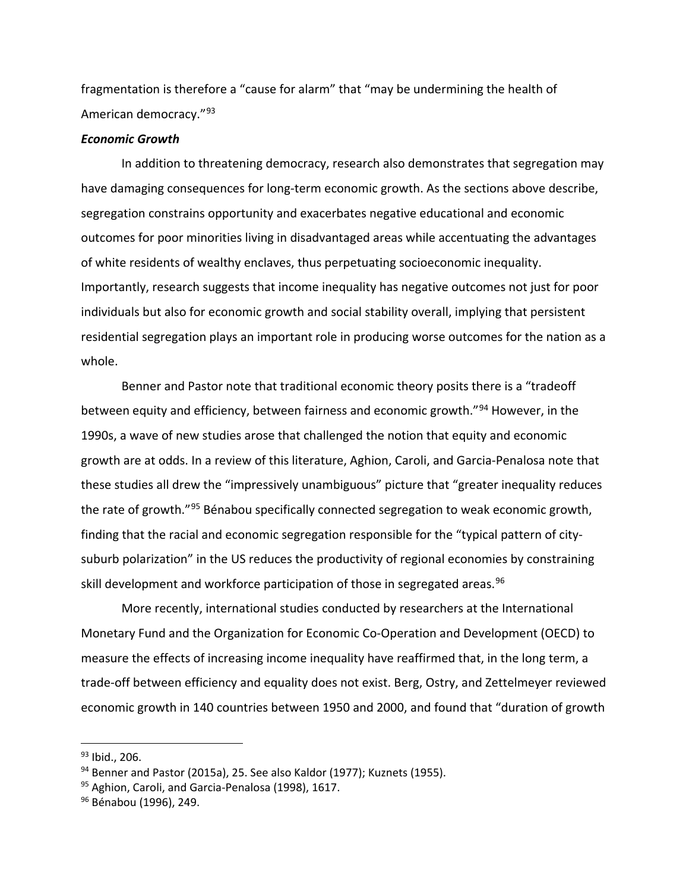fragmentation is therefore a "cause for alarm" that "may be undermining the health of American democracy."[93]

***Economic Growth***

In addition to threatening democracy, research also demonstrates that segregation may have damaging consequences for long-term economic growth. As the sections above describe, segregation constrains opportunity and exacerbates negative educational and economic outcomes for poor minorities living in disadvantaged areas while accentuating the advantages of white residents of wealthy enclaves, thus perpetuating socioeconomic inequality. Importantly, research suggests that income inequality has negative outcomes not just for poor individuals but also for economic growth and social stability overall, implying that persistent residential segregation plays an important role in producing worse outcomes for the nation as a whole.

Benner and Pastor note that traditional economic theory posits there is a "tradeoff between equity and efficiency, between fairness and economic growth."[94] However, in the 1990s, a wave of new studies arose that challenged the notion that equity and economic growth are at odds. In a review of this literature, Aghion, Caroli, and Garcia-Penalosa note that these studies all drew the "impressively unambiguous" picture that "greater inequality reduces the rate of growth."[95] Bénabou specifically connected segregation to weak economic growth, finding that the racial and economic segregation responsible for the "typical pattern of city-suburb polarization" in the US reduces the productivity of regional economies by constraining skill development and workforce participation of those in segregated areas.[96]

More recently, international studies conducted by researchers at the International Monetary Fund and the Organization for Economic Co-Operation and Development (OECD) to measure the effects of increasing income inequality have reaffirmed that, in the long term, a trade-off between efficiency and equality does not exist. Berg, Ostry, and Zettelmeyer reviewed economic growth in 140 countries between 1950 and 2000, and found that "duration of growth

---

[93] Ibid., 206.

[94] Benner and Pastor (2015a), 25. See also Kaldor (1977); Kuznets (1955).

[95] Aghion, Caroli, and Garcia-Penalosa (1998), 1617.

[96] Bénabou (1996), 249.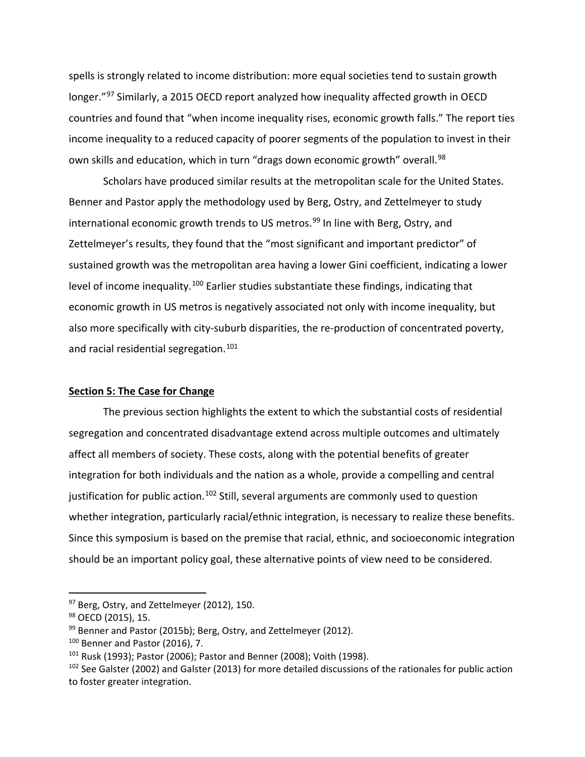spells is strongly related to income distribution: more equal societies tend to sustain growth longer."[97] Similarly, a 2015 OECD report analyzed how inequality affected growth in OECD countries and found that "when income inequality rises, economic growth falls." The report ties income inequality to a reduced capacity of poorer segments of the population to invest in their own skills and education, which in turn "drags down economic growth" overall.[98]

Scholars have produced similar results at the metropolitan scale for the United States. Benner and Pastor apply the methodology used by Berg, Ostry, and Zettelmeyer to study international economic growth trends to US metros.[99] In line with Berg, Ostry, and Zettelmeyer's results, they found that the "most significant and important predictor" of sustained growth was the metropolitan area having a lower Gini coefficient, indicating a lower level of income inequality.[100] Earlier studies substantiate these findings, indicating that economic growth in US metros is negatively associated not only with income inequality, but also more specifically with city-suburb disparities, the re-production of concentrated poverty, and racial residential segregation.[101]

## Section 5: The Case for Change

The previous section highlights the extent to which the substantial costs of residential segregation and concentrated disadvantage extend across multiple outcomes and ultimately affect all members of society. These costs, along with the potential benefits of greater integration for both individuals and the nation as a whole, provide a compelling and central justification for public action.[102] Still, several arguments are commonly used to question whether integration, particularly racial/ethnic integration, is necessary to realize these benefits. Since this symposium is based on the premise that racial, ethnic, and socioeconomic integration should be an important policy goal, these alternative points of view need to be considered.

---

[97] Berg, Ostry, and Zettelmeyer (2012), 150.

[98] OECD (2015), 15.

[99] Benner and Pastor (2015b); Berg, Ostry, and Zettelmeyer (2012).

[100] Benner and Pastor (2016), 7.

[101] Rusk (1993); Pastor (2006); Pastor and Benner (2008); Voith (1998).

[102] See Galster (2002) and Galster (2013) for more detailed discussions of the rationales for public action to foster greater integration.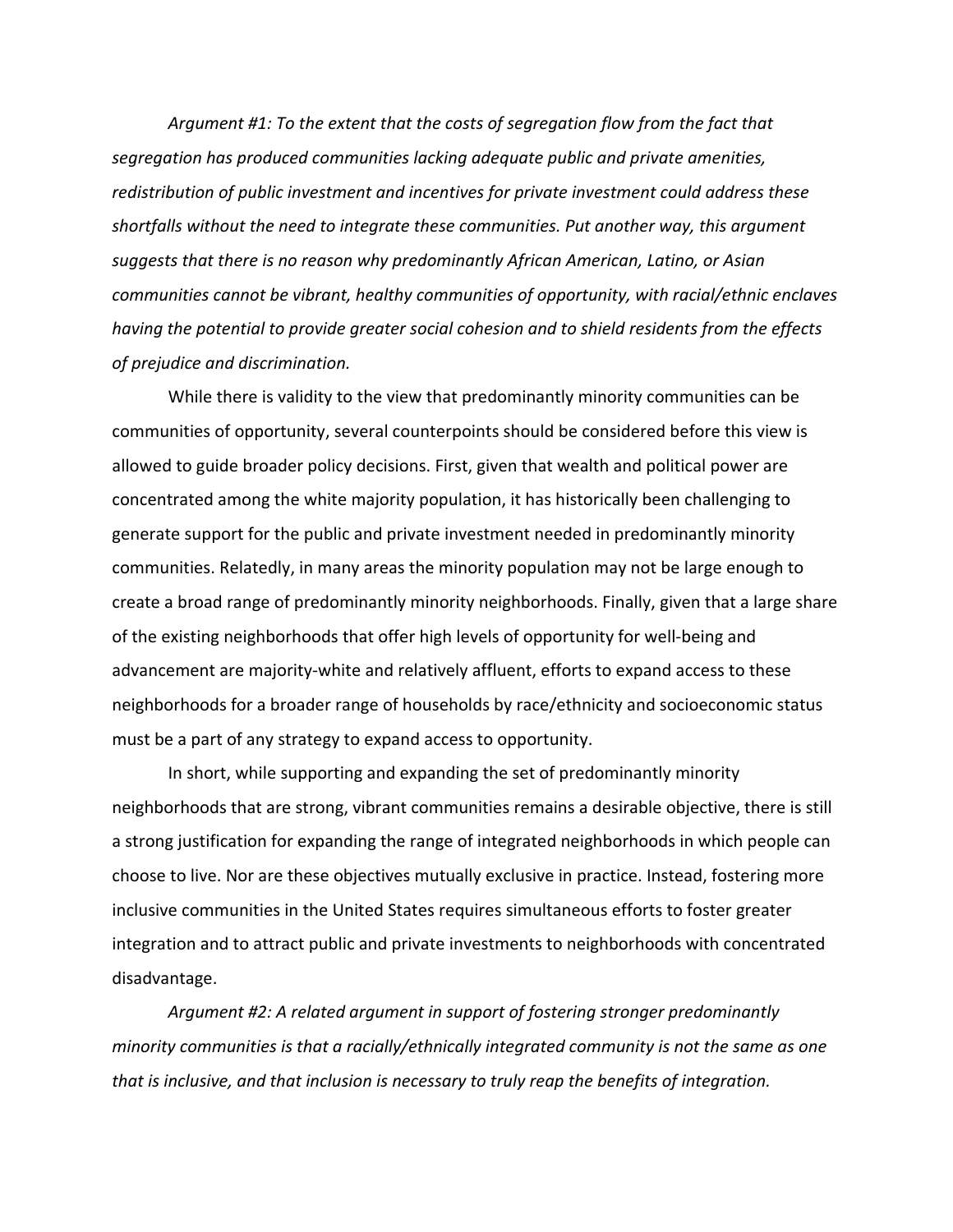*Argument #1: To the extent that the costs of segregation flow from the fact that segregation has produced communities lacking adequate public and private amenities, redistribution of public investment and incentives for private investment could address these shortfalls without the need to integrate these communities. Put another way, this argument suggests that there is no reason why predominantly African American, Latino, or Asian communities cannot be vibrant, healthy communities of opportunity, with racial/ethnic enclaves having the potential to provide greater social cohesion and to shield residents from the effects of prejudice and discrimination.*

While there is validity to the view that predominantly minority communities can be communities of opportunity, several counterpoints should be considered before this view is allowed to guide broader policy decisions. First, given that wealth and political power are concentrated among the white majority population, it has historically been challenging to generate support for the public and private investment needed in predominantly minority communities. Relatedly, in many areas the minority population may not be large enough to create a broad range of predominantly minority neighborhoods. Finally, given that a large share of the existing neighborhoods that offer high levels of opportunity for well-being and advancement are majority-white and relatively affluent, efforts to expand access to these neighborhoods for a broader range of households by race/ethnicity and socioeconomic status must be a part of any strategy to expand access to opportunity.

In short, while supporting and expanding the set of predominantly minority neighborhoods that are strong, vibrant communities remains a desirable objective, there is still a strong justification for expanding the range of integrated neighborhoods in which people can choose to live. Nor are these objectives mutually exclusive in practice. Instead, fostering more inclusive communities in the United States requires simultaneous efforts to foster greater integration and to attract public and private investments to neighborhoods with concentrated disadvantage.

*Argument #2: A related argument in support of fostering stronger predominantly minority communities is that a racially/ethnically integrated community is not the same as one that is inclusive, and that inclusion is necessary to truly reap the benefits of integration.*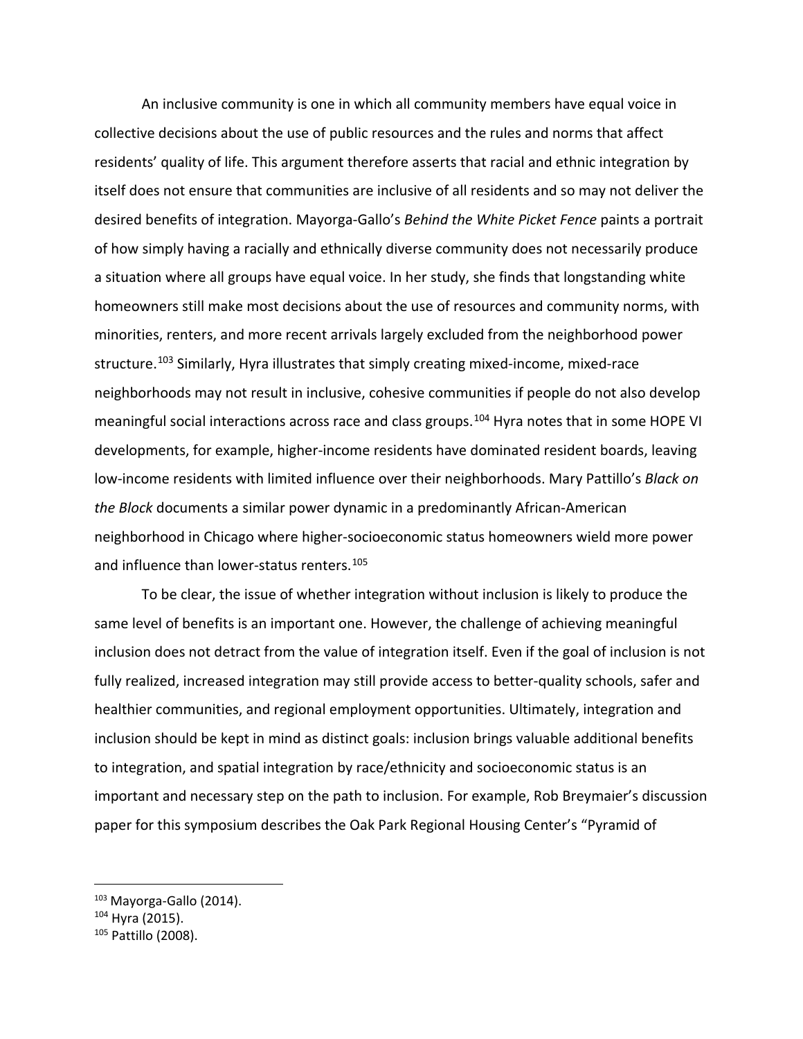An inclusive community is one in which all community members have equal voice in collective decisions about the use of public resources and the rules and norms that affect residents' quality of life. This argument therefore asserts that racial and ethnic integration by itself does not ensure that communities are inclusive of all residents and so may not deliver the desired benefits of integration. Mayorga-Gallo's *Behind the White Picket Fence* paints a portrait of how simply having a racially and ethnically diverse community does not necessarily produce a situation where all groups have equal voice. In her study, she finds that longstanding white homeowners still make most decisions about the use of resources and community norms, with minorities, renters, and more recent arrivals largely excluded from the neighborhood power structure.[103] Similarly, Hyra illustrates that simply creating mixed-income, mixed-race neighborhoods may not result in inclusive, cohesive communities if people do not also develop meaningful social interactions across race and class groups.[104] Hyra notes that in some HOPE VI developments, for example, higher-income residents have dominated resident boards, leaving low-income residents with limited influence over their neighborhoods. Mary Pattillo's *Black on the Block* documents a similar power dynamic in a predominantly African-American neighborhood in Chicago where higher-socioeconomic status homeowners wield more power and influence than lower-status renters.[105]

To be clear, the issue of whether integration without inclusion is likely to produce the same level of benefits is an important one. However, the challenge of achieving meaningful inclusion does not detract from the value of integration itself. Even if the goal of inclusion is not fully realized, increased integration may still provide access to better-quality schools, safer and healthier communities, and regional employment opportunities. Ultimately, integration and inclusion should be kept in mind as distinct goals: inclusion brings valuable additional benefits to integration, and spatial integration by race/ethnicity and socioeconomic status is an important and necessary step on the path to inclusion. For example, Rob Breymaier's discussion paper for this symposium describes the Oak Park Regional Housing Center's "Pyramid of

---

[103] Mayorga-Gallo (2014).

[104] Hyra (2015).

[105] Pattillo (2008).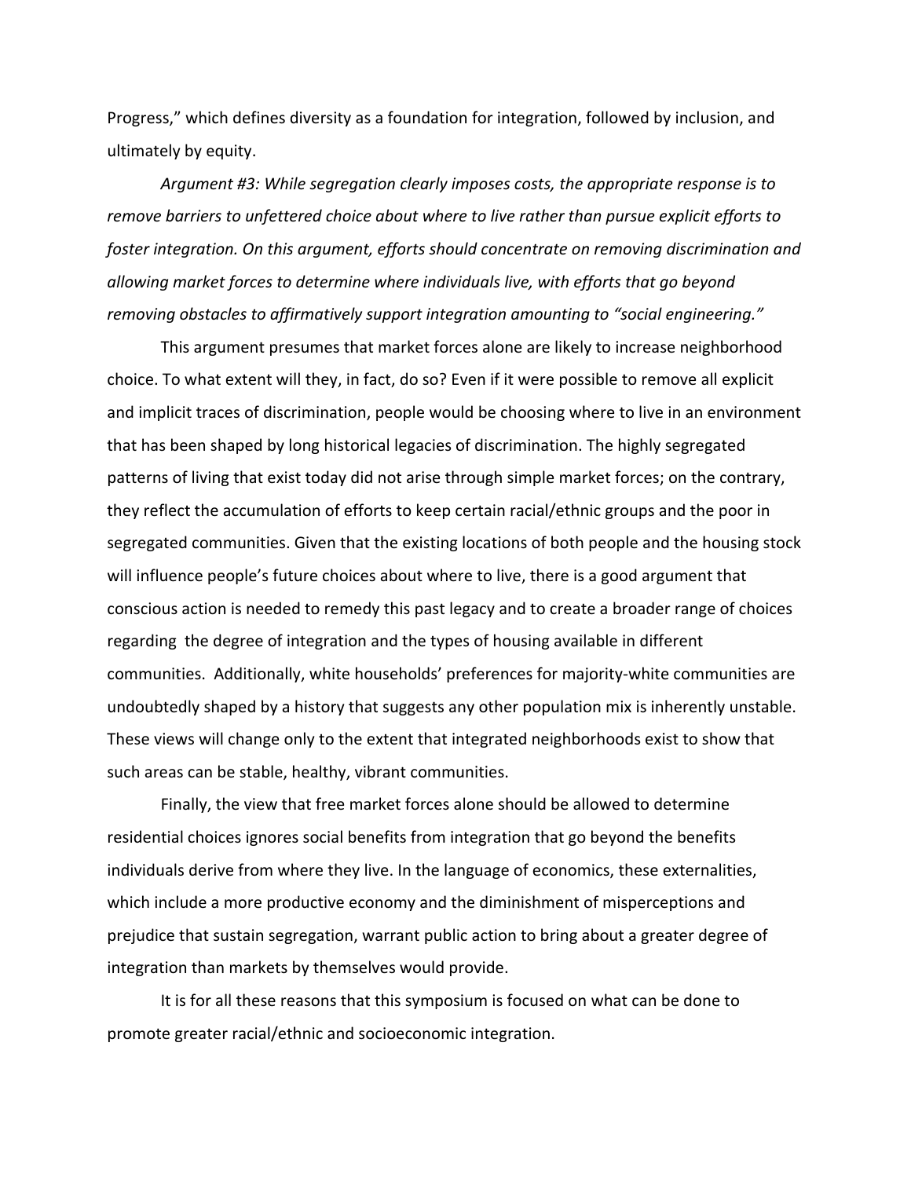Progress," which defines diversity as a foundation for integration, followed by inclusion, and ultimately by equity.

*Argument #3: While segregation clearly imposes costs, the appropriate response is to remove barriers to unfettered choice about where to live rather than pursue explicit efforts to foster integration. On this argument, efforts should concentrate on removing discrimination and allowing market forces to determine where individuals live, with efforts that go beyond removing obstacles to affirmatively support integration amounting to "social engineering."*

This argument presumes that market forces alone are likely to increase neighborhood choice. To what extent will they, in fact, do so? Even if it were possible to remove all explicit and implicit traces of discrimination, people would be choosing where to live in an environment that has been shaped by long historical legacies of discrimination. The highly segregated patterns of living that exist today did not arise through simple market forces; on the contrary, they reflect the accumulation of efforts to keep certain racial/ethnic groups and the poor in segregated communities. Given that the existing locations of both people and the housing stock will influence people's future choices about where to live, there is a good argument that conscious action is needed to remedy this past legacy and to create a broader range of choices regarding the degree of integration and the types of housing available in different communities. Additionally, white households' preferences for majority-white communities are undoubtedly shaped by a history that suggests any other population mix is inherently unstable. These views will change only to the extent that integrated neighborhoods exist to show that such areas can be stable, healthy, vibrant communities.

Finally, the view that free market forces alone should be allowed to determine residential choices ignores social benefits from integration that go beyond the benefits individuals derive from where they live. In the language of economics, these externalities, which include a more productive economy and the diminishment of misperceptions and prejudice that sustain segregation, warrant public action to bring about a greater degree of integration than markets by themselves would provide.

It is for all these reasons that this symposium is focused on what can be done to promote greater racial/ethnic and socioeconomic integration.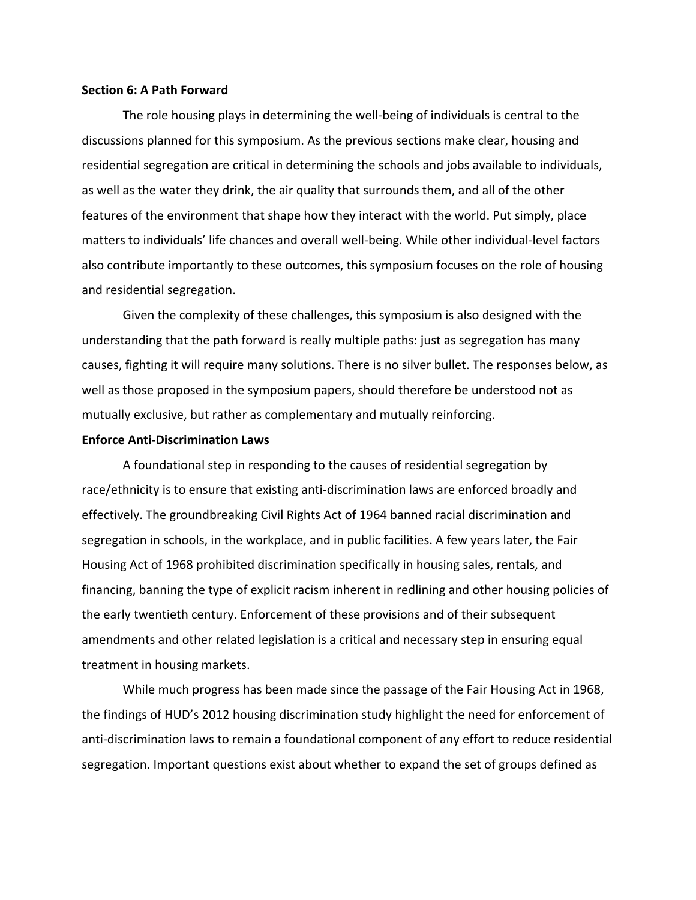## Section 6: A Path Forward

The role housing plays in determining the well-being of individuals is central to the discussions planned for this symposium. As the previous sections make clear, housing and residential segregation are critical in determining the schools and jobs available to individuals, as well as the water they drink, the air quality that surrounds them, and all of the other features of the environment that shape how they interact with the world. Put simply, place matters to individuals' life chances and overall well-being. While other individual-level factors also contribute importantly to these outcomes, this symposium focuses on the role of housing and residential segregation.

Given the complexity of these challenges, this symposium is also designed with the understanding that the path forward is really multiple paths: just as segregation has many causes, fighting it will require many solutions. There is no silver bullet. The responses below, as well as those proposed in the symposium papers, should therefore be understood not as mutually exclusive, but rather as complementary and mutually reinforcing.

### Enforce Anti-Discrimination Laws

A foundational step in responding to the causes of residential segregation by race/ethnicity is to ensure that existing anti-discrimination laws are enforced broadly and effectively. The groundbreaking Civil Rights Act of 1964 banned racial discrimination and segregation in schools, in the workplace, and in public facilities. A few years later, the Fair Housing Act of 1968 prohibited discrimination specifically in housing sales, rentals, and financing, banning the type of explicit racism inherent in redlining and other housing policies of the early twentieth century. Enforcement of these provisions and of their subsequent amendments and other related legislation is a critical and necessary step in ensuring equal treatment in housing markets.

While much progress has been made since the passage of the Fair Housing Act in 1968, the findings of HUD's 2012 housing discrimination study highlight the need for enforcement of anti-discrimination laws to remain a foundational component of any effort to reduce residential segregation. Important questions exist about whether to expand the set of groups defined as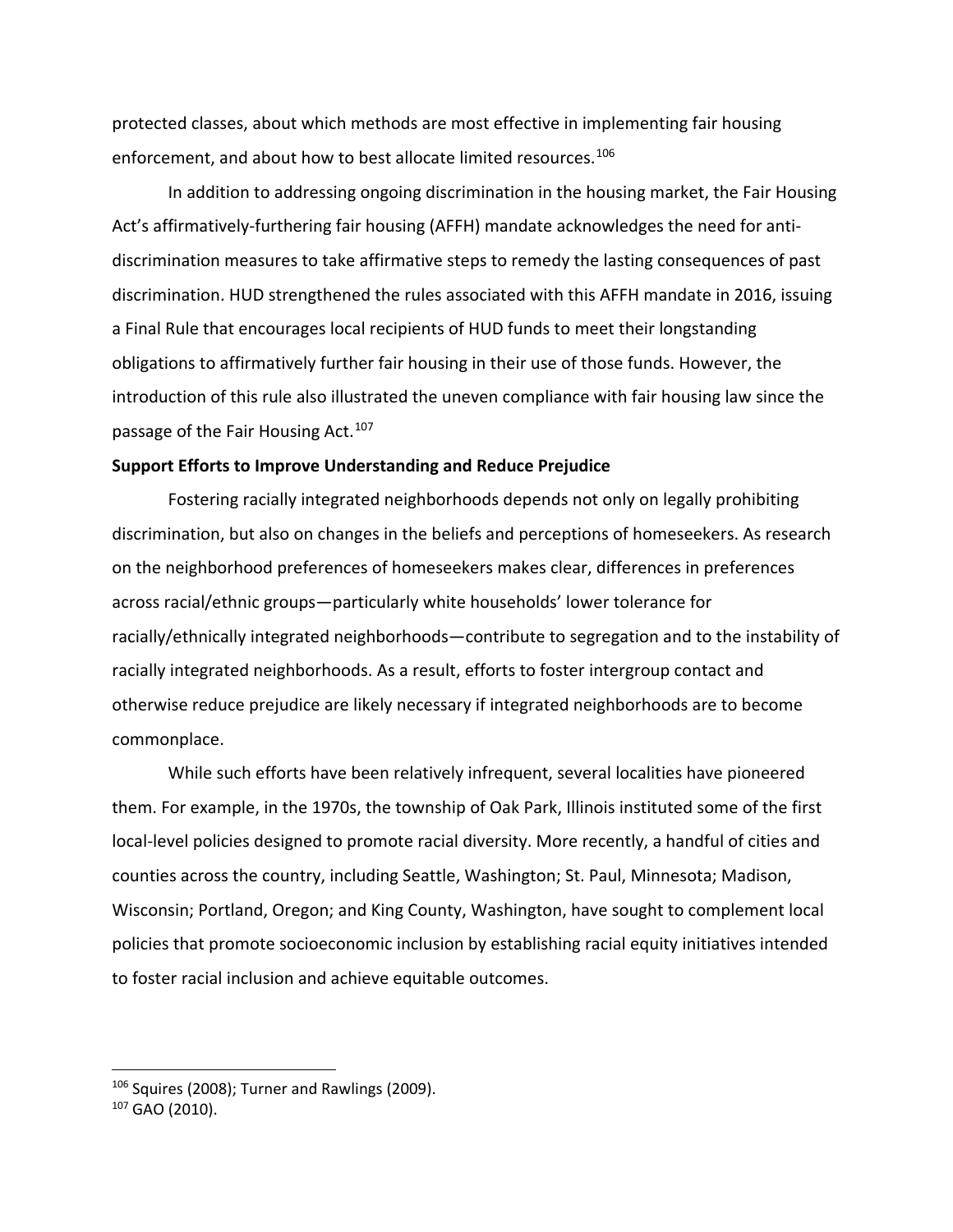protected classes, about which methods are most effective in implementing fair housing enforcement, and about how to best allocate limited resources.[106]

In addition to addressing ongoing discrimination in the housing market, the Fair Housing Act's affirmatively-furthering fair housing (AFFH) mandate acknowledges the need for anti-discrimination measures to take affirmative steps to remedy the lasting consequences of past discrimination. HUD strengthened the rules associated with this AFFH mandate in 2016, issuing a Final Rule that encourages local recipients of HUD funds to meet their longstanding obligations to affirmatively further fair housing in their use of those funds. However, the introduction of this rule also illustrated the uneven compliance with fair housing law since the passage of the Fair Housing Act.[107]

**Support Efforts to Improve Understanding and Reduce Prejudice**

Fostering racially integrated neighborhoods depends not only on legally prohibiting discrimination, but also on changes in the beliefs and perceptions of homeseekers. As research on the neighborhood preferences of homeseekers makes clear, differences in preferences across racial/ethnic groups—particularly white households' lower tolerance for racially/ethnically integrated neighborhoods—contribute to segregation and to the instability of racially integrated neighborhoods. As a result, efforts to foster intergroup contact and otherwise reduce prejudice are likely necessary if integrated neighborhoods are to become commonplace.

While such efforts have been relatively infrequent, several localities have pioneered them. For example, in the 1970s, the township of Oak Park, Illinois instituted some of the first local-level policies designed to promote racial diversity. More recently, a handful of cities and counties across the country, including Seattle, Washington; St. Paul, Minnesota; Madison, Wisconsin; Portland, Oregon; and King County, Washington, have sought to complement local policies that promote socioeconomic inclusion by establishing racial equity initiatives intended to foster racial inclusion and achieve equitable outcomes.

[106] Squires (2008); Turner and Rawlings (2009).
[107] GAO (2010).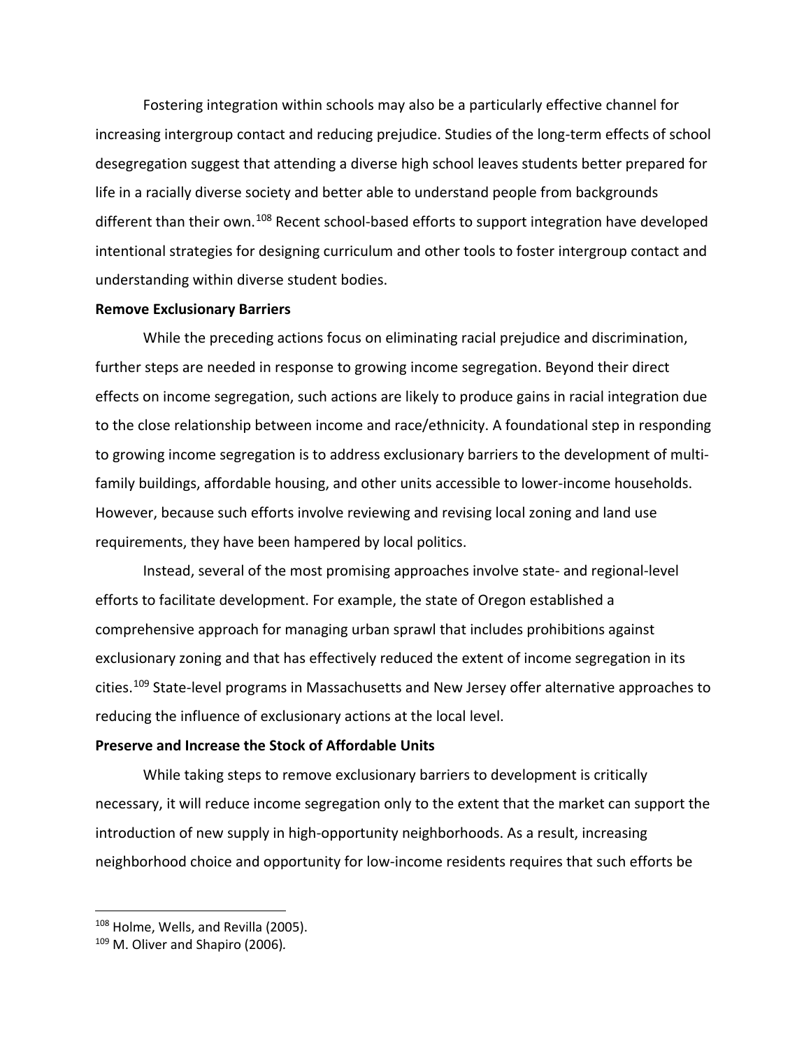Fostering integration within schools may also be a particularly effective channel for increasing intergroup contact and reducing prejudice. Studies of the long-term effects of school desegregation suggest that attending a diverse high school leaves students better prepared for life in a racially diverse society and better able to understand people from backgrounds different than their own.[108] Recent school-based efforts to support integration have developed intentional strategies for designing curriculum and other tools to foster intergroup contact and understanding within diverse student bodies.

**Remove Exclusionary Barriers**

While the preceding actions focus on eliminating racial prejudice and discrimination, further steps are needed in response to growing income segregation. Beyond their direct effects on income segregation, such actions are likely to produce gains in racial integration due to the close relationship between income and race/ethnicity. A foundational step in responding to growing income segregation is to address exclusionary barriers to the development of multi-family buildings, affordable housing, and other units accessible to lower-income households. However, because such efforts involve reviewing and revising local zoning and land use requirements, they have been hampered by local politics.

Instead, several of the most promising approaches involve state- and regional-level efforts to facilitate development. For example, the state of Oregon established a comprehensive approach for managing urban sprawl that includes prohibitions against exclusionary zoning and that has effectively reduced the extent of income segregation in its cities.[109] State-level programs in Massachusetts and New Jersey offer alternative approaches to reducing the influence of exclusionary actions at the local level.

**Preserve and Increase the Stock of Affordable Units**

While taking steps to remove exclusionary barriers to development is critically necessary, it will reduce income segregation only to the extent that the market can support the introduction of new supply in high-opportunity neighborhoods. As a result, increasing neighborhood choice and opportunity for low-income residents requires that such efforts be

---

[108] Holme, Wells, and Revilla (2005).

[109] M. Oliver and Shapiro (2006).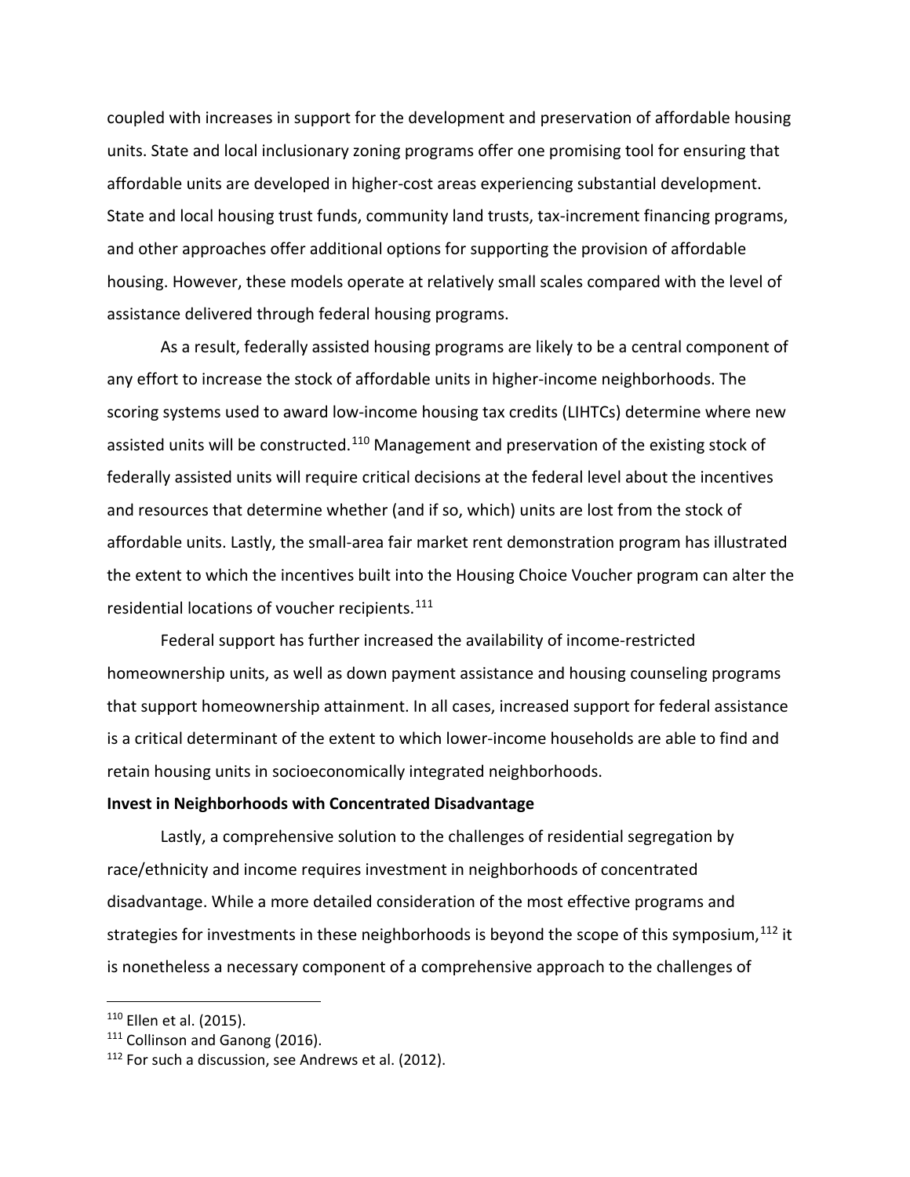coupled with increases in support for the development and preservation of affordable housing units. State and local inclusionary zoning programs offer one promising tool for ensuring that affordable units are developed in higher-cost areas experiencing substantial development. State and local housing trust funds, community land trusts, tax-increment financing programs, and other approaches offer additional options for supporting the provision of affordable housing. However, these models operate at relatively small scales compared with the level of assistance delivered through federal housing programs.

As a result, federally assisted housing programs are likely to be a central component of any effort to increase the stock of affordable units in higher-income neighborhoods. The scoring systems used to award low-income housing tax credits (LIHTCs) determine where new assisted units will be constructed.[110] Management and preservation of the existing stock of federally assisted units will require critical decisions at the federal level about the incentives and resources that determine whether (and if so, which) units are lost from the stock of affordable units. Lastly, the small-area fair market rent demonstration program has illustrated the extent to which the incentives built into the Housing Choice Voucher program can alter the residential locations of voucher recipients.[111]

Federal support has further increased the availability of income-restricted homeownership units, as well as down payment assistance and housing counseling programs that support homeownership attainment. In all cases, increased support for federal assistance is a critical determinant of the extent to which lower-income households are able to find and retain housing units in socioeconomically integrated neighborhoods.

**Invest in Neighborhoods with Concentrated Disadvantage**

Lastly, a comprehensive solution to the challenges of residential segregation by race/ethnicity and income requires investment in neighborhoods of concentrated disadvantage. While a more detailed consideration of the most effective programs and strategies for investments in these neighborhoods is beyond the scope of this symposium,[112] it is nonetheless a necessary component of a comprehensive approach to the challenges of

---

[110] Ellen et al. (2015).

[111] Collinson and Ganong (2016).

[112] For such a discussion, see Andrews et al. (2012).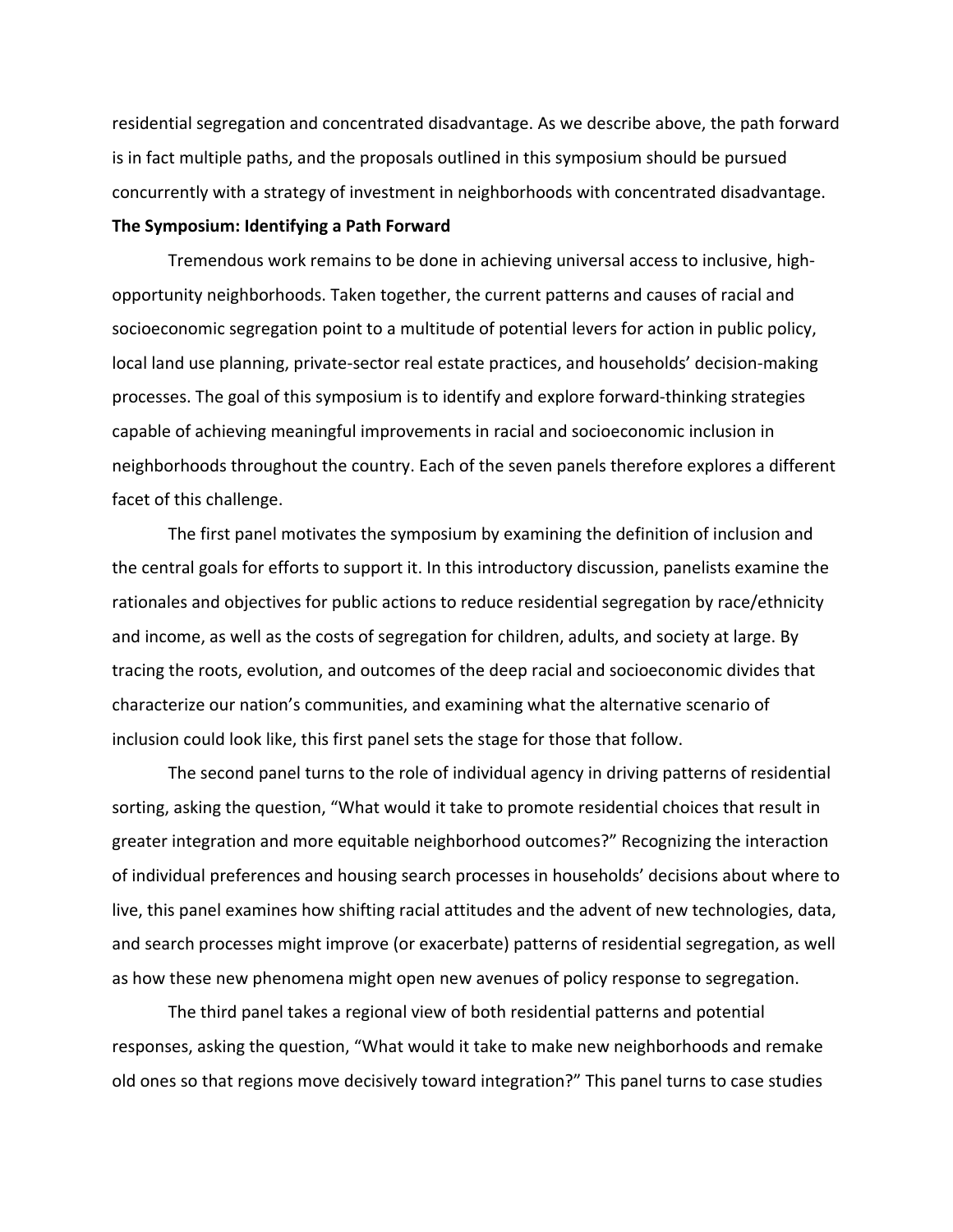residential segregation and concentrated disadvantage. As we describe above, the path forward is in fact multiple paths, and the proposals outlined in this symposium should be pursued concurrently with a strategy of investment in neighborhoods with concentrated disadvantage.

**The Symposium: Identifying a Path Forward**

Tremendous work remains to be done in achieving universal access to inclusive, high-opportunity neighborhoods. Taken together, the current patterns and causes of racial and socioeconomic segregation point to a multitude of potential levers for action in public policy, local land use planning, private-sector real estate practices, and households' decision-making processes. The goal of this symposium is to identify and explore forward-thinking strategies capable of achieving meaningful improvements in racial and socioeconomic inclusion in neighborhoods throughout the country. Each of the seven panels therefore explores a different facet of this challenge.

The first panel motivates the symposium by examining the definition of inclusion and the central goals for efforts to support it. In this introductory discussion, panelists examine the rationales and objectives for public actions to reduce residential segregation by race/ethnicity and income, as well as the costs of segregation for children, adults, and society at large. By tracing the roots, evolution, and outcomes of the deep racial and socioeconomic divides that characterize our nation's communities, and examining what the alternative scenario of inclusion could look like, this first panel sets the stage for those that follow.

The second panel turns to the role of individual agency in driving patterns of residential sorting, asking the question, "What would it take to promote residential choices that result in greater integration and more equitable neighborhood outcomes?" Recognizing the interaction of individual preferences and housing search processes in households' decisions about where to live, this panel examines how shifting racial attitudes and the advent of new technologies, data, and search processes might improve (or exacerbate) patterns of residential segregation, as well as how these new phenomena might open new avenues of policy response to segregation.

The third panel takes a regional view of both residential patterns and potential responses, asking the question, "What would it take to make new neighborhoods and remake old ones so that regions move decisively toward integration?" This panel turns to case studies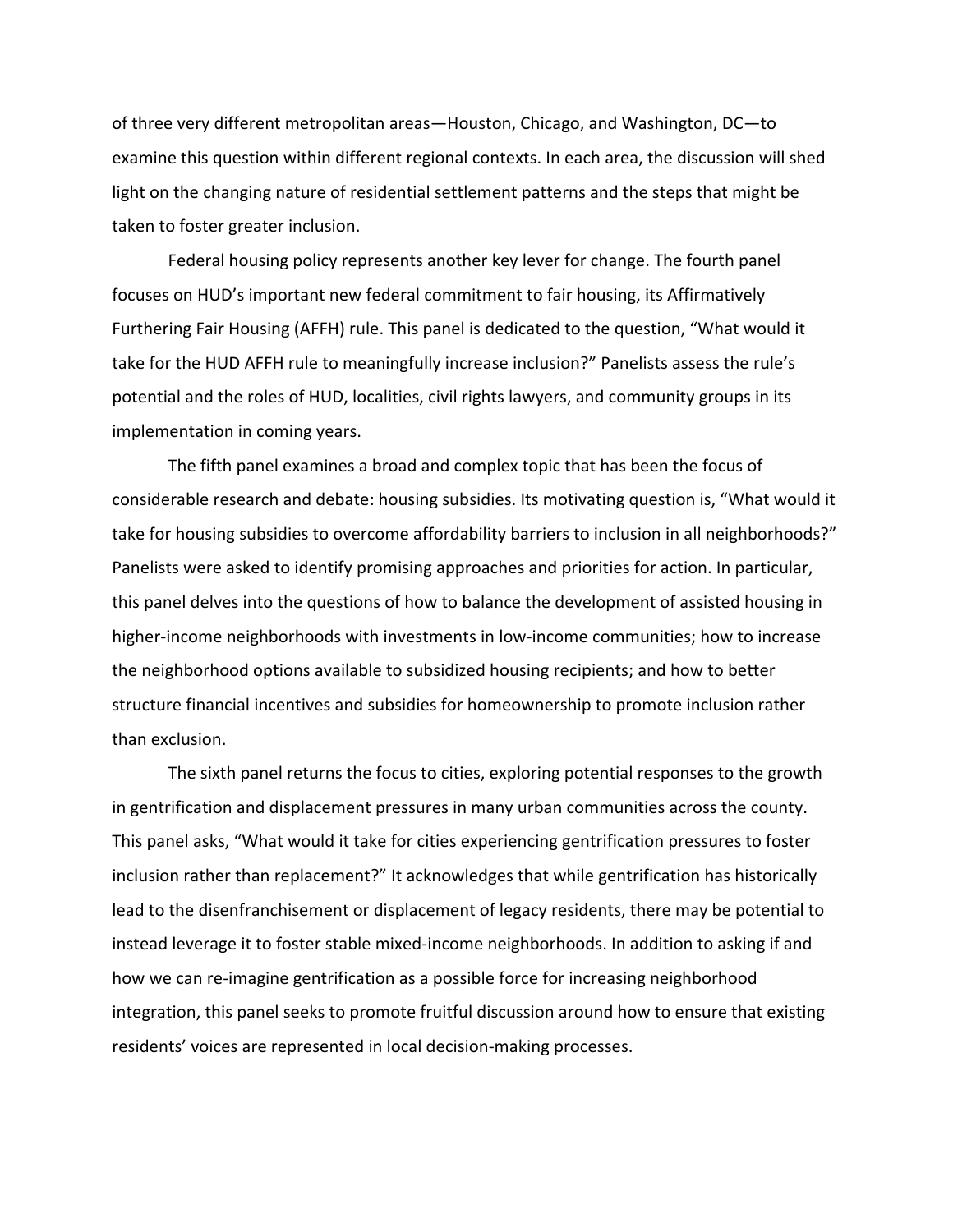of three very different metropolitan areas—Houston, Chicago, and Washington, DC—to examine this question within different regional contexts. In each area, the discussion will shed light on the changing nature of residential settlement patterns and the steps that might be taken to foster greater inclusion.

Federal housing policy represents another key lever for change. The fourth panel focuses on HUD's important new federal commitment to fair housing, its Affirmatively Furthering Fair Housing (AFFH) rule. This panel is dedicated to the question, "What would it take for the HUD AFFH rule to meaningfully increase inclusion?" Panelists assess the rule's potential and the roles of HUD, localities, civil rights lawyers, and community groups in its implementation in coming years.

The fifth panel examines a broad and complex topic that has been the focus of considerable research and debate: housing subsidies. Its motivating question is, "What would it take for housing subsidies to overcome affordability barriers to inclusion in all neighborhoods?" Panelists were asked to identify promising approaches and priorities for action. In particular, this panel delves into the questions of how to balance the development of assisted housing in higher-income neighborhoods with investments in low-income communities; how to increase the neighborhood options available to subsidized housing recipients; and how to better structure financial incentives and subsidies for homeownership to promote inclusion rather than exclusion.

The sixth panel returns the focus to cities, exploring potential responses to the growth in gentrification and displacement pressures in many urban communities across the county. This panel asks, "What would it take for cities experiencing gentrification pressures to foster inclusion rather than replacement?" It acknowledges that while gentrification has historically lead to the disenfranchisement or displacement of legacy residents, there may be potential to instead leverage it to foster stable mixed-income neighborhoods. In addition to asking if and how we can re-imagine gentrification as a possible force for increasing neighborhood integration, this panel seeks to promote fruitful discussion around how to ensure that existing residents' voices are represented in local decision-making processes.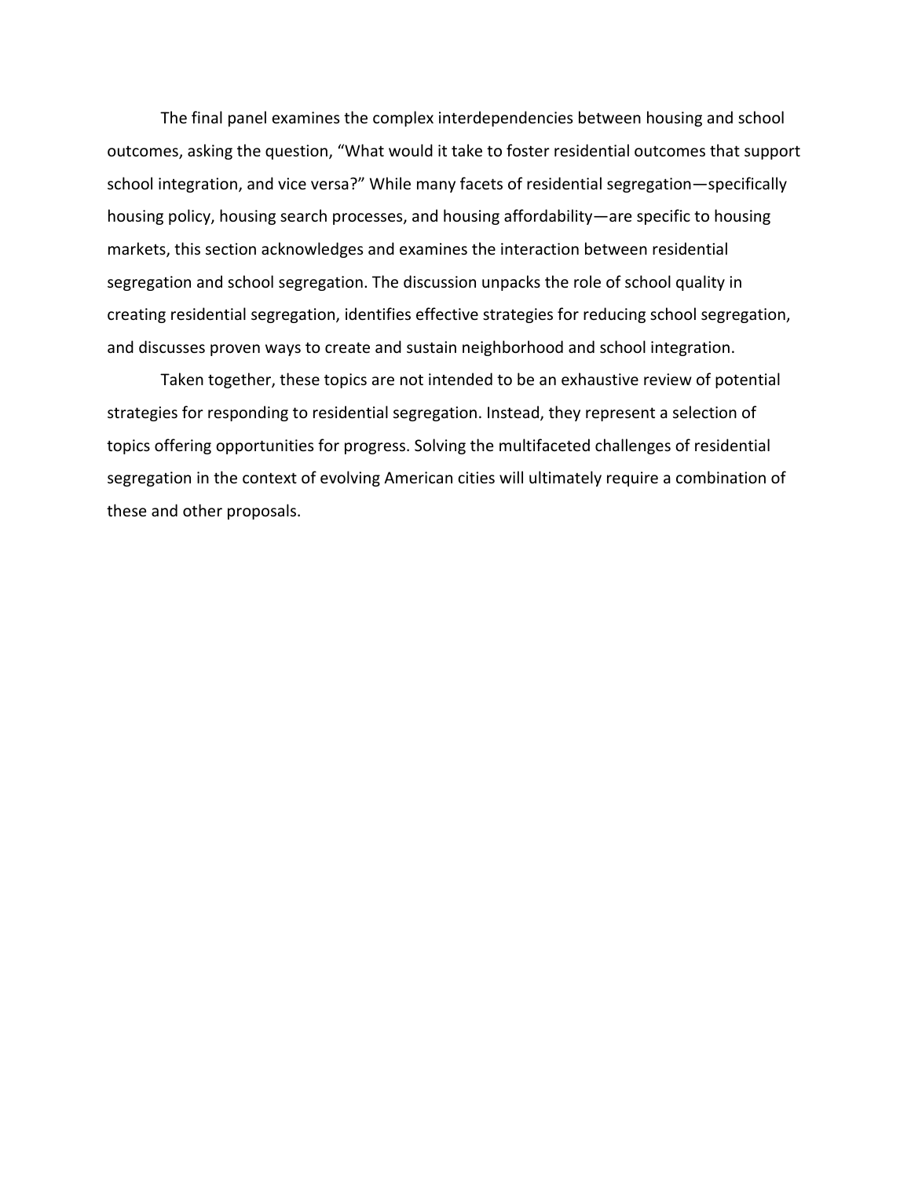The final panel examines the complex interdependencies between housing and school outcomes, asking the question, "What would it take to foster residential outcomes that support school integration, and vice versa?" While many facets of residential segregation—specifically housing policy, housing search processes, and housing affordability—are specific to housing markets, this section acknowledges and examines the interaction between residential segregation and school segregation. The discussion unpacks the role of school quality in creating residential segregation, identifies effective strategies for reducing school segregation, and discusses proven ways to create and sustain neighborhood and school integration.

Taken together, these topics are not intended to be an exhaustive review of potential strategies for responding to residential segregation. Instead, they represent a selection of topics offering opportunities for progress. Solving the multifaceted challenges of residential segregation in the context of evolving American cities will ultimately require a combination of these and other proposals.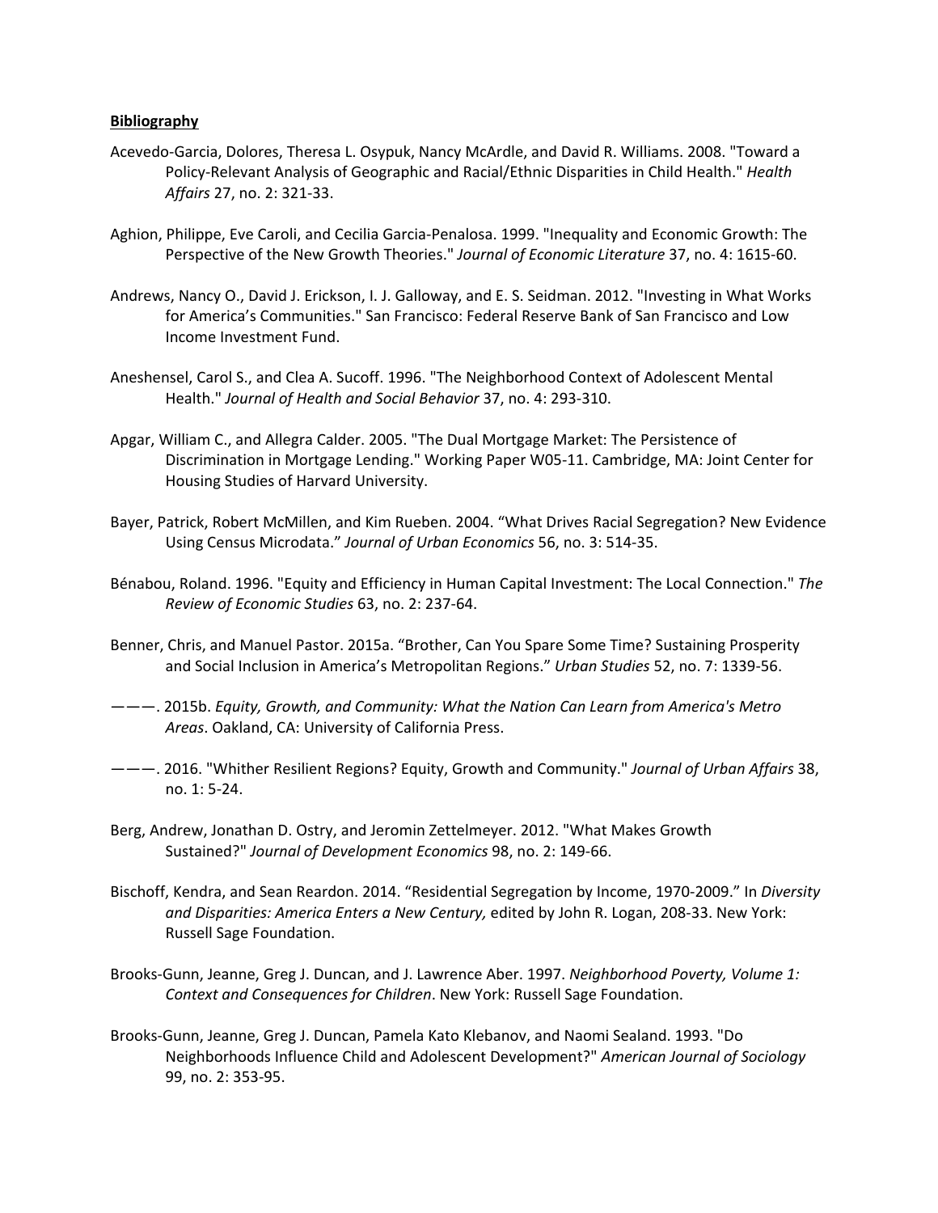**Bibliography**

Acevedo-Garcia, Dolores, Theresa L. Osypuk, Nancy McArdle, and David R. Williams. 2008. "Toward a Policy-Relevant Analysis of Geographic and Racial/Ethnic Disparities in Child Health." *Health Affairs* 27, no. 2: 321-33.

Aghion, Philippe, Eve Caroli, and Cecilia Garcia-Penalosa. 1999. "Inequality and Economic Growth: The Perspective of the New Growth Theories." *Journal of Economic Literature* 37, no. 4: 1615-60.

Andrews, Nancy O., David J. Erickson, I. J. Galloway, and E. S. Seidman. 2012. "Investing in What Works for America's Communities." San Francisco: Federal Reserve Bank of San Francisco and Low Income Investment Fund.

Aneshensel, Carol S., and Clea A. Sucoff. 1996. "The Neighborhood Context of Adolescent Mental Health." *Journal of Health and Social Behavior* 37, no. 4: 293-310.

Apgar, William C., and Allegra Calder. 2005. "The Dual Mortgage Market: The Persistence of Discrimination in Mortgage Lending." Working Paper W05-11. Cambridge, MA: Joint Center for Housing Studies of Harvard University.

Bayer, Patrick, Robert McMillen, and Kim Rueben. 2004. "What Drives Racial Segregation? New Evidence Using Census Microdata." *Journal of Urban Economics* 56, no. 3: 514-35.

Bénabou, Roland. 1996. "Equity and Efficiency in Human Capital Investment: The Local Connection." *The Review of Economic Studies* 63, no. 2: 237-64.

Benner, Chris, and Manuel Pastor. 2015a. "Brother, Can You Spare Some Time? Sustaining Prosperity and Social Inclusion in America's Metropolitan Regions." *Urban Studies* 52, no. 7: 1339-56.

———. 2015b. *Equity, Growth, and Community: What the Nation Can Learn from America's Metro Areas*. Oakland, CA: University of California Press.

———. 2016. "Whither Resilient Regions? Equity, Growth and Community." *Journal of Urban Affairs* 38, no. 1: 5-24.

Berg, Andrew, Jonathan D. Ostry, and Jeromin Zettelmeyer. 2012. "What Makes Growth Sustained?" *Journal of Development Economics* 98, no. 2: 149-66.

Bischoff, Kendra, and Sean Reardon. 2014. "Residential Segregation by Income, 1970-2009." In *Diversity and Disparities: America Enters a New Century,* edited by John R. Logan, 208-33. New York: Russell Sage Foundation.

Brooks-Gunn, Jeanne, Greg J. Duncan, and J. Lawrence Aber. 1997. *Neighborhood Poverty, Volume 1: Context and Consequences for Children*. New York: Russell Sage Foundation.

Brooks-Gunn, Jeanne, Greg J. Duncan, Pamela Kato Klebanov, and Naomi Sealand. 1993. "Do Neighborhoods Influence Child and Adolescent Development?" *American Journal of Sociology* 99, no. 2: 353-95.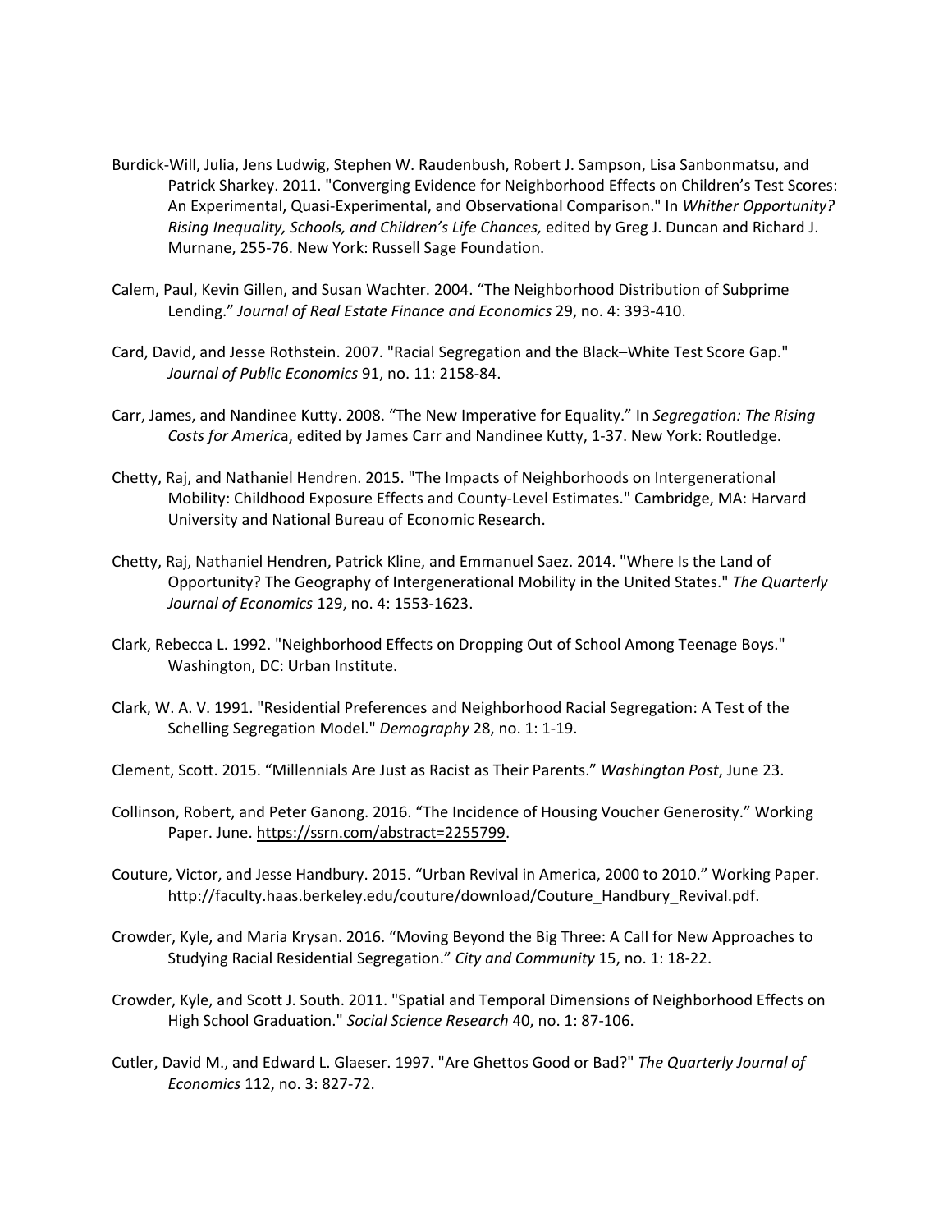Burdick-Will, Julia, Jens Ludwig, Stephen W. Raudenbush, Robert J. Sampson, Lisa Sanbonmatsu, and Patrick Sharkey. 2011. "Converging Evidence for Neighborhood Effects on Children's Test Scores: An Experimental, Quasi-Experimental, and Observational Comparison." In *Whither Opportunity? Rising Inequality, Schools, and Children's Life Chances,* edited by Greg J. Duncan and Richard J. Murnane, 255-76. New York: Russell Sage Foundation.

Calem, Paul, Kevin Gillen, and Susan Wachter. 2004. "The Neighborhood Distribution of Subprime Lending." *Journal of Real Estate Finance and Economics* 29, no. 4: 393-410.

Card, David, and Jesse Rothstein. 2007. "Racial Segregation and the Black–White Test Score Gap." *Journal of Public Economics* 91, no. 11: 2158-84.

Carr, James, and Nandinee Kutty. 2008. "The New Imperative for Equality." In *Segregation: The Rising Costs for America*, edited by James Carr and Nandinee Kutty, 1-37. New York: Routledge.

Chetty, Raj, and Nathaniel Hendren. 2015. "The Impacts of Neighborhoods on Intergenerational Mobility: Childhood Exposure Effects and County-Level Estimates." Cambridge, MA: Harvard University and National Bureau of Economic Research.

Chetty, Raj, Nathaniel Hendren, Patrick Kline, and Emmanuel Saez. 2014. "Where Is the Land of Opportunity? The Geography of Intergenerational Mobility in the United States." *The Quarterly Journal of Economics* 129, no. 4: 1553-1623.

Clark, Rebecca L. 1992. "Neighborhood Effects on Dropping Out of School Among Teenage Boys." Washington, DC: Urban Institute.

Clark, W. A. V. 1991. "Residential Preferences and Neighborhood Racial Segregation: A Test of the Schelling Segregation Model." *Demography* 28, no. 1: 1-19.

Clement, Scott. 2015. "Millennials Are Just as Racist as Their Parents." *Washington Post*, June 23.

Collinson, Robert, and Peter Ganong. 2016. "The Incidence of Housing Voucher Generosity." Working Paper. June. https://ssrn.com/abstract=2255799.

Couture, Victor, and Jesse Handbury. 2015. "Urban Revival in America, 2000 to 2010." Working Paper. http://faculty.haas.berkeley.edu/couture/download/Couture_Handbury_Revival.pdf.

Crowder, Kyle, and Maria Krysan. 2016. "Moving Beyond the Big Three: A Call for New Approaches to Studying Racial Residential Segregation." *City and Community* 15, no. 1: 18-22.

Crowder, Kyle, and Scott J. South. 2011. "Spatial and Temporal Dimensions of Neighborhood Effects on High School Graduation." *Social Science Research* 40, no. 1: 87-106.

Cutler, David M., and Edward L. Glaeser. 1997. "Are Ghettos Good or Bad?" *The Quarterly Journal of Economics* 112, no. 3: 827-72.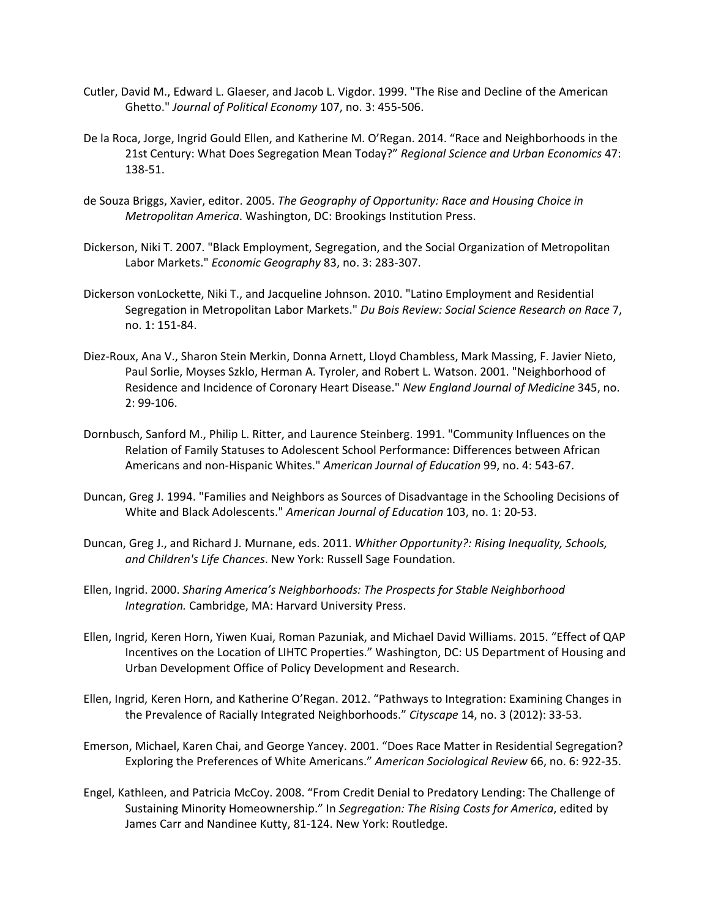Cutler, David M., Edward L. Glaeser, and Jacob L. Vigdor. 1999. "The Rise and Decline of the American Ghetto." *Journal of Political Economy* 107, no. 3: 455-506.

De la Roca, Jorge, Ingrid Gould Ellen, and Katherine M. O'Regan. 2014. "Race and Neighborhoods in the 21st Century: What Does Segregation Mean Today?" *Regional Science and Urban Economics* 47: 138-51.

de Souza Briggs, Xavier, editor. 2005. *The Geography of Opportunity: Race and Housing Choice in Metropolitan America*. Washington, DC: Brookings Institution Press.

Dickerson, Niki T. 2007. "Black Employment, Segregation, and the Social Organization of Metropolitan Labor Markets." *Economic Geography* 83, no. 3: 283-307.

Dickerson vonLockette, Niki T., and Jacqueline Johnson. 2010. "Latino Employment and Residential Segregation in Metropolitan Labor Markets." *Du Bois Review: Social Science Research on Race* 7, no. 1: 151-84.

Diez-Roux, Ana V., Sharon Stein Merkin, Donna Arnett, Lloyd Chambless, Mark Massing, F. Javier Nieto, Paul Sorlie, Moyses Szklo, Herman A. Tyroler, and Robert L. Watson. 2001. "Neighborhood of Residence and Incidence of Coronary Heart Disease." *New England Journal of Medicine* 345, no. 2: 99-106.

Dornbusch, Sanford M., Philip L. Ritter, and Laurence Steinberg. 1991. "Community Influences on the Relation of Family Statuses to Adolescent School Performance: Differences between African Americans and non-Hispanic Whites." *American Journal of Education* 99, no. 4: 543-67.

Duncan, Greg J. 1994. "Families and Neighbors as Sources of Disadvantage in the Schooling Decisions of White and Black Adolescents." *American Journal of Education* 103, no. 1: 20-53.

Duncan, Greg J., and Richard J. Murnane, eds. 2011. *Whither Opportunity?: Rising Inequality, Schools, and Children's Life Chances*. New York: Russell Sage Foundation.

Ellen, Ingrid. 2000. *Sharing America's Neighborhoods: The Prospects for Stable Neighborhood Integration.* Cambridge, MA: Harvard University Press.

Ellen, Ingrid, Keren Horn, Yiwen Kuai, Roman Pazuniak, and Michael David Williams. 2015. "Effect of QAP Incentives on the Location of LIHTC Properties." Washington, DC: US Department of Housing and Urban Development Office of Policy Development and Research.

Ellen, Ingrid, Keren Horn, and Katherine O'Regan. 2012. "Pathways to Integration: Examining Changes in the Prevalence of Racially Integrated Neighborhoods." *Cityscape* 14, no. 3 (2012): 33-53.

Emerson, Michael, Karen Chai, and George Yancey. 2001. "Does Race Matter in Residential Segregation? Exploring the Preferences of White Americans." *American Sociological Review* 66, no. 6: 922-35.

Engel, Kathleen, and Patricia McCoy. 2008. "From Credit Denial to Predatory Lending: The Challenge of Sustaining Minority Homeownership." In *Segregation: The Rising Costs for America*, edited by James Carr and Nandinee Kutty, 81-124. New York: Routledge.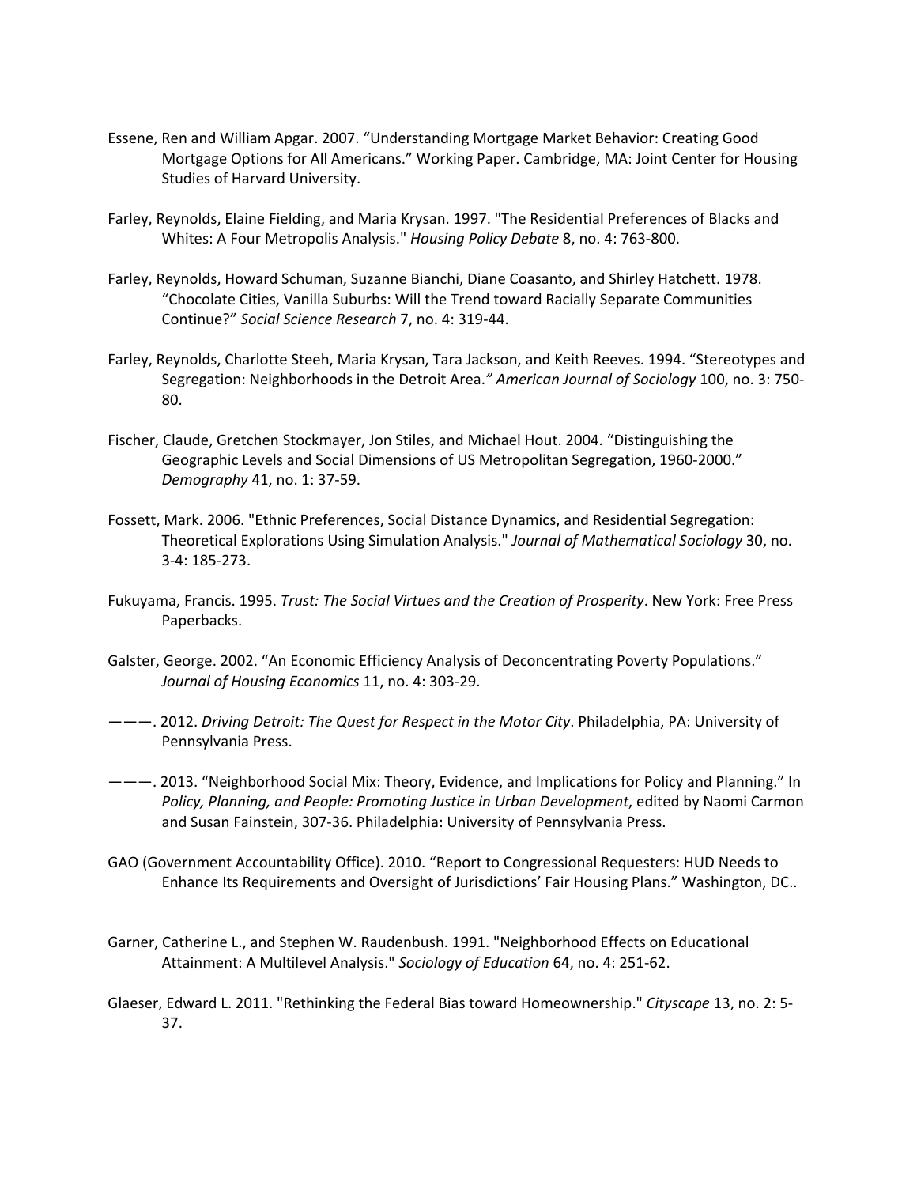Essene, Ren and William Apgar. 2007. “Understanding Mortgage Market Behavior: Creating Good Mortgage Options for All Americans.” Working Paper. Cambridge, MA: Joint Center for Housing Studies of Harvard University.

Farley, Reynolds, Elaine Fielding, and Maria Krysan. 1997. "The Residential Preferences of Blacks and Whites: A Four Metropolis Analysis." *Housing Policy Debate* 8, no. 4: 763-800.

Farley, Reynolds, Howard Schuman, Suzanne Bianchi, Diane Coasanto, and Shirley Hatchett. 1978. “Chocolate Cities, Vanilla Suburbs: Will the Trend toward Racially Separate Communities Continue?” *Social Science Research* 7, no. 4: 319-44.

Farley, Reynolds, Charlotte Steeh, Maria Krysan, Tara Jackson, and Keith Reeves. 1994. “Stereotypes and Segregation: Neighborhoods in the Detroit Area.*” American Journal of Sociology* 100, no. 3: 750-80.

Fischer, Claude, Gretchen Stockmayer, Jon Stiles, and Michael Hout. 2004. “Distinguishing the Geographic Levels and Social Dimensions of US Metropolitan Segregation, 1960-2000.” *Demography* 41, no. 1: 37-59.

Fossett, Mark. 2006. "Ethnic Preferences, Social Distance Dynamics, and Residential Segregation: Theoretical Explorations Using Simulation Analysis." *Journal of Mathematical Sociology* 30, no. 3-4: 185-273.

Fukuyama, Francis. 1995. *Trust: The Social Virtues and the Creation of Prosperity*. New York: Free Press Paperbacks.

Galster, George. 2002. “An Economic Efficiency Analysis of Deconcentrating Poverty Populations.” *Journal of Housing Economics* 11, no. 4: 303-29.

———. 2012. *Driving Detroit: The Quest for Respect in the Motor City*. Philadelphia, PA: University of Pennsylvania Press.

———. 2013. “Neighborhood Social Mix: Theory, Evidence, and Implications for Policy and Planning.” In *Policy, Planning, and People: Promoting Justice in Urban Development*, edited by Naomi Carmon and Susan Fainstein, 307-36. Philadelphia: University of Pennsylvania Press.

GAO (Government Accountability Office). 2010. “Report to Congressional Requesters: HUD Needs to Enhance Its Requirements and Oversight of Jurisdictions’ Fair Housing Plans.” Washington, DC..

Garner, Catherine L., and Stephen W. Raudenbush. 1991. "Neighborhood Effects on Educational Attainment: A Multilevel Analysis." *Sociology of Education* 64, no. 4: 251-62.

Glaeser, Edward L. 2011. "Rethinking the Federal Bias toward Homeownership." *Cityscape* 13, no. 2: 5-37.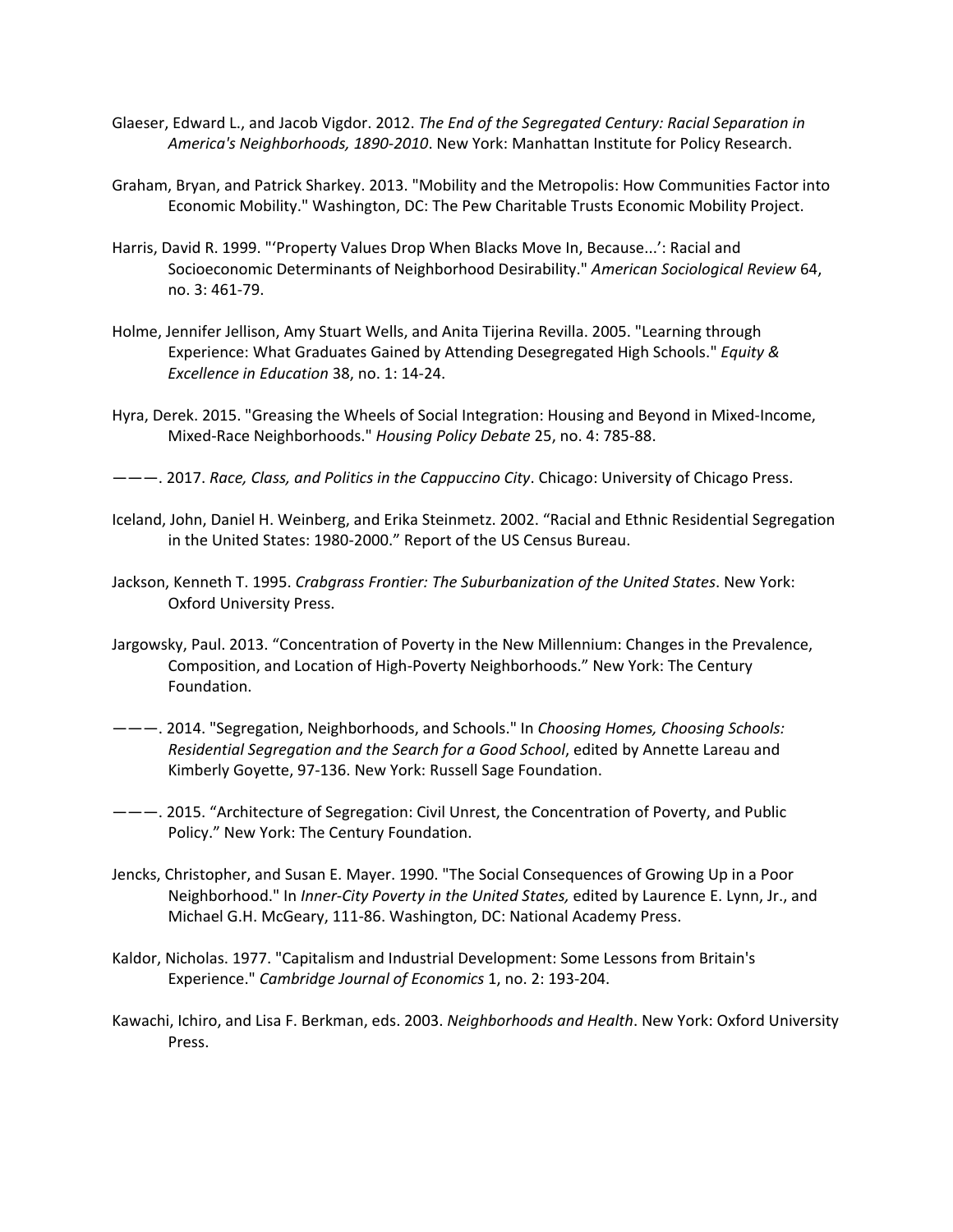Glaeser, Edward L., and Jacob Vigdor. 2012. *The End of the Segregated Century: Racial Separation in America's Neighborhoods, 1890-2010*. New York: Manhattan Institute for Policy Research.

Graham, Bryan, and Patrick Sharkey. 2013. "Mobility and the Metropolis: How Communities Factor into Economic Mobility." Washington, DC: The Pew Charitable Trusts Economic Mobility Project.

Harris, David R. 1999. "'Property Values Drop When Blacks Move In, Because...': Racial and Socioeconomic Determinants of Neighborhood Desirability." *American Sociological Review* 64, no. 3: 461-79.

Holme, Jennifer Jellison, Amy Stuart Wells, and Anita Tijerina Revilla. 2005. "Learning through Experience: What Graduates Gained by Attending Desegregated High Schools." *Equity & Excellence in Education* 38, no. 1: 14-24.

Hyra, Derek. 2015. "Greasing the Wheels of Social Integration: Housing and Beyond in Mixed-Income, Mixed-Race Neighborhoods." *Housing Policy Debate* 25, no. 4: 785-88.

———. 2017. *Race, Class, and Politics in the Cappuccino City*. Chicago: University of Chicago Press.

Iceland, John, Daniel H. Weinberg, and Erika Steinmetz. 2002. "Racial and Ethnic Residential Segregation in the United States: 1980-2000." Report of the US Census Bureau.

Jackson, Kenneth T. 1995. *Crabgrass Frontier: The Suburbanization of the United States*. New York: Oxford University Press.

Jargowsky, Paul. 2013. "Concentration of Poverty in the New Millennium: Changes in the Prevalence, Composition, and Location of High-Poverty Neighborhoods." New York: The Century Foundation.

———. 2014. "Segregation, Neighborhoods, and Schools." In *Choosing Homes, Choosing Schools: Residential Segregation and the Search for a Good School*, edited by Annette Lareau and Kimberly Goyette, 97-136. New York: Russell Sage Foundation.

———. 2015. "Architecture of Segregation: Civil Unrest, the Concentration of Poverty, and Public Policy." New York: The Century Foundation.

Jencks, Christopher, and Susan E. Mayer. 1990. "The Social Consequences of Growing Up in a Poor Neighborhood." In *Inner-City Poverty in the United States,* edited by Laurence E. Lynn, Jr., and Michael G.H. McGeary, 111-86. Washington, DC: National Academy Press.

Kaldor, Nicholas. 1977. "Capitalism and Industrial Development: Some Lessons from Britain's Experience." *Cambridge Journal of Economics* 1, no. 2: 193-204.

Kawachi, Ichiro, and Lisa F. Berkman, eds. 2003. *Neighborhoods and Health*. New York: Oxford University Press.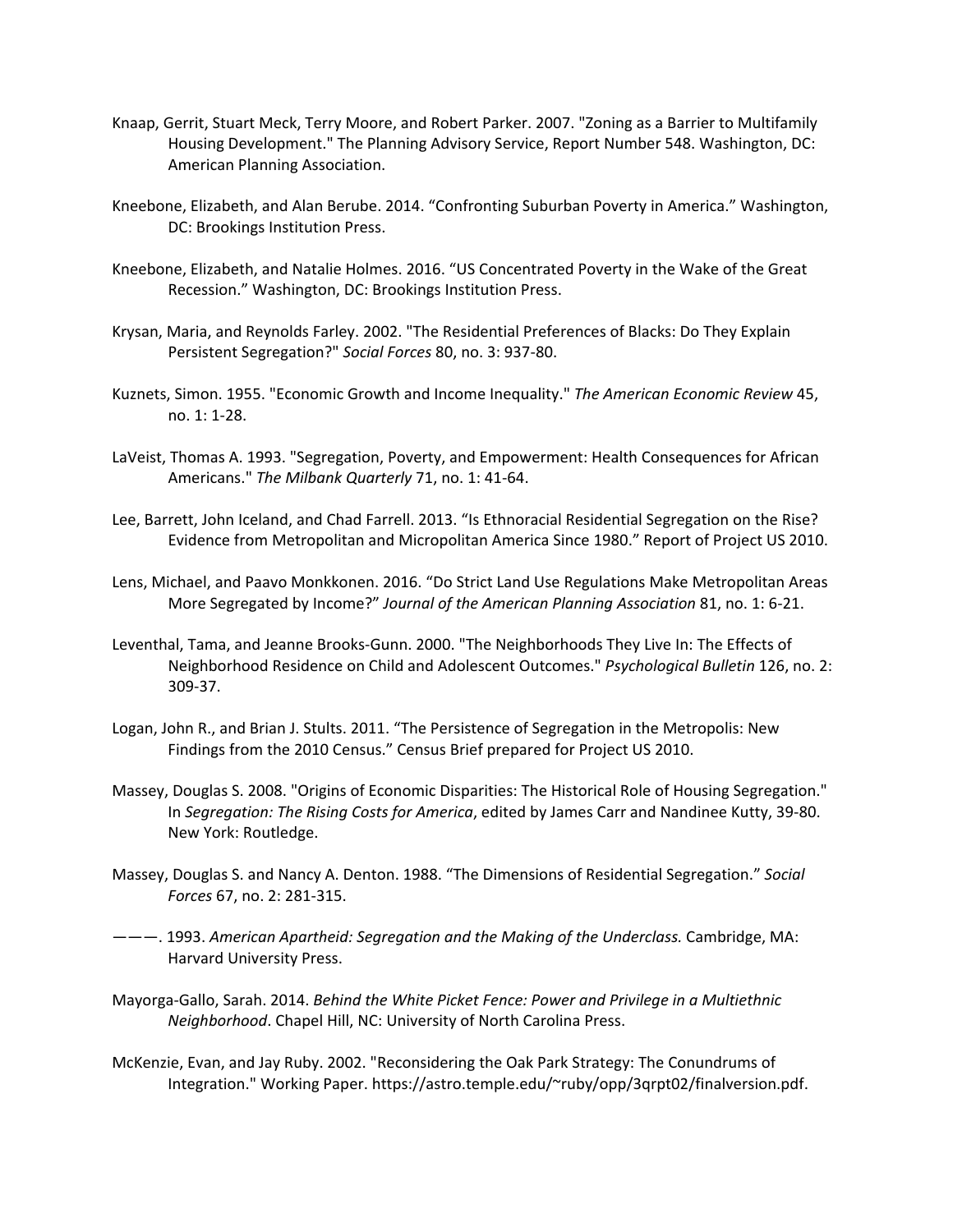Knaap, Gerrit, Stuart Meck, Terry Moore, and Robert Parker. 2007. "Zoning as a Barrier to Multifamily Housing Development." The Planning Advisory Service, Report Number 548. Washington, DC: American Planning Association.

Kneebone, Elizabeth, and Alan Berube. 2014. "Confronting Suburban Poverty in America." Washington, DC: Brookings Institution Press.

Kneebone, Elizabeth, and Natalie Holmes. 2016. "US Concentrated Poverty in the Wake of the Great Recession." Washington, DC: Brookings Institution Press.

Krysan, Maria, and Reynolds Farley. 2002. "The Residential Preferences of Blacks: Do They Explain Persistent Segregation?" *Social Forces* 80, no. 3: 937-80.

Kuznets, Simon. 1955. "Economic Growth and Income Inequality." *The American Economic Review* 45, no. 1: 1-28.

LaVeist, Thomas A. 1993. "Segregation, Poverty, and Empowerment: Health Consequences for African Americans." *The Milbank Quarterly* 71, no. 1: 41-64.

Lee, Barrett, John Iceland, and Chad Farrell. 2013. "Is Ethnoracial Residential Segregation on the Rise? Evidence from Metropolitan and Micropolitan America Since 1980." Report of Project US 2010.

Lens, Michael, and Paavo Monkkonen. 2016. "Do Strict Land Use Regulations Make Metropolitan Areas More Segregated by Income?" *Journal of the American Planning Association* 81, no. 1: 6-21.

Leventhal, Tama, and Jeanne Brooks-Gunn. 2000. "The Neighborhoods They Live In: The Effects of Neighborhood Residence on Child and Adolescent Outcomes." *Psychological Bulletin* 126, no. 2: 309-37.

Logan, John R., and Brian J. Stults. 2011. "The Persistence of Segregation in the Metropolis: New Findings from the 2010 Census." Census Brief prepared for Project US 2010.

Massey, Douglas S. 2008. "Origins of Economic Disparities: The Historical Role of Housing Segregation." In *Segregation: The Rising Costs for America*, edited by James Carr and Nandinee Kutty, 39-80. New York: Routledge.

Massey, Douglas S. and Nancy A. Denton. 1988. "The Dimensions of Residential Segregation." *Social Forces* 67, no. 2: 281-315.

———. 1993. *American Apartheid: Segregation and the Making of the Underclass.* Cambridge, MA: Harvard University Press.

Mayorga-Gallo, Sarah. 2014. *Behind the White Picket Fence: Power and Privilege in a Multiethnic Neighborhood*. Chapel Hill, NC: University of North Carolina Press.

McKenzie, Evan, and Jay Ruby. 2002. "Reconsidering the Oak Park Strategy: The Conundrums of Integration." Working Paper. https://astro.temple.edu/~ruby/opp/3qrpt02/finalversion.pdf.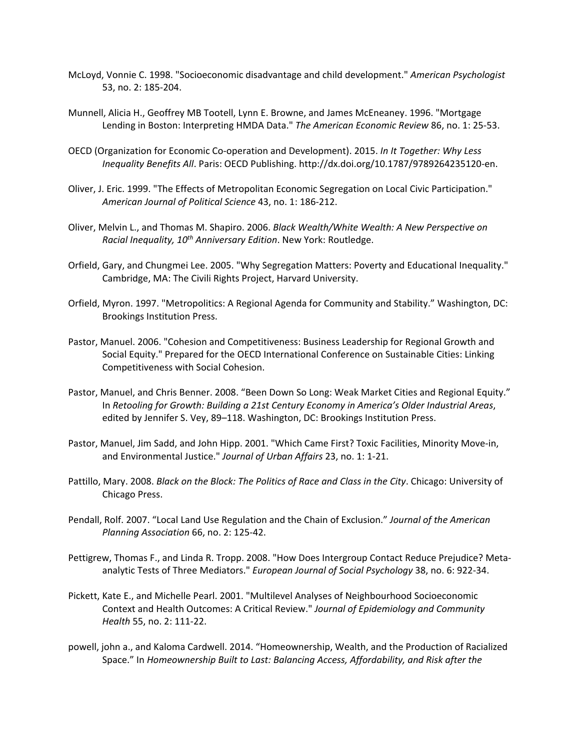McLoyd, Vonnie C. 1998. "Socioeconomic disadvantage and child development." *American Psychologist* 53, no. 2: 185-204.

Munnell, Alicia H., Geoffrey MB Tootell, Lynn E. Browne, and James McEneaney. 1996. "Mortgage Lending in Boston: Interpreting HMDA Data." *The American Economic Review* 86, no. 1: 25-53.

OECD (Organization for Economic Co-operation and Development). 2015. *In It Together: Why Less Inequality Benefits All*. Paris: OECD Publishing. http://dx.doi.org/10.1787/9789264235120-en.

Oliver, J. Eric. 1999. "The Effects of Metropolitan Economic Segregation on Local Civic Participation." *American Journal of Political Science* 43, no. 1: 186-212.

Oliver, Melvin L., and Thomas M. Shapiro. 2006. *Black Wealth/White Wealth: A New Perspective on Racial Inequality, 10th Anniversary Edition*. New York: Routledge.

Orfield, Gary, and Chungmei Lee. 2005. "Why Segregation Matters: Poverty and Educational Inequality." Cambridge, MA: The Civili Rights Project, Harvard University.

Orfield, Myron. 1997. "Metropolitics: A Regional Agenda for Community and Stability." Washington, DC: Brookings Institution Press.

Pastor, Manuel. 2006. "Cohesion and Competitiveness: Business Leadership for Regional Growth and Social Equity." Prepared for the OECD International Conference on Sustainable Cities: Linking Competitiveness with Social Cohesion.

Pastor, Manuel, and Chris Benner. 2008. "Been Down So Long: Weak Market Cities and Regional Equity." In *Retooling for Growth: Building a 21st Century Economy in America's Older Industrial Areas*, edited by Jennifer S. Vey, 89–118. Washington, DC: Brookings Institution Press.

Pastor, Manuel, Jim Sadd, and John Hipp. 2001. "Which Came First? Toxic Facilities, Minority Move-in, and Environmental Justice." *Journal of Urban Affairs* 23, no. 1: 1-21.

Pattillo, Mary. 2008. *Black on the Block: The Politics of Race and Class in the City*. Chicago: University of Chicago Press.

Pendall, Rolf. 2007. "Local Land Use Regulation and the Chain of Exclusion." *Journal of the American Planning Association* 66, no. 2: 125-42.

Pettigrew, Thomas F., and Linda R. Tropp. 2008. "How Does Intergroup Contact Reduce Prejudice? Meta-analytic Tests of Three Mediators." *European Journal of Social Psychology* 38, no. 6: 922-34.

Pickett, Kate E., and Michelle Pearl. 2001. "Multilevel Analyses of Neighbourhood Socioeconomic Context and Health Outcomes: A Critical Review." *Journal of Epidemiology and Community Health* 55, no. 2: 111-22.

powell, john a., and Kaloma Cardwell. 2014. "Homeownership, Wealth, and the Production of Racialized Space." In *Homeownership Built to Last: Balancing Access, Affordability, and Risk after the*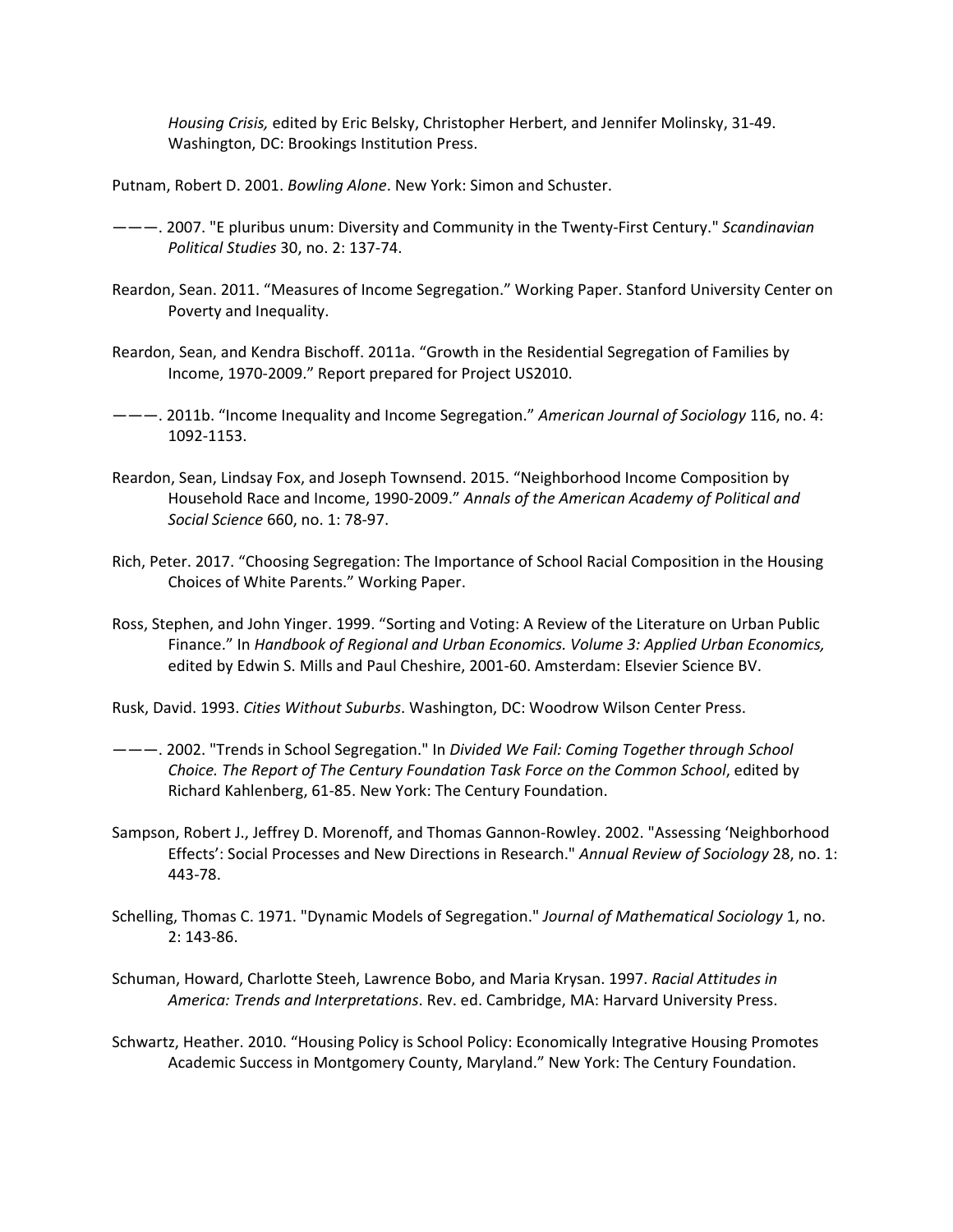*Housing Crisis,* edited by Eric Belsky, Christopher Herbert, and Jennifer Molinsky, 31-49. Washington, DC: Brookings Institution Press.

Putnam, Robert D. 2001. *Bowling Alone*. New York: Simon and Schuster.

———. 2007. "E pluribus unum: Diversity and Community in the Twenty-First Century." *Scandinavian Political Studies* 30, no. 2: 137-74.

Reardon, Sean. 2011. "Measures of Income Segregation." Working Paper. Stanford University Center on Poverty and Inequality.

Reardon, Sean, and Kendra Bischoff. 2011a. "Growth in the Residential Segregation of Families by Income, 1970-2009." Report prepared for Project US2010.

———. 2011b. "Income Inequality and Income Segregation." *American Journal of Sociology* 116, no. 4: 1092-1153.

Reardon, Sean, Lindsay Fox, and Joseph Townsend. 2015. "Neighborhood Income Composition by Household Race and Income, 1990-2009." *Annals of the American Academy of Political and Social Science* 660, no. 1: 78-97.

Rich, Peter. 2017. "Choosing Segregation: The Importance of School Racial Composition in the Housing Choices of White Parents." Working Paper.

Ross, Stephen, and John Yinger. 1999. "Sorting and Voting: A Review of the Literature on Urban Public Finance." In *Handbook of Regional and Urban Economics. Volume 3: Applied Urban Economics,* edited by Edwin S. Mills and Paul Cheshire, 2001-60. Amsterdam: Elsevier Science BV.

Rusk, David. 1993. *Cities Without Suburbs*. Washington, DC: Woodrow Wilson Center Press.

———. 2002. "Trends in School Segregation." In *Divided We Fail: Coming Together through School Choice. The Report of The Century Foundation Task Force on the Common School*, edited by Richard Kahlenberg, 61-85. New York: The Century Foundation.

Sampson, Robert J., Jeffrey D. Morenoff, and Thomas Gannon-Rowley. 2002. "Assessing 'Neighborhood Effects': Social Processes and New Directions in Research." *Annual Review of Sociology* 28, no. 1: 443-78.

Schelling, Thomas C. 1971. "Dynamic Models of Segregation." *Journal of Mathematical Sociology* 1, no. 2: 143-86.

Schuman, Howard, Charlotte Steeh, Lawrence Bobo, and Maria Krysan. 1997. *Racial Attitudes in America: Trends and Interpretations*. Rev. ed. Cambridge, MA: Harvard University Press.

Schwartz, Heather. 2010. "Housing Policy is School Policy: Economically Integrative Housing Promotes Academic Success in Montgomery County, Maryland." New York: The Century Foundation.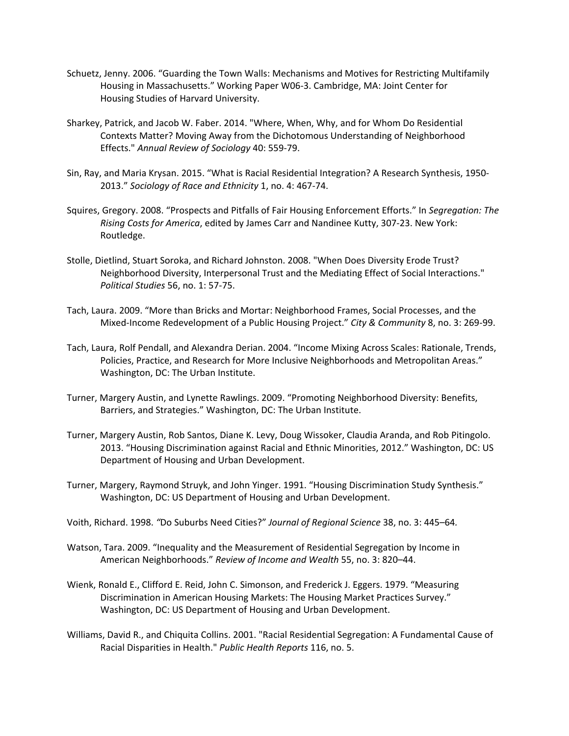Schuetz, Jenny. 2006. “Guarding the Town Walls: Mechanisms and Motives for Restricting Multifamily Housing in Massachusetts.” Working Paper W06-3. Cambridge, MA: Joint Center for Housing Studies of Harvard University.

Sharkey, Patrick, and Jacob W. Faber. 2014. "Where, When, Why, and for Whom Do Residential Contexts Matter? Moving Away from the Dichotomous Understanding of Neighborhood Effects." *Annual Review of Sociology* 40: 559-79.

Sin, Ray, and Maria Krysan. 2015. “What is Racial Residential Integration? A Research Synthesis, 1950-2013.” *Sociology of Race and Ethnicity* 1, no. 4: 467-74.

Squires, Gregory. 2008. “Prospects and Pitfalls of Fair Housing Enforcement Efforts.” In *Segregation: The Rising Costs for America*, edited by James Carr and Nandinee Kutty, 307-23. New York: Routledge.

Stolle, Dietlind, Stuart Soroka, and Richard Johnston. 2008. "When Does Diversity Erode Trust? Neighborhood Diversity, Interpersonal Trust and the Mediating Effect of Social Interactions." *Political Studies* 56, no. 1: 57-75.

Tach, Laura. 2009. “More than Bricks and Mortar: Neighborhood Frames, Social Processes, and the Mixed-Income Redevelopment of a Public Housing Project.” *City & Community* 8, no. 3: 269-99.

Tach, Laura, Rolf Pendall, and Alexandra Derian. 2004. “Income Mixing Across Scales: Rationale, Trends, Policies, Practice, and Research for More Inclusive Neighborhoods and Metropolitan Areas.” Washington, DC: The Urban Institute.

Turner, Margery Austin, and Lynette Rawlings. 2009. “Promoting Neighborhood Diversity: Benefits, Barriers, and Strategies.” Washington, DC: The Urban Institute.

Turner, Margery Austin, Rob Santos, Diane K. Levy, Doug Wissoker, Claudia Aranda, and Rob Pitingolo. 2013. “Housing Discrimination against Racial and Ethnic Minorities, 2012.” Washington, DC: US Department of Housing and Urban Development.

Turner, Margery, Raymond Struyk, and John Yinger. 1991. “Housing Discrimination Study Synthesis.” Washington, DC: US Department of Housing and Urban Development.

Voith, Richard. 1998. *“*Do Suburbs Need Cities?” *Journal of Regional Science* 38, no. 3: 445–64*.*

Watson, Tara. 2009. “Inequality and the Measurement of Residential Segregation by Income in American Neighborhoods.” *Review of Income and Wealth* 55, no. 3: 820–44.

Wienk, Ronald E., Clifford E. Reid, John C. Simonson, and Frederick J. Eggers. 1979. “Measuring Discrimination in American Housing Markets: The Housing Market Practices Survey.” Washington, DC: US Department of Housing and Urban Development.

Williams, David R., and Chiquita Collins. 2001. "Racial Residential Segregation: A Fundamental Cause of Racial Disparities in Health." *Public Health Reports* 116, no. 5.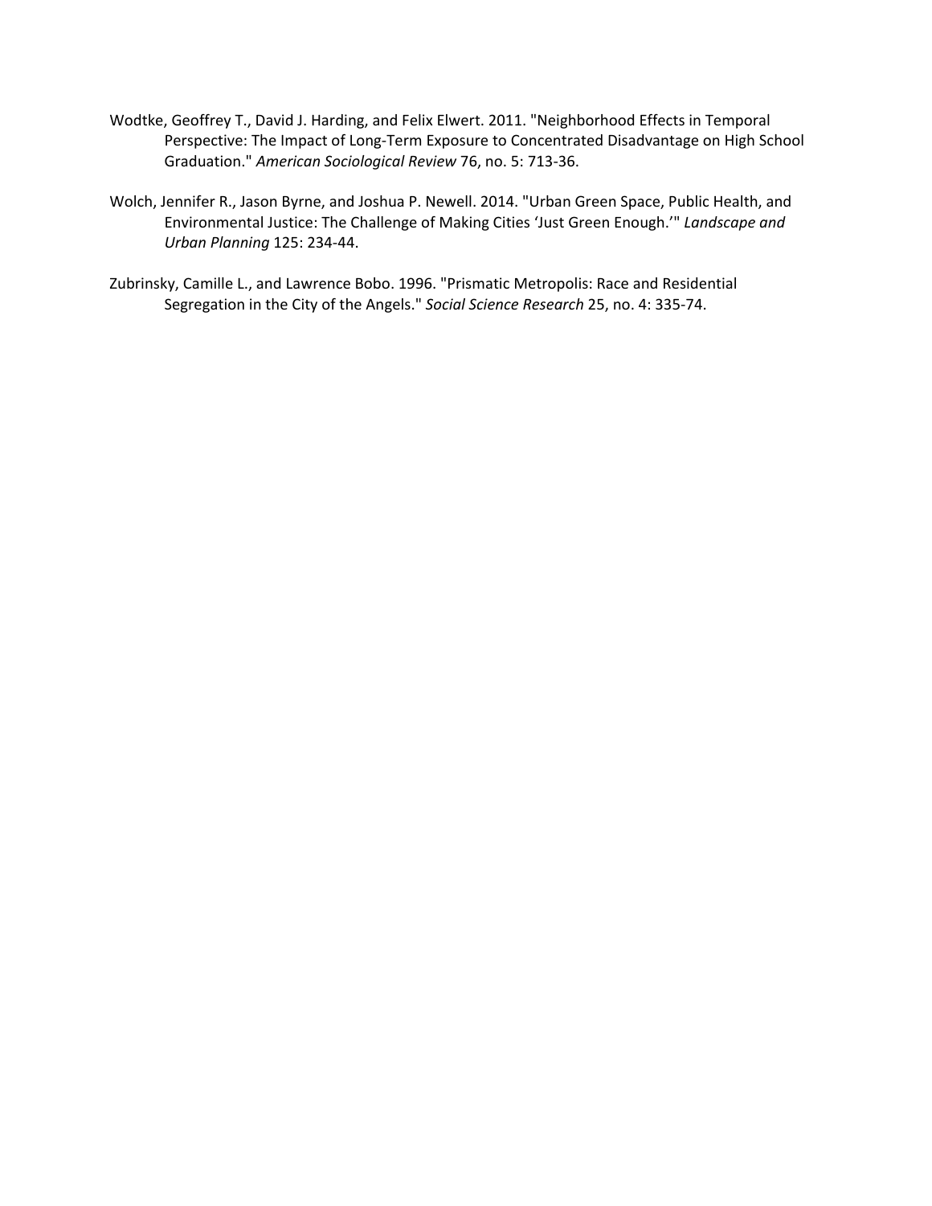Wodtke, Geoffrey T., David J. Harding, and Felix Elwert. 2011. "Neighborhood Effects in Temporal Perspective: The Impact of Long-Term Exposure to Concentrated Disadvantage on High School Graduation." *American Sociological Review* 76, no. 5: 713-36.

Wolch, Jennifer R., Jason Byrne, and Joshua P. Newell. 2014. "Urban Green Space, Public Health, and Environmental Justice: The Challenge of Making Cities 'Just Green Enough.'" *Landscape and Urban Planning* 125: 234-44.

Zubrinsky, Camille L., and Lawrence Bobo. 1996. "Prismatic Metropolis: Race and Residential Segregation in the City of the Angels." *Social Science Research* 25, no. 4: 335-74.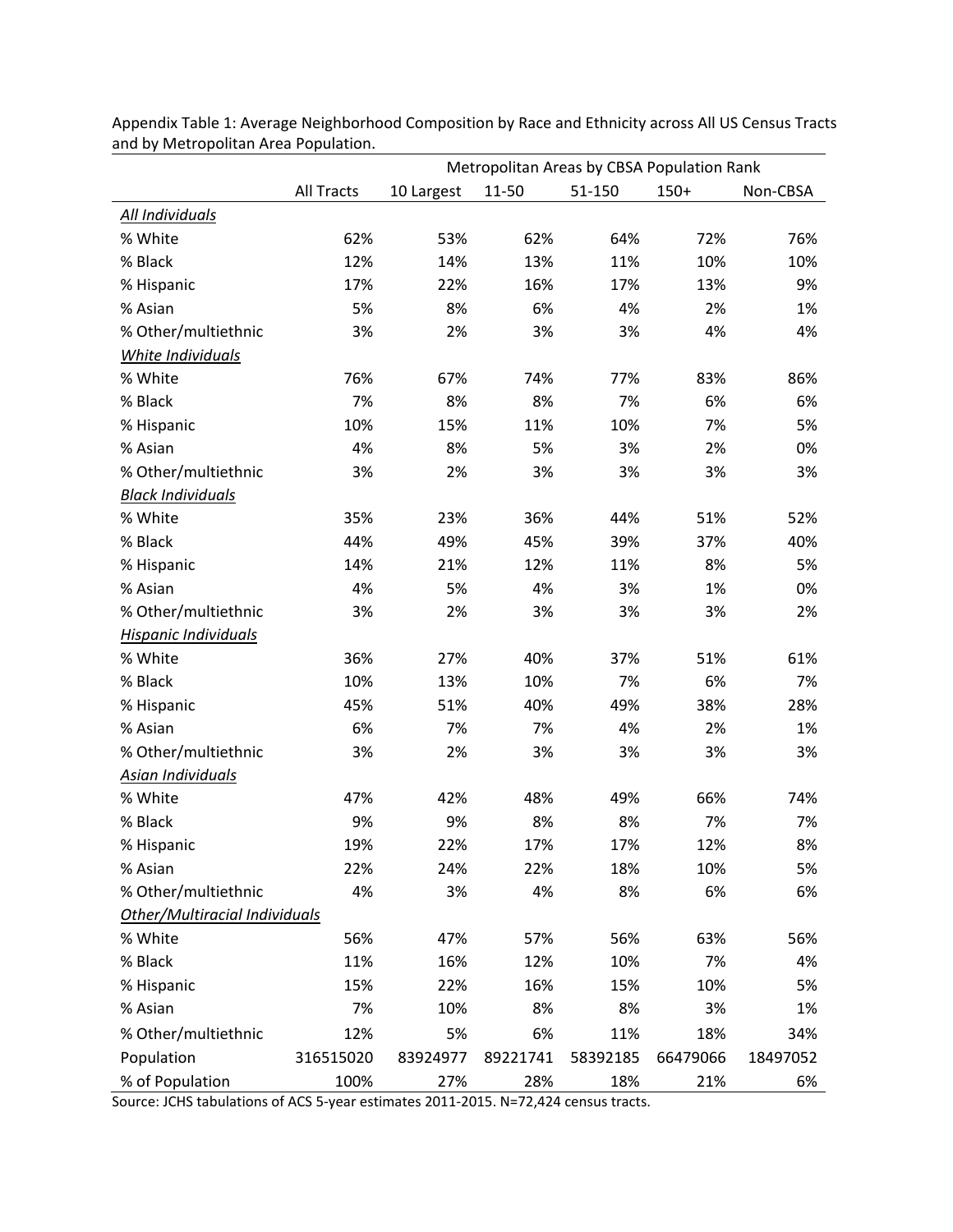Appendix Table 1: Average Neighborhood Composition by Race and Ethnicity across All US Census Tracts and by Metropolitan Area Population.

| | | Metropolitan Areas by CBSA Population Rank | | | | |
|---|---|---|---|---|---|---|
| | All Tracts | 10 Largest | 11-50 | 51-150 | 150+ | Non-CBSA |
| *All Individuals* | | | | | | |
| % White | 62% | 53% | 62% | 64% | 72% | 76% |
| % Black | 12% | 14% | 13% | 11% | 10% | 10% |
| % Hispanic | 17% | 22% | 16% | 17% | 13% | 9% |
| % Asian | 5% | 8% | 6% | 4% | 2% | 1% |
| % Other/multiethnic | 3% | 2% | 3% | 3% | 4% | 4% |
| *White Individuals* | | | | | | |
| % White | 76% | 67% | 74% | 77% | 83% | 86% |
| % Black | 7% | 8% | 8% | 7% | 6% | 6% |
| % Hispanic | 10% | 15% | 11% | 10% | 7% | 5% |
| % Asian | 4% | 8% | 5% | 3% | 2% | 0% |
| % Other/multiethnic | 3% | 2% | 3% | 3% | 3% | 3% |
| *Black Individuals* | | | | | | |
| % White | 35% | 23% | 36% | 44% | 51% | 52% |
| % Black | 44% | 49% | 45% | 39% | 37% | 40% |
| % Hispanic | 14% | 21% | 12% | 11% | 8% | 5% |
| % Asian | 4% | 5% | 4% | 3% | 1% | 0% |
| % Other/multiethnic | 3% | 2% | 3% | 3% | 3% | 2% |
| *Hispanic Individuals* | | | | | | |
| % White | 36% | 27% | 40% | 37% | 51% | 61% |
| % Black | 10% | 13% | 10% | 7% | 6% | 7% |
| % Hispanic | 45% | 51% | 40% | 49% | 38% | 28% |
| % Asian | 6% | 7% | 7% | 4% | 2% | 1% |
| % Other/multiethnic | 3% | 2% | 3% | 3% | 3% | 3% |
| *Asian Individuals* | | | | | | |
| % White | 47% | 42% | 48% | 49% | 66% | 74% |
| % Black | 9% | 9% | 8% | 8% | 7% | 7% |
| % Hispanic | 19% | 22% | 17% | 17% | 12% | 8% |
| % Asian | 22% | 24% | 22% | 18% | 10% | 5% |
| % Other/multiethnic | 4% | 3% | 4% | 8% | 6% | 6% |
| *Other/Multiracial Individuals* | | | | | | |
| % White | 56% | 47% | 57% | 56% | 63% | 56% |
| % Black | 11% | 16% | 12% | 10% | 7% | 4% |
| % Hispanic | 15% | 22% | 16% | 15% | 10% | 5% |
| % Asian | 7% | 10% | 8% | 8% | 3% | 1% |
| % Other/multiethnic | 12% | 5% | 6% | 11% | 18% | 34% |
| Population | 316515020 | 83924977 | 89221741 | 58392185 | 66479066 | 18497052 |
| % of Population | 100% | 27% | 28% | 18% | 21% | 6% |

Source: JCHS tabulations of ACS 5-year estimates 2011-2015. N=72,424 census tracts.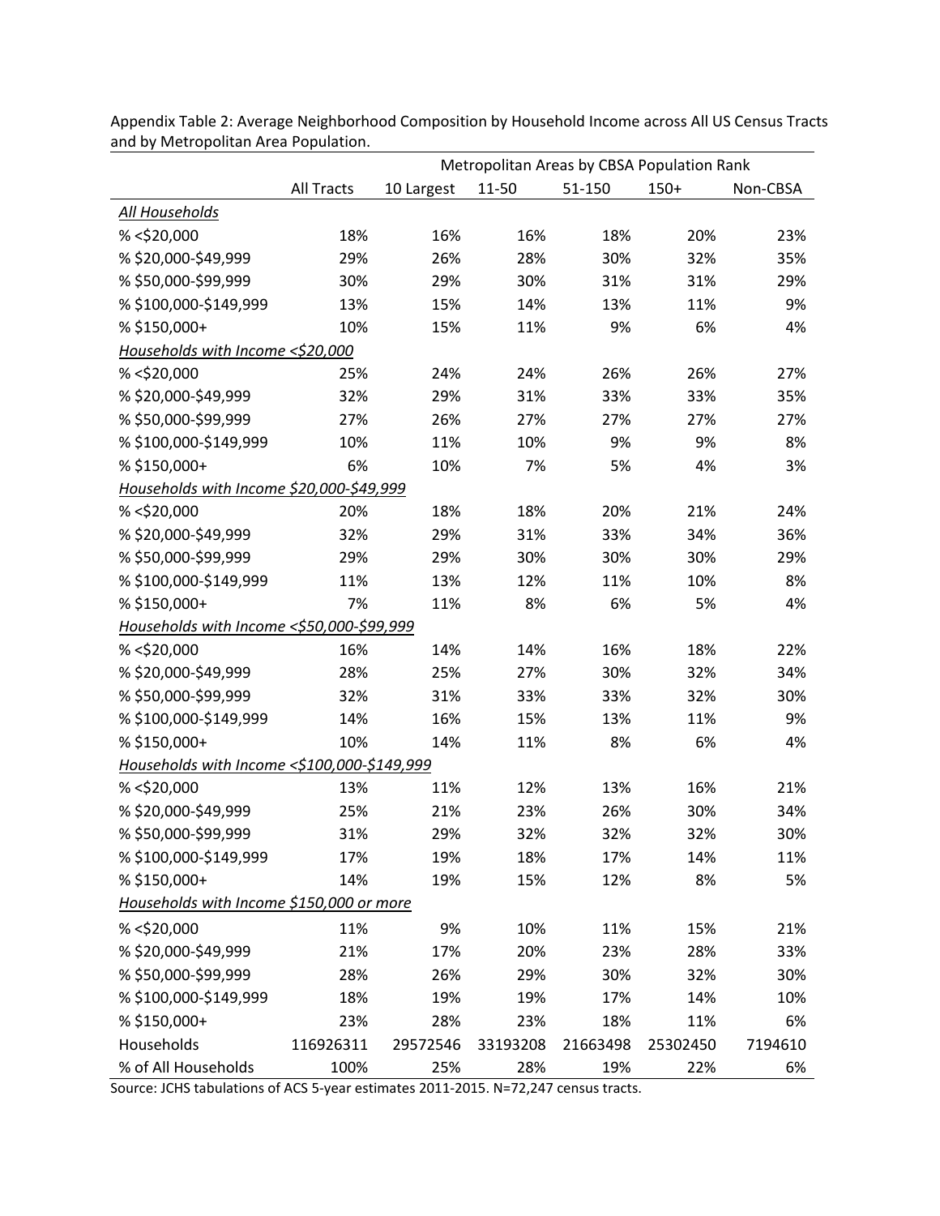Appendix Table 2: Average Neighborhood Composition by Household Income across All US Census Tracts and by Metropolitan Area Population.

| | | Metropolitan Areas by CBSA Population Rank | | | | |
|---|---|---|---|---|---|---|
| | All Tracts | 10 Largest | 11-50 | 51-150 | 150+ | Non-CBSA |
| *All Households* | | | | | | |
| % <$20,000 | 18% | 16% | 16% | 18% | 20% | 23% |
| % $20,000-$49,999 | 29% | 26% | 28% | 30% | 32% | 35% |
| % $50,000-$99,999 | 30% | 29% | 30% | 31% | 31% | 29% |
| % $100,000-$149,999 | 13% | 15% | 14% | 13% | 11% | 9% |
| % $150,000+ | 10% | 15% | 11% | 9% | 6% | 4% |
| *Households with Income <$20,000* | | | | | | |
| % <$20,000 | 25% | 24% | 24% | 26% | 26% | 27% |
| % $20,000-$49,999 | 32% | 29% | 31% | 33% | 33% | 35% |
| % $50,000-$99,999 | 27% | 26% | 27% | 27% | 27% | 27% |
| % $100,000-$149,999 | 10% | 11% | 10% | 9% | 9% | 8% |
| % $150,000+ | 6% | 10% | 7% | 5% | 4% | 3% |
| *Households with Income $20,000-$49,999* | | | | | | |
| % <$20,000 | 20% | 18% | 18% | 20% | 21% | 24% |
| % $20,000-$49,999 | 32% | 29% | 31% | 33% | 34% | 36% |
| % $50,000-$99,999 | 29% | 29% | 30% | 30% | 30% | 29% |
| % $100,000-$149,999 | 11% | 13% | 12% | 11% | 10% | 8% |
| % $150,000+ | 7% | 11% | 8% | 6% | 5% | 4% |
| *Households with Income <$50,000-$99,999* | | | | | | |
| % <$20,000 | 16% | 14% | 14% | 16% | 18% | 22% |
| % $20,000-$49,999 | 28% | 25% | 27% | 30% | 32% | 34% |
| % $50,000-$99,999 | 32% | 31% | 33% | 33% | 32% | 30% |
| % $100,000-$149,999 | 14% | 16% | 15% | 13% | 11% | 9% |
| % $150,000+ | 10% | 14% | 11% | 8% | 6% | 4% |
| *Households with Income <$100,000-$149,999* | | | | | | |
| % <$20,000 | 13% | 11% | 12% | 13% | 16% | 21% |
| % $20,000-$49,999 | 25% | 21% | 23% | 26% | 30% | 34% |
| % $50,000-$99,999 | 31% | 29% | 32% | 32% | 32% | 30% |
| % $100,000-$149,999 | 17% | 19% | 18% | 17% | 14% | 11% |
| % $150,000+ | 14% | 19% | 15% | 12% | 8% | 5% |
| *Households with Income $150,000 or more* | | | | | | |
| % <$20,000 | 11% | 9% | 10% | 11% | 15% | 21% |
| % $20,000-$49,999 | 21% | 17% | 20% | 23% | 28% | 33% |
| % $50,000-$99,999 | 28% | 26% | 29% | 30% | 32% | 30% |
| % $100,000-$149,999 | 18% | 19% | 19% | 17% | 14% | 10% |
| % $150,000+ | 23% | 28% | 23% | 18% | 11% | 6% |
| Households | 116926311 | 29572546 | 33193208 | 21663498 | 25302450 | 7194610 |
| % of All Households | 100% | 25% | 28% | 19% | 22% | 6% |

Source: JCHS tabulations of ACS 5-year estimates 2011-2015. N=72,247 census tracts.